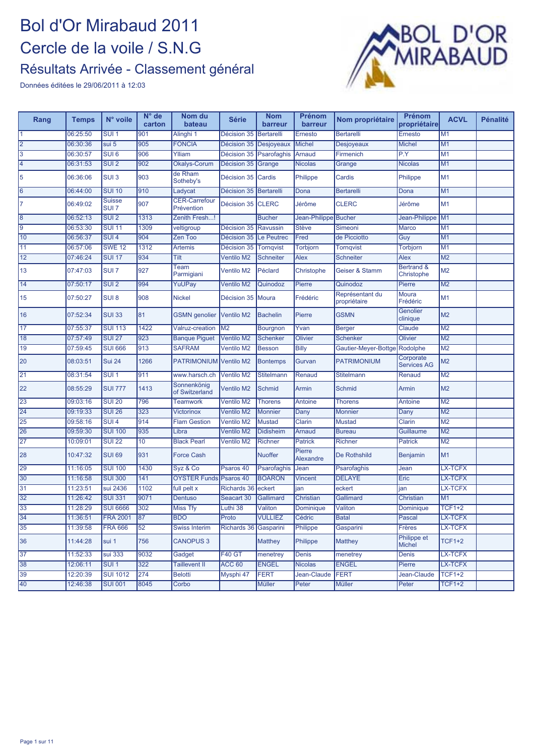# Bol d'Or Mirabaud 2011

# Cercle de la voile / S.N.G

## Résultats Arrivée - Classement général

Données éditées le 29/06/2011 à 12:03

| Rang | Temps | N° voile | N° de carton | Nom du bateau | Série | Nom barreur | Prénom barreur | Nom propriétaire | Prénom propriétaire | ACVL | Pénalité |
|---|---|---|---|---|---|---|---|---|---|---|---|
| 1 | 06:25:50 | SUI 1 | 901 | Alinghi 1 | Décision 35 | Bertarelli | Ernesto | Bertarelli | Ernesto | M1 | |
| 2 | 06:30:36 | sui 5 | 905 | FONCIA | Décision 35 | Desjoyeaux | Michel | Desjoyeaux | Michel | M1 | |
| 3 | 06:30:57 | SUI 6 | 906 | Ylliam | Décision 35 | Psarofaghis | Arnaud | Firmenich | P.Y | M1 | |
| 4 | 06:31:53 | SUI 2 | 902 | Okalys-Corum | Décision 35 | Grange | Nicolas | Grange | Nicolas | M1 | |
| 5 | 06:36:06 | SUI 3 | 903 | de Rham Sotheby's | Décision 35 | Cardis | Philippe | Cardis | Philippe | M1 | |
| 6 | 06:44:00 | SUI 10 | 910 | Ladycat | Décision 35 | Bertarelli | Dona | Bertarelli | Dona | M1 | |
| 7 | 06:49:02 | Suisse SUI 7 | 907 | CER-Carrefour Prévention | Décision 35 | CLERC | Jérôme | CLERC | Jérôme | M1 | |
| 8 | 06:52:13 | SUI 2 | 1313 | Zenith Fresh...! | | Bucher | Jean-Philippe | Bucher | Jean-Philippe | M1 | |
| 9 | 06:53:30 | SUI 11 | 1309 | veltigroup | Décision 35 | Ravussin | Stève | Simeoni | Marco | M1 | |
| 10 | 06:56:37 | SUI 4 | 904 | Zen Too | Décision 35 | Le Peutrec | Fred | de Picciotto | Guy | M1 | |
| 11 | 06:57:06 | SWE 12 | 1312 | Artemis | Décision 35 | Tornqvist | Torbjorn | Tornqvist | Torbjorn | M1 | |
| 12 | 07:46:24 | SUI 17 | 934 | Tilt | Ventilo M2 | Schneiter | Alex | Schneiter | Alex | M2 | |
| 13 | 07:47:03 | SUI 7 | 927 | Team Parmigiani | Ventilo M2 | Péclard | Christophe | Geiser & Stamm | Bertrand & Christophe | M2 | |
| 14 | 07:50:17 | SUI 2 | 994 | YuUPay | Ventilo M2 | Quinodoz | Pierre | Quinodoz | Pierre | M2 | |
| 15 | 07:50:27 | SUI 8 | 908 | Nickel | Décision 35 | Moura | Frédéric | Représentant du propriétaire | Moura Frédéric | M1 | |
| 16 | 07:52:34 | SUI 33 | 81 | GSMN genolier | Ventilo M2 | Bachelin | Pierre | GSMN | Genolier clinique | M2 | |
| 17 | 07:55:37 | SUI 113 | 1422 | Valruz-creation | M2 | Bourgnon | Yvan | Berger | Claude | M2 | |
| 18 | 07:57:49 | SUI 27 | 923 | Banque Piguet | Ventilo M2 | Schenker | Olivier | Schenker | Olivier | M2 | |
| 19 | 07:59:45 | SUI 666 | 913 | SAFRAM | Ventilo M2 | Besson | Billy | Gautier-Meyer-Bottge | Rodolphe | M2 | |
| 20 | 08:03:51 | Sui 24 | 1266 | PATRIMONIUM | Ventilo M2 | Bontemps | Gurvan | PATRIMONIUM | Corporate Services AG | M2 | |
| 21 | 08:31:54 | SUI 1 | 911 | www.harsch.ch | Ventilo M2 | Stitelmann | Renaud | Stitelmann | Renaud | M2 | |
| 22 | 08:55:29 | SUI 777 | 1413 | Sonnenkönig of Switzerland | Ventilo M2 | Schmid | Armin | Schmid | Armin | M2 | |
| 23 | 09:03:16 | SUI 20 | 796 | Teamwork | Ventilo M2 | Thorens | Antoine | Thorens | Antoine | M2 | |
| 24 | 09:19:33 | SUI 26 | 323 | Victorinox | Ventilo M2 | Monnier | Dany | Monnier | Dany | M2 | |
| 25 | 09:58:16 | SUI 4 | 914 | Flam Gestion | Ventilo M2 | Mustad | Clarin | Mustad | Clarin | M2 | |
| 26 | 09:59:30 | SUI 100 | 935 | Libra | Ventilo M2 | Didisheim | Arnaud | Bureau | Guillaume | M2 | |
| 27 | 10:09:01 | SUI 22 | 10 | Black Pearl | Ventilo M2 | Richner | Patrick | Richner | Patrick | M2 | |
| 28 | 10:47:32 | SUI 69 | 931 | Force Cash | | Nuoffer | Pierre Alexandre | De Rothshild | Benjamin | M1 | |
| 29 | 11:16:05 | SUI 100 | 1430 | Syz & Co | Psaros 40 | Psarofaghis | Jean | Psarofaghis | Jean | LX-TCFX | |
| 30 | 11:16:58 | SUI 300 | 141 | OYSTER Funds | Psaros 40 | BOARON | Vincent | DELAYE | Eric | LX-TCFX | |
| 31 | 11:23:51 | sui 2436 | 1102 | full pelt x | Richards 36 | eckert | jan | eckert | jan | LX-TCFX | |
| 32 | 11:26:42 | SUI 331 | 9071 | Dentuso | Seacart 30 | Gallimard | Christian | Gallimard | Christian | M1 | |
| 33 | 11:28:29 | SUI 6666 | 302 | Miss Tfy | Luthi 38 | Valiton | Dominique | Valiton | Dominique | TCF1+2 | |
| 34 | 11:36:51 | FRA 2001 | 87 | BDO | Proto | VULLIEZ | Cédric | Batal | Pascal | LX-TCFX | |
| 35 | 11:39:58 | FRA 666 | 52 | Swiss Interim | Richards 36 | Gasparini | Philippe | Gasparini | Frères | LX-TCFX | |
| 36 | 11:44:28 | sui 1 | 756 | CANOPUS 3 | | Matthey | Philippe | Matthey | Philippe et Michel | TCF1+2 | |
| 37 | 11:52:33 | sui 333 | 9032 | Gadget | F40 GT | menetrey | Denis | menetrey | Denis | LX-TCFX | |
| 38 | 12:06:11 | SUI 1 | 322 | Taillevent II | ACC 60 | ENGEL | Nicolas | ENGEL | Pierre | LX-TCFX | |
| 39 | 12:20:39 | SUI 1012 | 274 | Belotti | Mysphi 47 | FERT | Jean-Claude | FERT | Jean-Claude | TCF1+2 | |
| 40 | 12:46:38 | SUI 001 | 8045 | Corbo | | Müller | Peter | Müller | Peter | TCF1+2 | |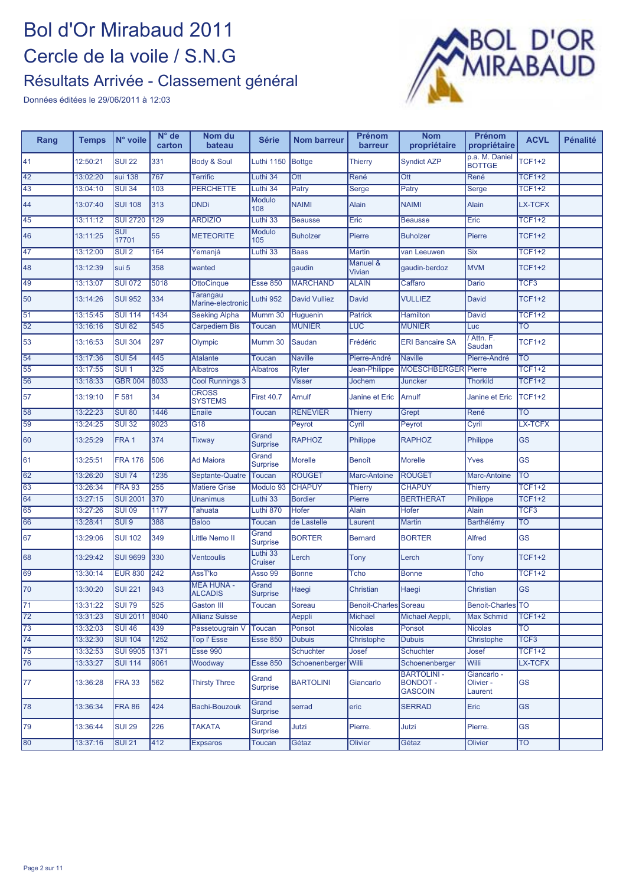# Bol d'Or Mirabaud 2011

# Cercle de la voile / S.N.G

## Résultats Arrivée - Classement général

Données éditées le 29/06/2011 à 12:03

| Rang | Temps | N° voile | N° de carton | Nom du bateau | Série | Nom barreur | Prénom barreur | Nom propriétaire | Prénom propriétaire | ACVL | Pénalité |
|---|---|---|---|---|---|---|---|---|---|---|---|
| 41 | 12:50:21 | SUI 22 | 331 | Body & Soul | Luthi 1150 | Bottge | Thierry | Syndict AZP | p.a. M. Daniel BOTTGE | TCF1+2 | |
| 42 | 13:02:20 | sui 138 | 767 | Terrific | Luthi 34 | Ott | René | Ott | René | TCF1+2 | |
| 43 | 13:04:10 | SUI 34 | 103 | PERCHETTE | Luthi 34 | Patry | Serge | Patry | Serge | TCF1+2 | |
| 44 | 13:07:40 | SUI 108 | 313 | DNDi | Modulo 108 | NAIMI | Alain | NAIMI | Alain | LX-TCFX | |
| 45 | 13:11:12 | SUI 2720 | 129 | ARDIZIO | Luthi 33 | Beausse | Eric | Beausse | Eric | TCF1+2 | |
| 46 | 13:11:25 | SUI 17701 | 55 | METEORITE | Modulo 105 | Buholzer | Pierre | Buholzer | Pierre | TCF1+2 | |
| 47 | 13:12:00 | SUI 2 | 164 | Yemanjá | Luthi 33 | Baas | Martin | van Leeuwen | Six | TCF1+2 | |
| 48 | 13:12:39 | sui 5 | 358 | wanted | | gaudin | Manuel & Vivian | gaudin-berdoz | MVM | TCF1+2 | |
| 49 | 13:13:07 | SUI 072 | 5018 | OttoCinque | Esse 850 | MARCHAND | ALAIN | Caffaro | Dario | TCF3 | |
| 50 | 13:14:26 | SUI 952 | 334 | Tarangau Marine-electronic | Luthi 952 | David Vulliez | David | VULLIEZ | David | TCF1+2 | |
| 51 | 13:15:45 | SUI 114 | 1434 | Seeking Alpha | Mumm 30 | Huguenin | Patrick | Hamilton | David | TCF1+2 | |
| 52 | 13:16:16 | SUI 82 | 545 | Carpediem Bis | Toucan | MUNIER | LUC | MUNIER | Luc | TO | |
| 53 | 13:16:53 | SUI 304 | 297 | Olympic | Mumm 30 | Saudan | Frédéric | ERI Bancaire SA | / Attn. F. Saudan | TCF1+2 | |
| 54 | 13:17:36 | SUI 54 | 445 | Atalante | Toucan | Naville | Pierre-André | Naville | Pierre-André | TO | |
| 55 | 13:17:55 | SUI 1 | 325 | Albatros | Albatros | Ryter | Jean-Philippe | MOESCHBERGER | Pierre | TCF1+2 | |
| 56 | 13:18:33 | GBR 004 | 8033 | Cool Runnings 3 | | Visser | Jochem | Juncker | Thorkild | TCF1+2 | |
| 57 | 13:19:10 | F 581 | 34 | CROSS SYSTEMS | First 40.7 | Arnulf | Janine et Eric | Arnulf | Janine et Eric | TCF1+2 | |
| 58 | 13:22:23 | SUI 80 | 1446 | Enaile | Toucan | RENEVIER | Thierry | Grept | René | TO | |
| 59 | 13:24:25 | SUI 32 | 9023 | G18 | | Peyrot | Cyril | Peyrot | Cyril | LX-TCFX | |
| 60 | 13:25:29 | FRA 1 | 374 | Tixway | Grand Surprise | RAPHOZ | Philippe | RAPHOZ | Philippe | GS | |
| 61 | 13:25:51 | FRA 176 | 506 | Ad Maiora | Grand Surprise | Morelle | Benoît | Morelle | Yves | GS | |
| 62 | 13:26:20 | SUI 74 | 1235 | Septante-Quatre | Toucan | ROUGET | Marc-Antoine | ROUGET | Marc-Antoine | TO | |
| 63 | 13:26:34 | FRA 93 | 255 | Matiere Grise | Modulo 93 | CHAPUY | Thierry | CHAPUY | Thierry | TCF1+2 | |
| 64 | 13:27:15 | SUI 2001 | 370 | Unanimus | Luthi 33 | Bordier | Pierre | BERTHERAT | Philippe | TCF1+2 | |
| 65 | 13:27:26 | SUI 09 | 1177 | Tahuata | Luthi 870 | Hofer | Alain | Hofer | Alain | TCF3 | |
| 66 | 13:28:41 | SUI 9 | 388 | Baloo | Toucan | de Lastelle | Laurent | Martin | Barthélémy | TO | |
| 67 | 13:29:06 | SUI 102 | 349 | Little Nemo II | Grand Surprise | BORTER | Bernard | BORTER | Alfred | GS | |
| 68 | 13:29:42 | SUI 9699 | 330 | Ventcoulis | Luthi 33 Cruiser | Lerch | Tony | Lerch | Tony | TCF1+2 | |
| 69 | 13:30:14 | EUR 830 | 242 | AssT'ko | Asso 99 | Bonne | Tcho | Bonne | Tcho | TCF1+2 | |
| 70 | 13:30:20 | SUI 221 | 943 | MEA HUNA - ALCADIS | Grand Surprise | Haegi | Christian | Haegi | Christian | GS | |
| 71 | 13:31:22 | SUI 79 | 525 | Gaston III | Toucan | Soreau | Benoit-Charles | Soreau | Benoit-Charles | TO | |
| 72 | 13:31:23 | SUI 2011 | 8040 | Allianz Suisse | | Aeppli | Michael | Michael Aeppli, | Max Schmid | TCF1+2 | |
| 73 | 13:32:03 | SUI 46 | 439 | Passetougrain V | Toucan | Ponsot | Nicolas | Ponsot | Nicolas | TO | |
| 74 | 13:32:30 | SUI 104 | 1252 | Top l' Esse | Esse 850 | Dubuis | Christophe | Dubuis | Christophe | TCF3 | |
| 75 | 13:32:53 | SUI 9905 | 1371 | Esse 990 | | Schuchter | Josef | Schuchter | Josef | TCF1+2 | |
| 76 | 13:33:27 | SUI 114 | 9061 | Woodway | Esse 850 | Schoenenberger | Willi | Schoenenberger | Willi | LX-TCFX | |
| 77 | 13:36:28 | FRA 33 | 562 | Thirsty Three | Grand Surprise | BARTOLINI | Giancarlo | BARTOLINI - BONDOT - GASCOIN | Giancarlo - Olivier - Laurent | GS | |
| 78 | 13:36:34 | FRA 86 | 424 | Bachi-Bouzouk | Grand Surprise | serrad | eric | SERRAD | Eric | GS | |
| 79 | 13:36:44 | SUI 29 | 226 | TAKATA | Grand Surprise | Jutzi | Pierre. | Jutzi | Pierre. | GS | |
| 80 | 13:37:16 | SUI 21 | 412 | Expsaros | Toucan | Gétaz | Olivier | Gétaz | Olivier | TO | |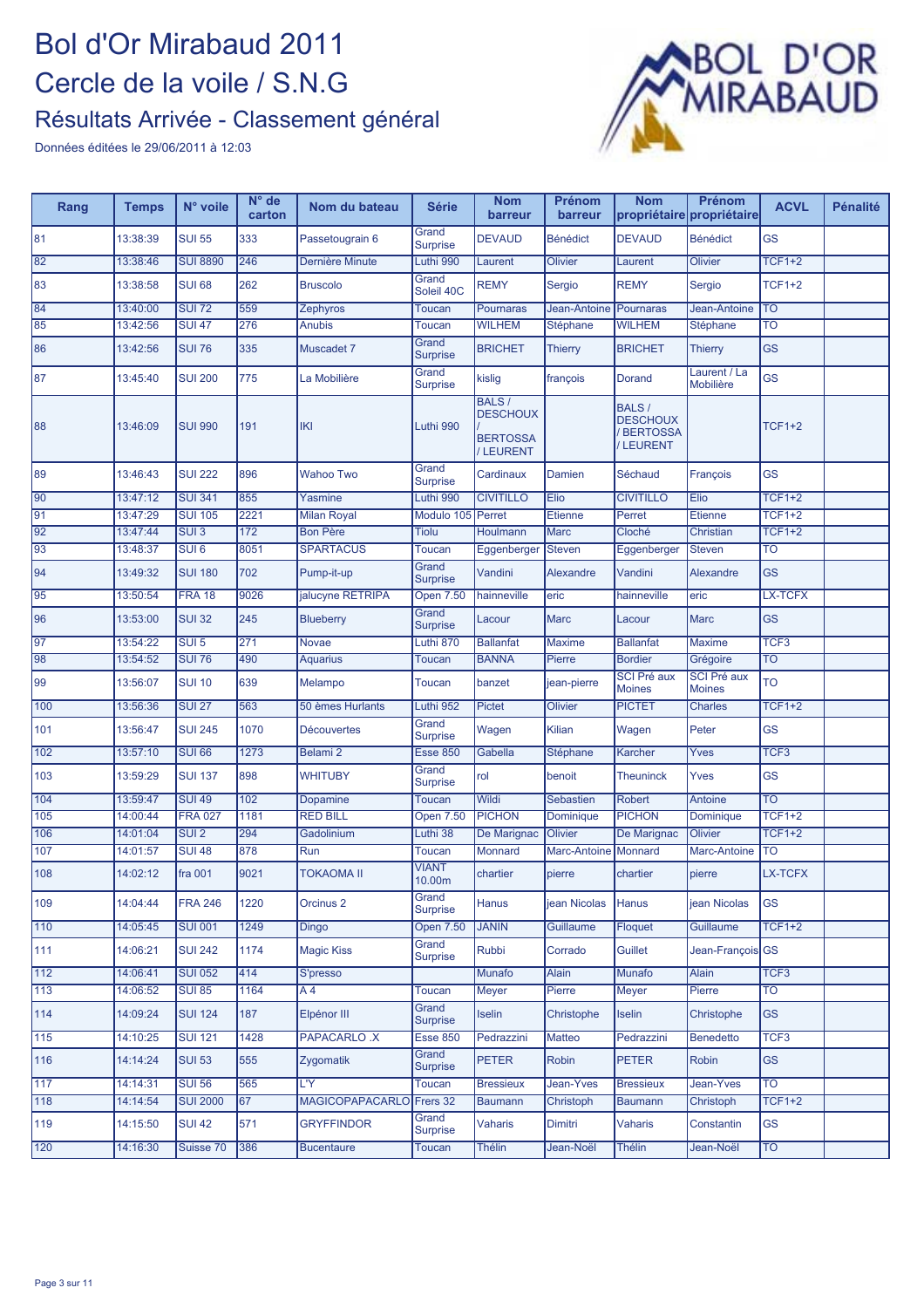# Bol d'Or Mirabaud 2011

# Cercle de la voile / S.N.G

## Résultats Arrivée - Classement général

Données éditées le 29/06/2011 à 12:03

| Rang | Temps | N° voile | N° de carton | Nom du bateau | Série | Nom barreur | Prénom barreur | Nom propriétaire | Prénom propriétaire | ACVL | Pénalité |
|---|---|---|---|---|---|---|---|---|---|---|---|
| 81 | 13:38:39 | SUI 55 | 333 | Passetougrain 6 | Grand Surprise | DEVAUD | Bénédict | DEVAUD | Bénédict | GS | |
| 82 | 13:38:46 | SUI 8890 | 246 | Dernière Minute | Luthi 990 | Laurent | Olivier | Laurent | Olivier | TCF1+2 | |
| 83 | 13:38:58 | SUI 68 | 262 | Bruscolo | Grand Soleil 40C | REMY | Sergio | REMY | Sergio | TCF1+2 | |
| 84 | 13:40:00 | SUI 72 | 559 | Zephyros | Toucan | Pournaras | Jean-Antoine | Pournaras | Jean-Antoine | TO | |
| 85 | 13:42:56 | SUI 47 | 276 | Anubis | Toucan | WILHEM | Stéphane | WILHEM | Stéphane | TO | |
| 86 | 13:42:56 | SUI 76 | 335 | Muscadet 7 | Grand Surprise | BRICHET | Thierry | BRICHET | Thierry | GS | |
| 87 | 13:45:40 | SUI 200 | 775 | La Mobilière | Grand Surprise | kislig | françois | Dorand | Laurent / La Mobilière | GS | |
| 88 | 13:46:09 | SUI 990 | 191 | IKI | Luthi 990 | BALS / DESCHOUX / BERTOSSA / LEURENT | | BALS / DESCHOUX / BERTOSSA / LEURENT | | TCF1+2 | |
| 89 | 13:46:43 | SUI 222 | 896 | Wahoo Two | Grand Surprise | Cardinaux | Damien | Séchaud | François | GS | |
| 90 | 13:47:12 | SUI 341 | 855 | Yasmine | Luthi 990 | CIVITILLO | Elio | CIVITILLO | Elio | TCF1+2 | |
| 91 | 13:47:29 | SUI 105 | 2221 | Milan Royal | Modulo 105 | Perret | Etienne | Perret | Etienne | TCF1+2 | |
| 92 | 13:47:44 | SUI 3 | 172 | Bon Père | Tiolu | Houlmann | Marc | Cloché | Christian | TCF1+2 | |
| 93 | 13:48:37 | SUI 6 | 8051 | SPARTACUS | Toucan | Eggenberger | Steven | Eggenberger | Steven | TO | |
| 94 | 13:49:32 | SUI 180 | 702 | Pump-it-up | Grand Surprise | Vandini | Alexandre | Vandini | Alexandre | GS | |
| 95 | 13:50:54 | FRA 18 | 9026 | jalucyne RETRIPA | Open 7.50 | hainneville | eric | hainneville | eric | LX-TCFX | |
| 96 | 13:53:00 | SUI 32 | 245 | Blueberry | Grand Surprise | Lacour | Marc | Lacour | Marc | GS | |
| 97 | 13:54:22 | SUI 5 | 271 | Novae | Luthi 870 | Ballanfat | Maxime | Ballanfat | Maxime | TCF3 | |
| 98 | 13:54:52 | SUI 76 | 490 | Aquarius | Toucan | BANNA | Pierre | Bordier | Grégoire | TO | |
| 99 | 13:56:07 | SUI 10 | 639 | Melampo | Toucan | banzet | jean-pierre | SCI Pré aux Moines | SCI Pré aux Moines | TO | |
| 100 | 13:56:36 | SUI 27 | 563 | 50 èmes Hurlants | Luthi 952 | Pictet | Olivier | PICTET | Charles | TCF1+2 | |
| 101 | 13:56:47 | SUI 245 | 1070 | Découvertes | Grand Surprise | Wagen | Kilian | Wagen | Peter | GS | |
| 102 | 13:57:10 | SUI 66 | 1273 | Belami 2 | Esse 850 | Gabella | Stéphane | Karcher | Yves | TCF3 | |
| 103 | 13:59:29 | SUI 137 | 898 | WHITUBY | Grand Surprise | rol | benoit | Theuninck | Yves | GS | |
| 104 | 13:59:47 | SUI 49 | 102 | Dopamine | Toucan | Wildi | Sebastien | Robert | Antoine | TO | |
| 105 | 14:00:44 | FRA 027 | 1181 | RED BILL | Open 7.50 | PICHON | Dominique | PICHON | Dominique | TCF1+2 | |
| 106 | 14:01:04 | SUI 2 | 294 | Gadolinium | Luthi 38 | De Marignac | Olivier | De Marignac | Olivier | TCF1+2 | |
| 107 | 14:01:57 | SUI 48 | 878 | Run | Toucan | Monnard | Marc-Antoine | Monnard | Marc-Antoine | TO | |
| 108 | 14:02:12 | fra 001 | 9021 | TOKAOMA II | VIANT 10.00m | chartier | pierre | chartier | pierre | LX-TCFX | |
| 109 | 14:04:44 | FRA 246 | 1220 | Orcinus 2 | Grand Surprise | Hanus | jean Nicolas | Hanus | jean Nicolas | GS | |
| 110 | 14:05:45 | SUI 001 | 1249 | Dingo | Open 7.50 | JANIN | Guillaume | Floquet | Guillaume | TCF1+2 | |
| 111 | 14:06:21 | SUI 242 | 1174 | Magic Kiss | Grand Surprise | Rubbi | Corrado | Guillet | Jean-François | GS | |
| 112 | 14:06:41 | SUI 052 | 414 | S'presso | | Munafo | Alain | Munafo | Alain | TCF3 | |
| 113 | 14:06:52 | SUI 85 | 1164 | A 4 | Toucan | Meyer | Pierre | Meyer | Pierre | TO | |
| 114 | 14:09:24 | SUI 124 | 187 | Elpénor III | Grand Surprise | Iselin | Christophe | Iselin | Christophe | GS | |
| 115 | 14:10:25 | SUI 121 | 1428 | PAPACARLO .X | Esse 850 | Pedrazzini | Matteo | Pedrazzini | Benedetto | TCF3 | |
| 116 | 14:14:24 | SUI 53 | 555 | Zygomatik | Grand Surprise | PETER | Robin | PETER | Robin | GS | |
| 117 | 14:14:31 | SUI 56 | 565 | L'Y | Toucan | Bressieux | Jean-Yves | Bressieux | Jean-Yves | TO | |
| 118 | 14:14:54 | SUI 2000 | 67 | MAGICOPAPACARLO | Frers 32 | Baumann | Christoph | Baumann | Christoph | TCF1+2 | |
| 119 | 14:15:50 | SUI 42 | 571 | GRYFFINDOR | Grand Surprise | Vaharis | Dimitri | Vaharis | Constantin | GS | |
| 120 | 14:16:30 | Suisse 70 | 386 | Bucentaure | Toucan | Thélin | Jean-Noël | Thélin | Jean-Noël | TO | |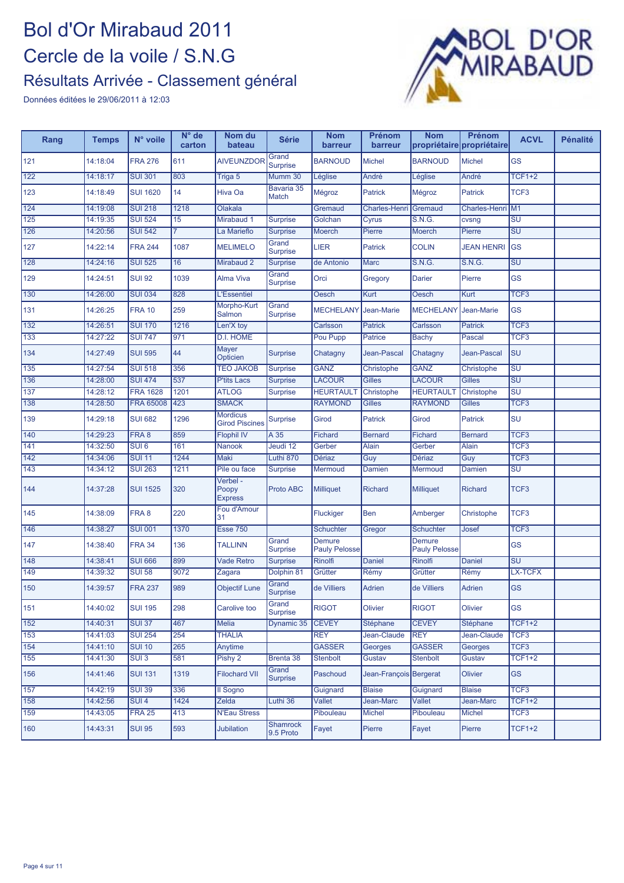# Bol d'Or Mirabaud 2011

# Cercle de la voile / S.N.G

## Résultats Arrivée - Classement général

Données éditées le 29/06/2011 à 12:03

| Rang | Temps | N° voile | N° de carton | Nom du bateau | Série | Nom barreur | Prénom barreur | Nom propriétaire | Prénom propriétaire | ACVL | Pénalité |
|---|---|---|---|---|---|---|---|---|---|---|---|
| 121 | 14:18:04 | FRA 276 | 611 | AIVEUNZDOR | Grand Surprise | BARNOUD | Michel | BARNOUD | Michel | GS | |
| 122 | 14:18:17 | SUI 301 | 803 | Triga 5 | Mumm 30 | Léglise | André | Léglise | André | TCF1+2 | |
| 123 | 14:18:49 | SUI 1620 | 14 | Hiva Oa | Bavaria 35 Match | Mégroz | Patrick | Mégroz | Patrick | TCF3 | |
| 124 | 14:19:08 | SUI 218 | 1218 | Olakala | | Gremaud | Charles-Henri | Gremaud | Charles-Henri | M1 | |
| 125 | 14:19:35 | SUI 524 | 15 | Mirabaud 1 | Surprise | Golchan | Cyrus | S.N.G. | cvsng | SU | |
| 126 | 14:20:56 | SUI 542 | 7 | La Marieflo | Surprise | Moerch | Pierre | Moerch | Pierre | SU | |
| 127 | 14:22:14 | FRA 244 | 1087 | MELIMELO | Grand Surprise | LIER | Patrick | COLIN | JEAN HENRI | GS | |
| 128 | 14:24:16 | SUI 525 | 16 | Mirabaud 2 | Surprise | de Antonio | Marc | S.N.G. | S.N.G. | SU | |
| 129 | 14:24:51 | SUI 92 | 1039 | Alma Viva | Grand Surprise | Orci | Gregory | Darier | Pierre | GS | |
| 130 | 14:26:00 | SUI 034 | 828 | L'Essentiel | | Oesch | Kurt | Oesch | Kurt | TCF3 | |
| 131 | 14:26:25 | FRA 10 | 259 | Morpho-Kurt Salmon | Grand Surprise | MECHELANY | Jean-Marie | MECHELANY | Jean-Marie | GS | |
| 132 | 14:26:51 | SUI 170 | 1216 | Len'X toy | | Carlsson | Patrick | Carlsson | Patrick | TCF3 | |
| 133 | 14:27:22 | SUI 747 | 971 | D.I. HOME | | Pou Pupp | Patrice | Bachy | Pascal | TCF3 | |
| 134 | 14:27:49 | SUI 595 | 44 | Mayer Opticien | Surprise | Chatagny | Jean-Pascal | Chatagny | Jean-Pascal | SU | |
| 135 | 14:27:54 | SUI 518 | 356 | TEO JAKOB | Surprise | GANZ | Christophe | GANZ | Christophe | SU | |
| 136 | 14:28:00 | SUI 474 | 537 | P'tits Lacs | Surprise | LACOUR | Gilles | LACOUR | Gilles | SU | |
| 137 | 14:28:12 | FRA 1628 | 1201 | ATLOG | Surprise | HEURTAULT | Christophe | HEURTAULT | Christophe | SU | |
| 138 | 14:28:50 | FRA 65008 | 423 | SMACK | | RAYMOND | Gilles | RAYMOND | Gilles | TCF3 | |
| 139 | 14:29:18 | SUI 682 | 1296 | Mordicus Girod Piscines | Surprise | Girod | Patrick | Girod | Patrick | SU | |
| 140 | 14:29:23 | FRA 8 | 859 | Flophil IV | A 35 | Fichard | Bernard | Fichard | Bernard | TCF3 | |
| 141 | 14:32:50 | SUI 6 | 161 | Nanook | Jeudi 12 | Gerber | Alain | Gerber | Alain | TCF3 | |
| 142 | 14:34:06 | SUI 11 | 1244 | Maki | Luthi 870 | Dériaz | Guy | Dériaz | Guy | TCF3 | |
| 143 | 14:34:12 | SUI 263 | 1211 | Pile ou face | Surprise | Mermoud | Damien | Mermoud | Damien | SU | |
| 144 | 14:37:28 | SUI 1525 | 320 | Verbel - Poopy Express | Proto ABC | Milliquet | Richard | Milliquet | Richard | TCF3 | |
| 145 | 14:38:09 | FRA 8 | 220 | Fou d'Amour 31 | | Fluckiger | Ben | Amberger | Christophe | TCF3 | |
| 146 | 14:38:27 | SUI 001 | 1370 | Esse 750 | | Schuchter | Gregor | Schuchter | Josef | TCF3 | |
| 147 | 14:38:40 | FRA 34 | 136 | TALLINN | Grand Surprise | Demure Pauly Pelosse | | Demure Pauly Pelosse | | GS | |
| 148 | 14:38:41 | SUI 666 | 899 | Vade Retro | Surprise | Rinolfi | Daniel | Rinolfi | Daniel | SU | |
| 149 | 14:39:32 | SUI 58 | 9072 | Zagara | Dolphin 81 | Grütter | Rémy | Grütter | Rémy | LX-TCFX | |
| 150 | 14:39:57 | FRA 237 | 989 | Objectif Lune | Grand Surprise | de Villiers | Adrien | de Villiers | Adrien | GS | |
| 151 | 14:40:02 | SUI 195 | 298 | Carolive too | Grand Surprise | RIGOT | Olivier | RIGOT | Olivier | GS | |
| 152 | 14:40:31 | SUI 37 | 467 | Melia | Dynamic 35 | CEVEY | Stéphane | CEVEY | Stéphane | TCF1+2 | |
| 153 | 14:41:03 | SUI 254 | 254 | THALIA | | REY | Jean-Claude | REY | Jean-Claude | TCF3 | |
| 154 | 14:41:10 | SUI 10 | 265 | Anytime | | GASSER | Georges | GASSER | Georges | TCF3 | |
| 155 | 14:41:30 | SUI 3 | 581 | Pishy 2 | Brenta 38 | Stenbolt | Gustav | Stenbolt | Gustav | TCF1+2 | |
| 156 | 14:41:46 | SUI 131 | 1319 | Filochard VII | Grand Surprise | Paschoud | Jean-François | Bergerat | Olivier | GS | |
| 157 | 14:42:19 | SUI 39 | 336 | Il Sogno | | Guignard | Blaise | Guignard | Blaise | TCF3 | |
| 158 | 14:42:56 | SUI 4 | 1424 | Zelda | Luthi 36 | Vallet | Jean-Marc | Vallet | Jean-Marc | TCF1+2 | |
| 159 | 14:43:05 | FRA 25 | 413 | N'Eau Stress | | Pibouleau | Michel | Pibouleau | Michel | TCF3 | |
| 160 | 14:43:31 | SUI 95 | 593 | Jubilation | Shamrock 9.5 Proto | Fayet | Pierre | Fayet | Pierre | TCF1+2 | |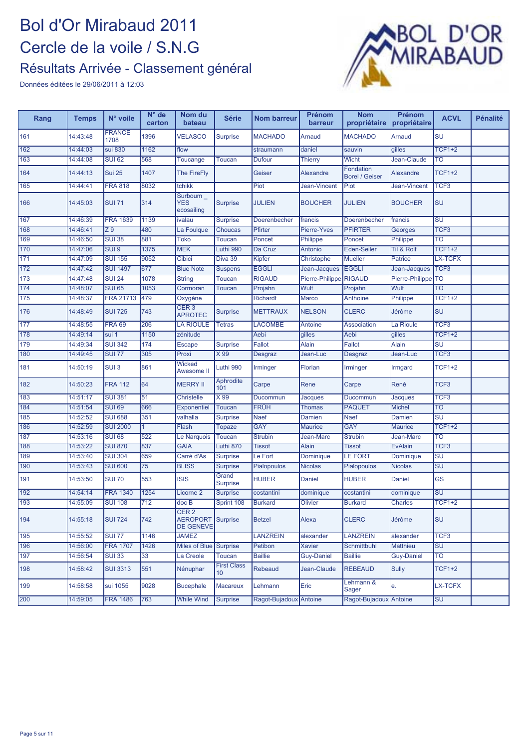# Bol d'Or Mirabaud 2011

## Cercle de la voile / S.N.G

### Résultats Arrivée - Classement général

Données éditées le 29/06/2011 à 12:03

| Rang | Temps | N° voile | N° de carton | Nom du bateau | Série | Nom barreur | Prénom barreur | Nom propriétaire | Prénom propriétaire | ACVL | Pénalité |
|---|---|---|---|---|---|---|---|---|---|---|---|
| 161 | 14:43:48 | FRANCE 1708 | 1396 | VELASCO | Surprise | MACHADO | Arnaud | MACHADO | Arnaud | SU | |
| 162 | 14:44:03 | sui 830 | 1162 | flow | | straumann | daniel | sauvin | gilles | TCF1+2 | |
| 163 | 14:44:08 | SUI 62 | 568 | Toucange | Toucan | Dufour | Thierry | Wicht | Jean-Claude | TO | |
| 164 | 14:44:13 | Sui 25 | 1407 | The FireFly | | Geiser | Alexandre | Fondation Borel / Geiser | Alexandre | TCF1+2 | |
| 165 | 14:44:41 | FRA 818 | 8032 | tchikk | | Piot | Jean-Vincent | Piot | Jean-Vincent | TCF3 | |
| 166 | 14:45:03 | SUI 71 | 314 | Surboum _ YES ecosailing | Surprise | JULIEN | BOUCHER | JULIEN | BOUCHER | SU | |
| 167 | 14:46:39 | FRA 1639 | 1139 | ivalau | Surprise | Doerenbecher | francis | Doerenbecher | francis | SU | |
| 168 | 14:46:41 | Z 9 | 480 | La Foulque | Choucas | Pfirter | Pierre-Yves | PFIRTER | Georges | TCF3 | |
| 169 | 14:46:50 | SUI 38 | 881 | Toko | Toucan | Poncet | Philippe | Poncet | Philippe | TO | |
| 170 | 14:47:06 | SUI 9 | 1375 | MEK | Luthi 990 | Da Cruz | Antonio | Eden-Seiler | Til & Rolf | TCF1+2 | |
| 171 | 14:47:09 | SUI 155 | 9052 | Cibici | Diva 39 | Kipfer | Christophe | Mueller | Patrice | LX-TCFX | |
| 172 | 14:47:42 | SUI 1497 | 677 | Blue Note | Suspens | EGGLI | Jean-Jacques | EGGLI | Jean-Jacques | TCF3 | |
| 173 | 14:47:48 | SUI 24 | 1078 | String | Toucan | RIGAUD | Pierre-Philippe | RIGAUD | Pierre-Philippe | TO | |
| 174 | 14:48:07 | SUI 65 | 1053 | Cormoran | Toucan | Projahn | Wulf | Projahn | Wulf | TO | |
| 175 | 14:48:37 | FRA 21713 | 479 | Oxygène | | Richardt | Marco | Anthoine | Philippe | TCF1+2 | |
| 176 | 14:48:49 | SUI 725 | 743 | CER 3 APROTEC | Surprise | METTRAUX | NELSON | CLERC | Jérôme | SU | |
| 177 | 14:48:55 | FRA 69 | 206 | LA RIOULE | Tetras | LACOMBE | Antoine | Association | La Rioule | TCF3 | |
| 178 | 14:49:14 | sui 1 | 1150 | zénitude | | Aebi | gilles | Aebi | gilles | TCF1+2 | |
| 179 | 14:49:34 | SUI 342 | 174 | Escape | Surprise | Fallot | Alain | Fallot | Alain | SU | |
| 180 | 14:49:45 | SUI 77 | 305 | Proxi | X 99 | Desgraz | Jean-Luc | Desgraz | Jean-Luc | TCF3 | |
| 181 | 14:50:19 | SUI 3 | 861 | Wicked Awesome II | Luthi 990 | Irminger | Florian | Irminger | Irmgard | TCF1+2 | |
| 182 | 14:50:23 | FRA 112 | 64 | MERRY II | Aphrodite 101 | Carpe | Rene | Carpe | René | TCF3 | |
| 183 | 14:51:17 | SUI 381 | 51 | Christelle | X 99 | Ducommun | Jacques | Ducommun | Jacques | TCF3 | |
| 184 | 14:51:54 | SUI 69 | 666 | Exponentiel | Toucan | FRUH | Thomas | PAQUET | Michel | TO | |
| 185 | 14:52:52 | SUI 688 | 351 | valhalla | Surprise | Naef | Damien | Naef | Damien | SU | |
| 186 | 14:52:59 | SUI 2000 | 1 | Flash | Topaze | GAY | Maurice | GAY | Maurice | TCF1+2 | |
| 187 | 14:53:16 | SUI 68 | 522 | Le Narquois | Toucan | Strubin | Jean-Marc | Strubin | Jean-Marc | TO | |
| 188 | 14:53:22 | SUI 870 | 837 | GAIA | Luthi 870 | Tissot | Alain | Tissot | EvAlain | TCF3 | |
| 189 | 14:53:40 | SUI 304 | 659 | Carré d'As | Surprise | Le Fort | Dominique | LE FORT | Dominique | SU | |
| 190 | 14:53:43 | SUI 600 | 75 | BLISS | Surprise | Pialopoulos | Nicolas | Pialopoulos | Nicolas | SU | |
| 191 | 14:53:50 | SUI 70 | 553 | ISIS | Grand Surprise | HUBER | Daniel | HUBER | Daniel | GS | |
| 192 | 14:54:14 | FRA 1340 | 1254 | Licorne 2 | Surprise | costantini | dominique | costantini | dominique | SU | |
| 193 | 14:55:09 | SUI 108 | 712 | doc B | Sprint 108 | Burkard | Olivier | Burkard | Charles | TCF1+2 | |
| 194 | 14:55:18 | SUI 724 | 742 | CER 2 AEROPORT DE GENEVE | Surprise | Betzel | Alexa | CLERC | Jérôme | SU | |
| 195 | 14:55:52 | SUI 77 | 1146 | JAMEZ | | LANZREIN | alexander | LANZREIN | alexander | TCF3 | |
| 196 | 14:56:00 | FRA 1707 | 1426 | Miles of Blue | Surprise | Petibon | Xavier | Schmittbuhl | Matthieu | SU | |
| 197 | 14:56:54 | SUI 33 | 33 | La Creole | Toucan | Baillie | Guy-Daniel | Baillie | Guy-Daniel | TO | |
| 198 | 14:58:42 | SUI 3313 | 551 | Nénuphar | First Class 10 | Rebeaud | Jean-Claude | REBEAUD | Sully | TCF1+2 | |
| 199 | 14:58:58 | sui 1055 | 9028 | Bucephale | Macareux | Lehmann | Eric | Lehmann & Sager | e. | LX-TCFX | |
| 200 | 14:59:05 | FRA 1486 | 763 | While Wind | Surprise | Ragot-Bujadoux | Antoine | Ragot-Bujadoux | Antoine | SU | |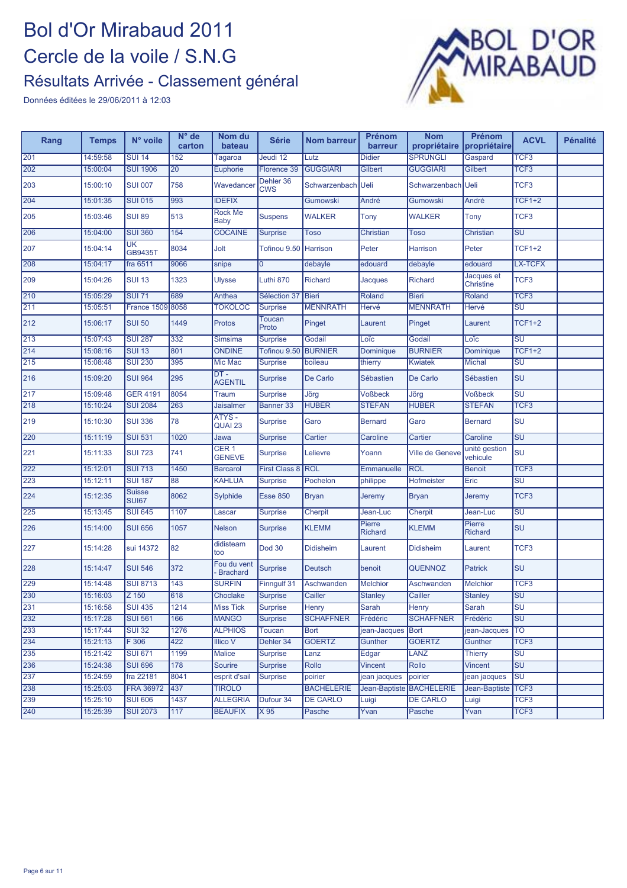# Bol d'Or Mirabaud 2011

## Cercle de la voile / S.N.G

### Résultats Arrivée - Classement général

Données éditées le 29/06/2011 à 12:03

| Rang | Temps | N° voile | N° de carton | Nom du bateau | Série | Nom barreur | Prénom barreur | Nom propriétaire | Prénom propriétaire | ACVL | Pénalité |
|---|---|---|---|---|---|---|---|---|---|---|---|
| 201 | 14:59:58 | SUI 14 | 152 | Tagaroa | Jeudi 12 | Lutz | Didier | SPRUNGLI | Gaspard | TCF3 | |
| 202 | 15:00:04 | SUI 1906 | 20 | Euphorie | Florence 39 | GUGGIARI | Gilbert | GUGGIARI | Gilbert | TCF3 | |
| 203 | 15:00:10 | SUI 007 | 758 | Wavedancer | Dehler 36 CWS | Schwarzenbach | Ueli | Schwarzenbach | Ueli | TCF3 | |
| 204 | 15:01:35 | SUI 015 | 993 | IDEFIX | | Gumowski | André | Gumowski | André | TCF1+2 | |
| 205 | 15:03:46 | SUI 89 | 513 | Rock Me Baby | Suspens | WALKER | Tony | WALKER | Tony | TCF3 | |
| 206 | 15:04:00 | SUI 360 | 154 | COCAINE | Surprise | Toso | Christian | Toso | Christian | SU | |
| 207 | 15:04:14 | UK GB9435T | 8034 | Jolt | Tofinou 9.50 | Harrison | Peter | Harrison | Peter | TCF1+2 | |
| 208 | 15:04:17 | fra 6511 | 9066 | snipe | 0 | debayle | edouard | debayle | edouard | LX-TCFX | |
| 209 | 15:04:26 | SUI 13 | 1323 | Ulysse | Luthi 870 | Richard | Jacques | Richard | Jacques et Christine | TCF3 | |
| 210 | 15:05:29 | SUI 71 | 689 | Anthea | Sélection 37 | Bieri | Roland | Bieri | Roland | TCF3 | |
| 211 | 15:05:51 | France 1509 | 8058 | TOKOLOC | Surprise | MENNRATH | Hervé | MENNRATH | Hervé | SU | |
| 212 | 15:06:17 | SUI 50 | 1449 | Protos | Toucan Proto | Pinget | Laurent | Pinget | Laurent | TCF1+2 | |
| 213 | 15:07:43 | SUI 287 | 332 | Simsima | Surprise | Godail | Loïc | Godail | Loïc | SU | |
| 214 | 15:08:16 | SUI 13 | 801 | ONDINE | Tofinou 9.50 | BURNIER | Dominique | BURNIER | Dominique | TCF1+2 | |
| 215 | 15:08:48 | SUI 230 | 395 | Mic Mac | Surprise | boileau | thierry | Kwiatek | Michal | SU | |
| 216 | 15:09:20 | SUI 964 | 295 | DT - AGENTIL | Surprise | De Carlo | Sébastien | De Carlo | Sébastien | SU | |
| 217 | 15:09:48 | GER 4191 | 8054 | Traum | Surprise | Jörg | Voßbeck | Jörg | Voßbeck | SU | |
| 218 | 15:10:24 | SUI 2084 | 263 | Jaisalmer | Banner 33 | HUBER | STEFAN | HUBER | STEFAN | TCF3 | |
| 219 | 15:10:30 | SUI 336 | 78 | ATYS - QUAI 23 | Surprise | Garo | Bernard | Garo | Bernard | SU | |
| 220 | 15:11:19 | SUI 531 | 1020 | Jawa | Surprise | Cartier | Caroline | Cartier | Caroline | SU | |
| 221 | 15:11:33 | SUI 723 | 741 | CER 1 GENEVE | Surprise | Lelievre | Yoann | Ville de Geneve | unité gestion vehicule | SU | |
| 222 | 15:12:01 | SUI 713 | 1450 | Barcarol | First Class 8 | ROL | Emmanuelle | ROL | Benoit | TCF3 | |
| 223 | 15:12:11 | SUI 187 | 88 | KAHLUA | Surprise | Pochelon | philippe | Hofmeister | Eric | SU | |
| 224 | 15:12:35 | Suisse SUI67 | 8062 | Sylphide | Esse 850 | Bryan | Jeremy | Bryan | Jeremy | TCF3 | |
| 225 | 15:13:45 | SUI 645 | 1107 | Lascar | Surprise | Cherpit | Jean-Luc | Cherpit | Jean-Luc | SU | |
| 226 | 15:14:00 | SUI 656 | 1057 | Nelson | Surprise | KLEMM | Pierre Richard | KLEMM | Pierre Richard | SU | |
| 227 | 15:14:28 | sui 14372 | 82 | didisteam too | Dod 30 | Didisheim | Laurent | Didisheim | Laurent | TCF3 | |
| 228 | 15:14:47 | SUI 546 | 372 | Fou du vent - Brachard | Surprise | Deutsch | benoit | QUENNOZ | Patrick | SU | |
| 229 | 15:14:48 | SUI 8713 | 143 | SURFIN | Finngulf 31 | Aschwanden | Melchior | Aschwanden | Melchior | TCF3 | |
| 230 | 15:16:03 | Z 150 | 618 | Choclake | Surprise | Cailler | Stanley | Cailler | Stanley | SU | |
| 231 | 15:16:58 | SUI 435 | 1214 | Miss Tick | Surprise | Henry | Sarah | Henry | Sarah | SU | |
| 232 | 15:17:28 | SUI 561 | 166 | MANGO | Surprise | SCHAFFNER | Frédéric | SCHAFFNER | Frédéric | SU | |
| 233 | 15:17:44 | SUI 32 | 1276 | ALPHIOS | Toucan | Bort | jean-Jacques | Bort | jean-Jacques | TO | |
| 234 | 15:21:13 | F 306 | 422 | Illico V | Dehler 34 | GOERTZ | Gunther | GOERTZ | Gunther | TCF3 | |
| 235 | 15:21:42 | SUI 671 | 1199 | Malice | Surprise | Lanz | Edgar | LANZ | Thierry | SU | |
| 236 | 15:24:38 | SUI 696 | 178 | Sourire | Surprise | Rollo | Vincent | Rollo | Vincent | SU | |
| 237 | 15:24:59 | fra 22181 | 8041 | esprit d'sail | Surprise | poirier | jean jacques | poirier | jean jacques | SU | |
| 238 | 15:25:03 | FRA 36972 | 437 | TIROLO | | BACHELERIE | Jean-Baptiste | BACHELERIE | Jean-Baptiste | TCF3 | |
| 239 | 15:25:10 | SUI 606 | 1437 | ALLEGRIA | Dufour 34 | DE CARLO | Luigi | DE CARLO | Luigi | TCF3 | |
| 240 | 15:25:39 | SUI 2073 | 117 | BEAUFIX | X 95 | Pasche | Yvan | Pasche | Yvan | TCF3 | |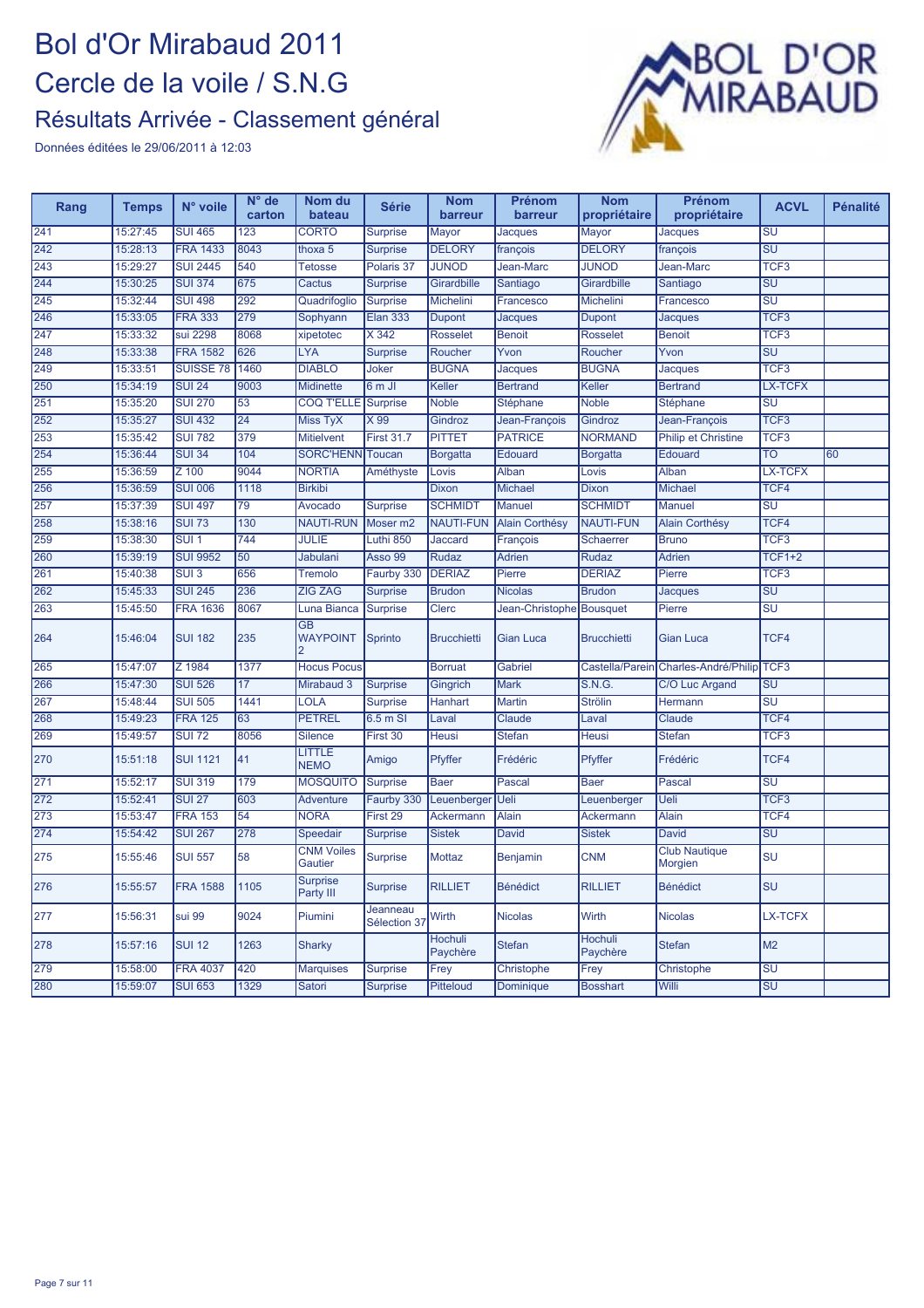# Bol d'Or Mirabaud 2011

# Cercle de la voile / S.N.G

## Résultats Arrivée - Classement général

Données éditées le 29/06/2011 à 12:03

| Rang | Temps | N° voile | N° de carton | Nom du bateau | Série | Nom barreur | Prénom barreur | Nom propriétaire | Prénom propriétaire | ACVL | Pénalité |
|---|---|---|---|---|---|---|---|---|---|---|---|
| 241 | 15:27:45 | SUI 465 | 123 | CORTO | Surprise | Mayor | Jacques | Mayor | Jacques | SU | |
| 242 | 15:28:13 | FRA 1433 | 8043 | thoxa 5 | Surprise | DELORY | françois | DELORY | françois | SU | |
| 243 | 15:29:27 | SUI 2445 | 540 | Tetosse | Polaris 37 | JUNOD | Jean-Marc | JUNOD | Jean-Marc | TCF3 | |
| 244 | 15:30:25 | SUI 374 | 675 | Cactus | Surprise | Girardbille | Santiago | Girardbille | Santiago | SU | |
| 245 | 15:32:44 | SUI 498 | 292 | Quadrifoglio | Surprise | Michelini | Francesco | Michelini | Francesco | SU | |
| 246 | 15:33:05 | FRA 333 | 279 | Sophyann | Elan 333 | Dupont | Jacques | Dupont | Jacques | TCF3 | |
| 247 | 15:33:32 | sui 2298 | 8068 | xipetotec | X 342 | Rosselet | Benoit | Rosselet | Benoit | TCF3 | |
| 248 | 15:33:38 | FRA 1582 | 626 | LYA | Surprise | Roucher | Yvon | Roucher | Yvon | SU | |
| 249 | 15:33:51 | SUISSE 78 | 1460 | DIABLO | Joker | BUGNA | Jacques | BUGNA | Jacques | TCF3 | |
| 250 | 15:34:19 | SUI 24 | 9003 | Midinette | 6 m JI | Keller | Bertrand | Keller | Bertrand | LX-TCFX | |
| 251 | 15:35:20 | SUI 270 | 53 | COQ T'ELLE | Surprise | Noble | Stéphane | Noble | Stéphane | SU | |
| 252 | 15:35:27 | SUI 432 | 24 | Miss TyX | X 99 | Gindroz | Jean-François | Gindroz | Jean-François | TCF3 | |
| 253 | 15:35:42 | SUI 782 | 379 | Mitielvent | First 31.7 | PITTET | PATRICE | NORMAND | Philip et Christine | TCF3 | |
| 254 | 15:36:44 | SUI 34 | 104 | SORC'HENN | Toucan | Borgatta | Edouard | Borgatta | Edouard | TO | 60 |
| 255 | 15:36:59 | Z 100 | 9044 | NORTIA | Améthyste | Lovis | Alban | Lovis | Alban | LX-TCFX | |
| 256 | 15:36:59 | SUI 006 | 1118 | Birkibi | | Dixon | Michael | Dixon | Michael | TCF4 | |
| 257 | 15:37:39 | SUI 497 | 79 | Avocado | Surprise | SCHMIDT | Manuel | SCHMIDT | Manuel | SU | |
| 258 | 15:38:16 | SUI 73 | 130 | NAUTI-RUN | Moser m2 | NAUTI-FUN | Alain Corthésy | NAUTI-FUN | Alain Corthésy | TCF4 | |
| 259 | 15:38:30 | SUI 1 | 744 | JULIE | Luthi 850 | Jaccard | François | Schaerrer | Bruno | TCF3 | |
| 260 | 15:39:19 | SUI 9952 | 50 | Jabulani | Asso 99 | Rudaz | Adrien | Rudaz | Adrien | TCF1+2 | |
| 261 | 15:40:38 | SUI 3 | 656 | Tremolo | Faurby 330 | DERIAZ | Pierre | DERIAZ | Pierre | TCF3 | |
| 262 | 15:45:33 | SUI 245 | 236 | ZIG ZAG | Surprise | Brudon | Nicolas | Brudon | Jacques | SU | |
| 263 | 15:45:50 | FRA 1636 | 8067 | Luna Bianca | Surprise | Clerc | Jean-Christophe | Bousquet | Pierre | SU | |
| 264 | 15:46:04 | SUI 182 | 235 | GB WAYPOINT 2 | Sprinto | Brucchietti | Gian Luca | Brucchietti | Gian Luca | TCF4 | |
| 265 | 15:47:07 | Z 1984 | 1377 | Hocus Pocus | | Borruat | Gabriel | Castella/Parein | Charles-André/Philip | TCF3 | |
| 266 | 15:47:30 | SUI 526 | 17 | Mirabaud 3 | Surprise | Gingrich | Mark | S.N.G. | C/O Luc Argand | SU | |
| 267 | 15:48:44 | SUI 505 | 1441 | LOLA | Surprise | Hanhart | Martin | Strölin | Hermann | SU | |
| 268 | 15:49:23 | FRA 125 | 63 | PETREL | 6.5 m SI | Laval | Claude | Laval | Claude | TCF4 | |
| 269 | 15:49:57 | SUI 72 | 8056 | Silence | First 30 | Heusi | Stefan | Heusi | Stefan | TCF3 | |
| 270 | 15:51:18 | SUI 1121 | 41 | LITTLE NEMO | Amigo | Pfyffer | Frédéric | Pfyffer | Frédéric | TCF4 | |
| 271 | 15:52:17 | SUI 319 | 179 | MOSQUITO | Surprise | Baer | Pascal | Baer | Pascal | SU | |
| 272 | 15:52:41 | SUI 27 | 603 | Adventure | Faurby 330 | Leuenberger | Ueli | Leuenberger | Ueli | TCF3 | |
| 273 | 15:53:47 | FRA 153 | 54 | NORA | First 29 | Ackermann | Alain | Ackermann | Alain | TCF4 | |
| 274 | 15:54:42 | SUI 267 | 278 | Speedair | Surprise | Sistek | David | Sistek | David | SU | |
| 275 | 15:55:46 | SUI 557 | 58 | CNM Voiles Gautier | Surprise | Mottaz | Benjamin | CNM | Club Nautique Morgien | SU | |
| 276 | 15:55:57 | FRA 1588 | 1105 | Surprise Party III | Surprise | RILLIET | Bénédict | RILLIET | Bénédict | SU | |
| 277 | 15:56:31 | sui 99 | 9024 | Piumini | Jeanneau Sélection 37 | Wirth | Nicolas | Wirth | Nicolas | LX-TCFX | |
| 278 | 15:57:16 | SUI 12 | 1263 | Sharky | | Hochuli Paychère | Stefan | Hochuli Paychère | Stefan | M2 | |
| 279 | 15:58:00 | FRA 4037 | 420 | Marquises | Surprise | Frey | Christophe | Frey | Christophe | SU | |
| 280 | 15:59:07 | SUI 653 | 1329 | Satori | Surprise | Pitteloud | Dominique | Bosshart | Willi | SU | |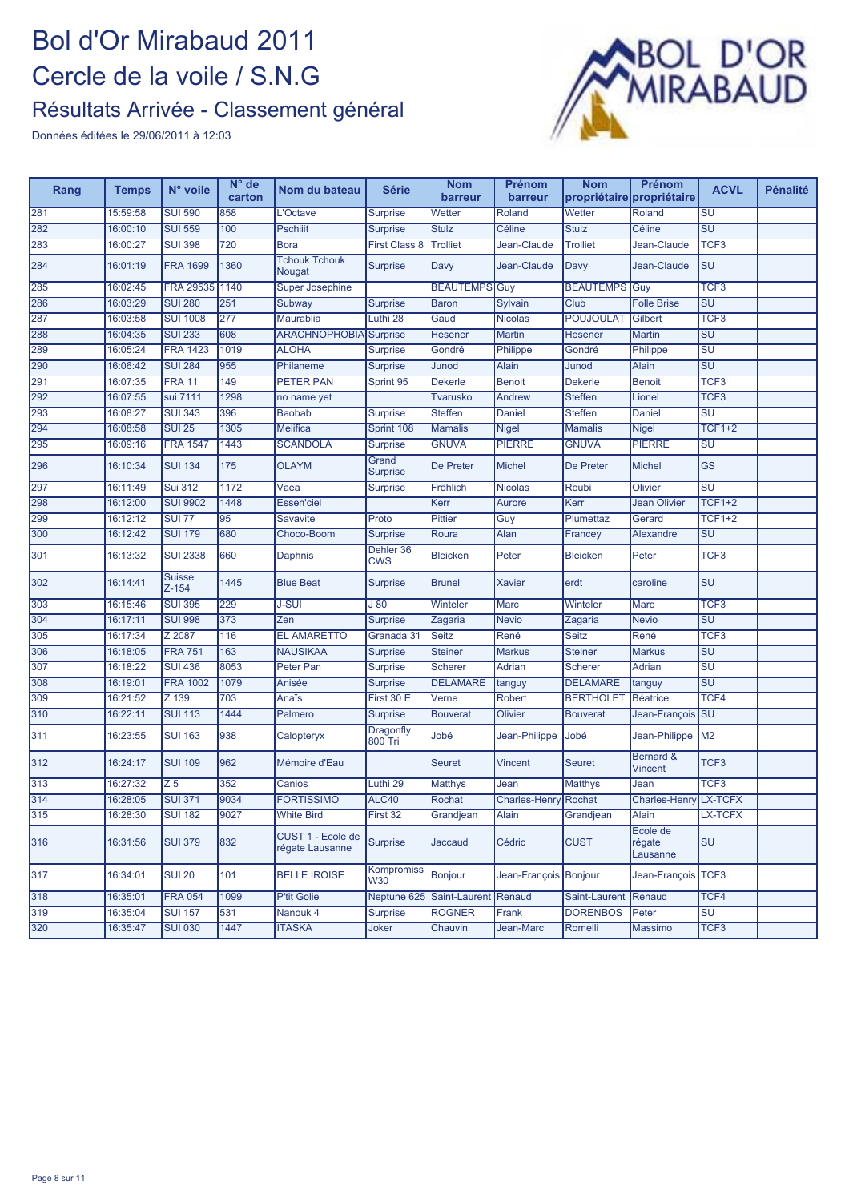# Bol d'Or Mirabaud 2011

## Cercle de la voile / S.N.G

### Résultats Arrivée - Classement général

Données éditées le 29/06/2011 à 12:03

| Rang | Temps | N° voile | N° de carton | Nom du bateau | Série | Nom barreur | Prénom barreur | Nom propriétaire | Prénom propriétaire | ACVL | Pénalité |
|---|---|---|---|---|---|---|---|---|---|---|---|
| 281 | 15:59:58 | SUI 590 | 858 | L'Octave | Surprise | Wetter | Roland | Wetter | Roland | SU | |
| 282 | 16:00:10 | SUI 559 | 100 | Pschiiit | Surprise | Stulz | Céline | Stulz | Céline | SU | |
| 283 | 16:00:27 | SUI 398 | 720 | Bora | First Class 8 | Trolliet | Jean-Claude | Trolliet | Jean-Claude | TCF3 | |
| 284 | 16:01:19 | FRA 1699 | 1360 | Tchouk Tchouk Nougat | Surprise | Davy | Jean-Claude | Davy | Jean-Claude | SU | |
| 285 | 16:02:45 | FRA 29535 | 1140 | Super Josephine | | BEAUTEMPS | Guy | BEAUTEMPS | Guy | TCF3 | |
| 286 | 16:03:29 | SUI 280 | 251 | Subway | Surprise | Baron | Sylvain | Club | Folle Brise | SU | |
| 287 | 16:03:58 | SUI 1008 | 277 | Maurablia | Luthi 28 | Gaud | Nicolas | POUJOULAT | Gilbert | TCF3 | |
| 288 | 16:04:35 | SUI 233 | 608 | ARACHNOPHOBIA | Surprise | Hesener | Martin | Hesener | Martin | SU | |
| 289 | 16:05:24 | FRA 1423 | 1019 | ALOHA | Surprise | Gondré | Philippe | Gondré | Philippe | SU | |
| 290 | 16:06:42 | SUI 284 | 955 | Philaneme | Surprise | Junod | Alain | Junod | Alain | SU | |
| 291 | 16:07:35 | FRA 11 | 149 | PETER PAN | Sprint 95 | Dekerle | Benoit | Dekerle | Benoit | TCF3 | |
| 292 | 16:07:55 | sui 7111 | 1298 | no name yet | | Tvarusko | Andrew | Steffen | Lionel | TCF3 | |
| 293 | 16:08:27 | SUI 343 | 396 | Baobab | Surprise | Steffen | Daniel | Steffen | Daniel | SU | |
| 294 | 16:08:58 | SUI 25 | 1305 | Melifica | Sprint 108 | Mamalis | Nigel | Mamalis | Nigel | TCF1+2 | |
| 295 | 16:09:16 | FRA 1547 | 1443 | SCANDOLA | Surprise | GNUVA | PIERRE | GNUVA | PIERRE | SU | |
| 296 | 16:10:34 | SUI 134 | 175 | OLAYM | Grand Surprise | De Preter | Michel | De Preter | Michel | GS | |
| 297 | 16:11:49 | Sui 312 | 1172 | Vaea | Surprise | Fröhlich | Nicolas | Reubi | Olivier | SU | |
| 298 | 16:12:00 | SUI 9902 | 1448 | Essen'ciel | | Kerr | Aurore | Kerr | Jean Olivier | TCF1+2 | |
| 299 | 16:12:12 | SUI 77 | 95 | Savavite | Proto | Pittier | Guy | Plumettaz | Gerard | TCF1+2 | |
| 300 | 16:12:42 | SUI 179 | 680 | Choco-Boom | Surprise | Roura | Alan | Francey | Alexandre | SU | |
| 301 | 16:13:32 | SUI 2338 | 660 | Daphnis | Dehler 36 CWS | Bleicken | Peter | Bleicken | Peter | TCF3 | |
| 302 | 16:14:41 | Suisse Z-154 | 1445 | Blue Beat | Surprise | Brunel | Xavier | erdt | caroline | SU | |
| 303 | 16:15:46 | SUI 395 | 229 | J-SUI | J 80 | Winteler | Marc | Winteler | Marc | TCF3 | |
| 304 | 16:17:11 | SUI 998 | 373 | Zen | Surprise | Zagaria | Nevio | Zagaria | Nevio | SU | |
| 305 | 16:17:34 | Z 2087 | 116 | EL AMARETTO | Granada 31 | Seitz | René | Seitz | René | TCF3 | |
| 306 | 16:18:05 | FRA 751 | 163 | NAUSIKAA | Surprise | Steiner | Markus | Steiner | Markus | SU | |
| 307 | 16:18:22 | SUI 436 | 8053 | Peter Pan | Surprise | Scherer | Adrian | Scherer | Adrian | SU | |
| 308 | 16:19:01 | FRA 1002 | 1079 | Anisée | Surprise | DELAMARE | tanguy | DELAMARE | tanguy | SU | |
| 309 | 16:21:52 | Z 139 | 703 | Anaïs | First 30 E | Verne | Robert | BERTHOLET | Béatrice | TCF4 | |
| 310 | 16:22:11 | SUI 113 | 1444 | Palmero | Surprise | Bouverat | Olivier | Bouverat | Jean-François | SU | |
| 311 | 16:23:55 | SUI 163 | 938 | Calopteryx | Dragonfly 800 Tri | Jobé | Jean-Philippe | Jobé | Jean-Philippe | M2 | |
| 312 | 16:24:17 | SUI 109 | 962 | Mémoire d'Eau | | Seuret | Vincent | Seuret | Bernard & Vincent | TCF3 | |
| 313 | 16:27:32 | Z 5 | 352 | Canios | Luthi 29 | Matthys | Jean | Matthys | Jean | TCF3 | |
| 314 | 16:28:05 | SUI 371 | 9034 | FORTISSIMO | ALC40 | Rochat | Charles-Henry | Rochat | Charles-Henry | LX-TCFX | |
| 315 | 16:28:30 | SUI 182 | 9027 | White Bird | First 32 | Grandjean | Alain | Grandjean | Alain | LX-TCFX | |
| 316 | 16:31:56 | SUI 379 | 832 | CUST 1 - Ecole de régate Lausanne | Surprise | Jaccaud | Cédric | CUST | Ecole de régate Lausanne | SU | |
| 317 | 16:34:01 | SUI 20 | 101 | BELLE IROISE | Kompromiss W30 | Bonjour | Jean-François | Bonjour | Jean-François | TCF3 | |
| 318 | 16:35:01 | FRA 054 | 1099 | P'tit Golie | Neptune 625 | Saint-Laurent | Renaud | Saint-Laurent | Renaud | TCF4 | |
| 319 | 16:35:04 | SUI 157 | 531 | Nanouk 4 | Surprise | ROGNER | Frank | DORENBOS | Peter | SU | |
| 320 | 16:35:47 | SUI 030 | 1447 | ITASKA | Joker | Chauvin | Jean-Marc | Romelli | Massimo | TCF3 | |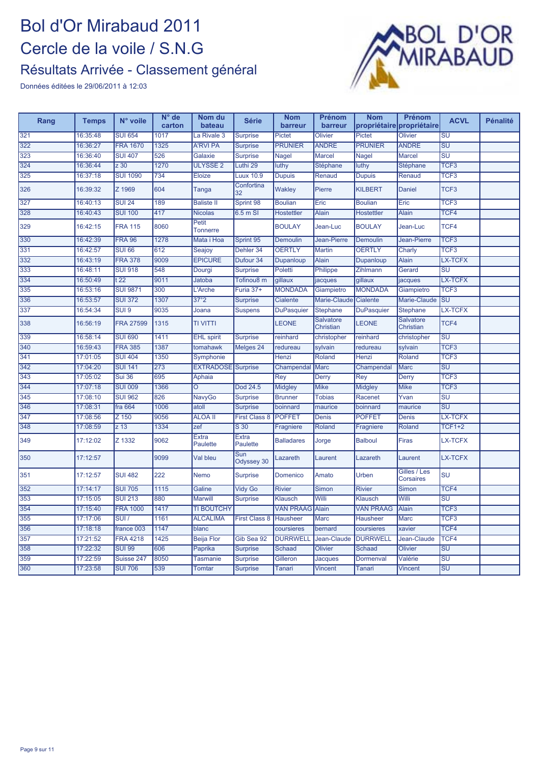# Bol d'Or Mirabaud 2011

# Cercle de la voile / S.N.G

## Résultats Arrivée - Classement général

Données éditées le 29/06/2011 à 12:03

| Rang | Temps | N° voile | N° de carton | Nom du bateau | Série | Nom barreur | Prénom barreur | Nom propriétaire | Prénom propriétaire | ACVL | Pénalité |
|---|---|---|---|---|---|---|---|---|---|---|---|
| 321 | 16:35:48 | SUI 654 | 1017 | La Rivale 3 | Surprise | Pictet | Olivier | Pictet | Olivier | SU | |
| 322 | 16:36:27 | FRA 1670 | 1325 | A'RVI PA | Surprise | PRUNIER | ANDRE | PRUNIER | ANDRE | SU | |
| 323 | 16:36:40 | SUI 407 | 526 | Galaxie | Surprise | Nagel | Marcel | Nagel | Marcel | SU | |
| 324 | 16:36:44 | z 30 | 1270 | ULYSSE 2 | Luthi 29 | luthy | Stéphane | luthy | Stéphane | TCF3 | |
| 325 | 16:37:18 | SUI 1090 | 734 | Eloize | Luux 10.9 | Dupuis | Renaud | Dupuis | Renaud | TCF3 | |
| 326 | 16:39:32 | Z 1969 | 604 | Tanga | Confortina 32 | Wakley | Pierre | KILBERT | Daniel | TCF3 | |
| 327 | 16:40:13 | SUI 24 | 189 | Baliste II | Sprint 98 | Boulian | Eric | Boulian | Eric | TCF3 | |
| 328 | 16:40:43 | SUI 100 | 417 | Nicolas | 6.5 m SI | Hostettler | Alain | Hostettler | Alain | TCF4 | |
| 329 | 16:42:15 | FRA 115 | 8060 | Petit Tonnerre | | BOULAY | Jean-Luc | BOULAY | Jean-Luc | TCF4 | |
| 330 | 16:42:39 | FRA 96 | 1278 | Mata i Hoa | Sprint 95 | Demoulin | Jean-Pierre | Demoulin | Jean-Pierre | TCF3 | |
| 331 | 16:42:57 | SUI 66 | 612 | Seajoy | Dehler 34 | OERTLY | Martin | OERTLY | Charly | TCF3 | |
| 332 | 16:43:19 | FRA 378 | 9009 | EPICURE | Dufour 34 | Dupanloup | Alain | Dupanloup | Alain | LX-TCFX | |
| 333 | 16:48:11 | SUI 918 | 548 | Dourgi | Surprise | Poletti | Philippe | Zihlmann | Gerard | SU | |
| 334 | 16:50:49 | t 22 | 9011 | Jatoba | Tofinou8 m | gillaux | jacques | gillaux | jacques | LX-TCFX | |
| 335 | 16:53:16 | SUI 9871 | 300 | L'Arche | Furia 37+ | MONDADA | Giampietro | MONDADA | Giampietro | TCF3 | |
| 336 | 16:53:57 | SUI 372 | 1307 | 37°2 | Surprise | Cialente | Marie-Claude | Cialente | Marie-Claude | SU | |
| 337 | 16:54:34 | SUI 9 | 9035 | Joana | Suspens | DuPasquier | Stephane | DuPasquier | Stephane | LX-TCFX | |
| 338 | 16:56:19 | FRA 27599 | 1315 | TI VITTI | | LEONE | Salvatore Christian | LEONE | Salvatore Christian | TCF4 | |
| 339 | 16:58:14 | SUI 690 | 1411 | EHL spirit | Surprise | reinhard | christopher | reinhard | christopher | SU | |
| 340 | 16:59:43 | FRA 385 | 1387 | tomahawk | Melges 24 | redureau | sylvain | redureau | sylvain | TCF3 | |
| 341 | 17:01:05 | SUI 404 | 1350 | Symphonie | | Henzi | Roland | Henzi | Roland | TCF3 | |
| 342 | 17:04:20 | SUI 141 | 273 | EXTRADOSE | Surprise | Champendal | Marc | Champendal | Marc | SU | |
| 343 | 17:05:02 | Sui 36 | 695 | Aphaia | | Rey | Derry | Rey | Derry | TCF3 | |
| 344 | 17:07:18 | SUI 009 | 1366 | O | Dod 24.5 | Midgley | Mike | Midgley | Mike | TCF3 | |
| 345 | 17:08:10 | SUI 962 | 826 | NavyGo | Surprise | Brunner | Tobias | Racenet | Yvan | SU | |
| 346 | 17:08:31 | fra 664 | 1006 | atoll | Surprise | boinnard | maurice | boinnard | maurice | SU | |
| 347 | 17:08:56 | Z 150 | 9056 | ALOA II | First Class 8 | POFFET | Denis | POFFET | Denis | LX-TCFX | |
| 348 | 17:08:59 | z 13 | 1334 | zef | S 30 | Fragniere | Roland | Fragniere | Roland | TCF1+2 | |
| 349 | 17:12:02 | Z 1332 | 9062 | Extra Paulette | Extra Paulette | Balladares | Jorge | Balboul | Firas | LX-TCFX | |
| 350 | 17:12:57 | | 9099 | Val bleu | Sun Odyssey 30 | Lazareth | Laurent | Lazareth | Laurent | LX-TCFX | |
| 351 | 17:12:57 | SUI 482 | 222 | Nemo | Surprise | Domenico | Amato | Urben | Gilles / Les Corsaires | SU | |
| 352 | 17:14:17 | SUI 705 | 1115 | Galine | Vidy Go | Rivier | Simon | Rivier | Simon | TCF4 | |
| 353 | 17:15:05 | SUI 213 | 880 | Marwill | Surprise | Klausch | Willi | Klausch | Willi | SU | |
| 354 | 17:15:40 | FRA 1000 | 1417 | TI BOUTCHY | | VAN PRAAG | Alain | VAN PRAAG | Alain | TCF3 | |
| 355 | 17:17:06 | SUI / | 1161 | ALCALIMA | First Class 8 | Hausheer | Marc | Hausheer | Marc | TCF3 | |
| 356 | 17:18:18 | france 003 | 1147 | blanc | | coursieres | bernard | coursieres | xavier | TCF4 | |
| 357 | 17:21:52 | FRA 4218 | 1425 | Beija Flor | Gib Sea 92 | DURRWELL | Jean-Claude | DURRWELL | Jean-Claude | TCF4 | |
| 358 | 17:22:32 | SUI 99 | 606 | Paprika | Surprise | Schaad | Olivier | Schaad | Olivier | SU | |
| 359 | 17:22:59 | Suisse 247 | 8050 | Tasmanie | Surprise | Gilleron | Jacques | Dormenval | Valérie | SU | |
| 360 | 17:23:58 | SUI 706 | 539 | Tomtar | Surprise | Tanari | Vincent | Tanari | Vincent | SU | |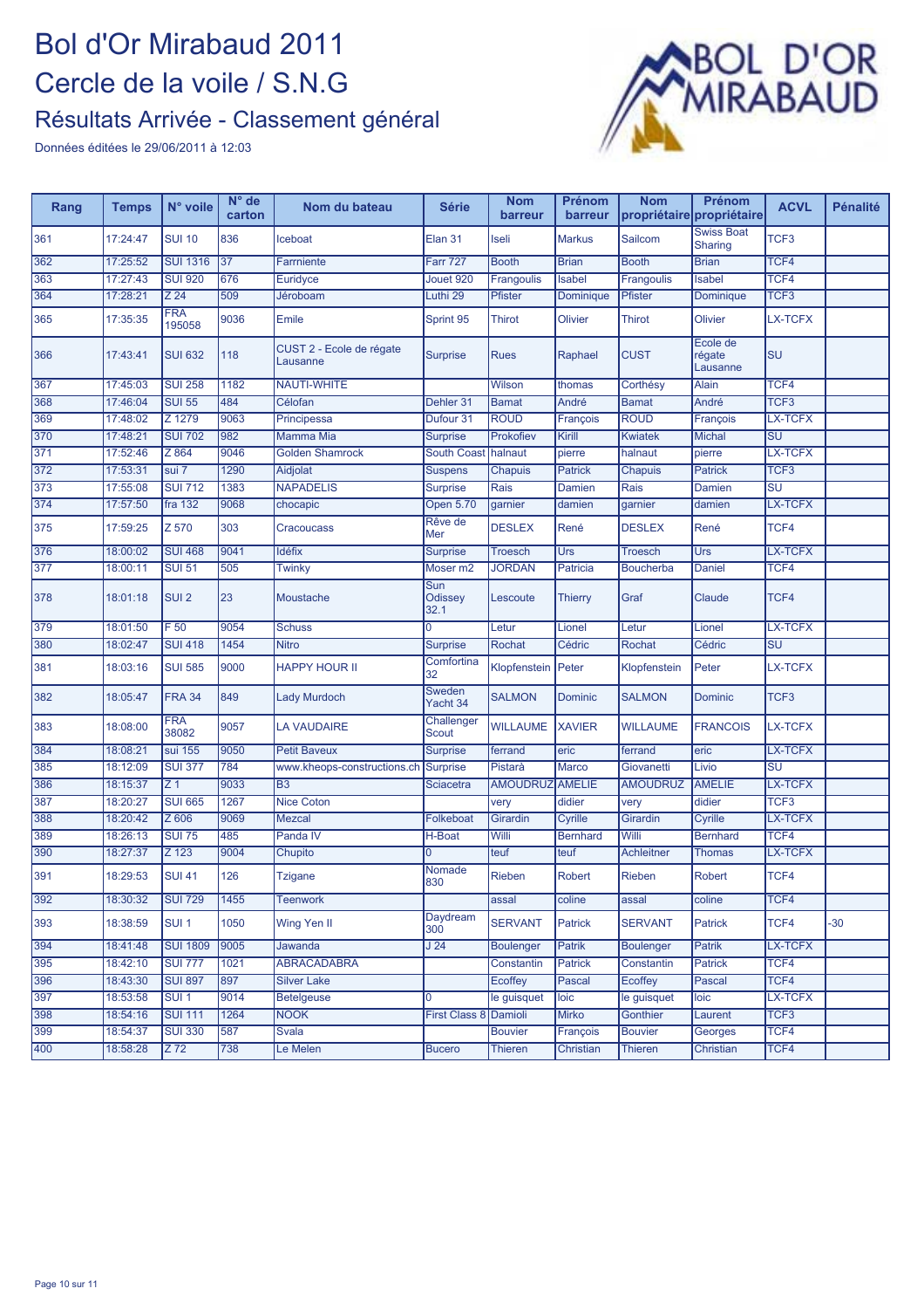# Bol d'Or Mirabaud 2011

## Cercle de la voile / S.N.G

### Résultats Arrivée - Classement général

Données éditées le 29/06/2011 à 12:03

| Rang | Temps | N° voile | N° de carton | Nom du bateau | Série | Nom barreur | Prénom barreur | Nom propriétaire | Prénom propriétaire | ACVL | Pénalité |
|---|---|---|---|---|---|---|---|---|---|---|---|
| 361 | 17:24:47 | SUI 10 | 836 | Iceboat | Elan 31 | Iseli | Markus | Sailcom | Swiss Boat Sharing | TCF3 | |
| 362 | 17:25:52 | SUI 1316 | 37 | Farrniente | Farr 727 | Booth | Brian | Booth | Brian | TCF4 | |
| 363 | 17:27:43 | SUI 920 | 676 | Euridyce | Jouet 920 | Frangoulis | Isabel | Frangoulis | Isabel | TCF4 | |
| 364 | 17:28:21 | Z 24 | 509 | Jéroboam | Luthi 29 | Pfister | Dominique | Pfister | Dominique | TCF3 | |
| 365 | 17:35:35 | FRA 195058 | 9036 | Emile | Sprint 95 | Thirot | Olivier | Thirot | Olivier | LX-TCFX | |
| 366 | 17:43:41 | SUI 632 | 118 | CUST 2 - Ecole de régate Lausanne | Surprise | Rues | Raphael | CUST | Ecole de régate Lausanne | SU | |
| 367 | 17:45:03 | SUI 258 | 1182 | NAUTI-WHITE | | Wilson | thomas | Corthésy | Alain | TCF4 | |
| 368 | 17:46:04 | SUI 55 | 484 | Célofan | Dehler 31 | Bamat | André | Bamat | André | TCF3 | |
| 369 | 17:48:02 | Z 1279 | 9063 | Principessa | Dufour 31 | ROUD | François | ROUD | François | LX-TCFX | |
| 370 | 17:48:21 | SUI 702 | 982 | Mamma Mia | Surprise | Prokofiev | Kirill | Kwiatek | Michal | SU | |
| 371 | 17:52:46 | Z 864 | 9046 | Golden Shamrock | South Coast | halnaut | pierre | halnaut | pierre | LX-TCFX | |
| 372 | 17:53:31 | sui 7 | 1290 | Aidjolat | Suspens | Chapuis | Patrick | Chapuis | Patrick | TCF3 | |
| 373 | 17:55:08 | SUI 712 | 1383 | NAPADELIS | Surprise | Rais | Damien | Rais | Damien | SU | |
| 374 | 17:57:50 | fra 132 | 9068 | chocapic | Open 5.70 | garnier | damien | garnier | damien | LX-TCFX | |
| 375 | 17:59:25 | Z 570 | 303 | Cracoucass | Rêve de Mer | DESLEX | René | DESLEX | René | TCF4 | |
| 376 | 18:00:02 | SUI 468 | 9041 | Idéfix | Surprise | Troesch | Urs | Troesch | Urs | LX-TCFX | |
| 377 | 18:00:11 | SUI 51 | 505 | Twinky | Moser m2 | JORDAN | Patricia | Boucherba | Daniel | TCF4 | |
| 378 | 18:01:18 | SUI 2 | 23 | Moustache | Sun Odissey 32.1 | Lescoute | Thierry | Graf | Claude | TCF4 | |
| 379 | 18:01:50 | F 50 | 9054 | Schuss | 0 | Letur | Lionel | Letur | Lionel | LX-TCFX | |
| 380 | 18:02:47 | SUI 418 | 1454 | Nitro | Surprise | Rochat | Cédric | Rochat | Cédric | SU | |
| 381 | 18:03:16 | SUI 585 | 9000 | HAPPY HOUR II | Comfortina 32 | Klopfenstein | Peter | Klopfenstein | Peter | LX-TCFX | |
| 382 | 18:05:47 | FRA 34 | 849 | Lady Murdoch | Sweden Yacht 34 | SALMON | Dominic | SALMON | Dominic | TCF3 | |
| 383 | 18:08:00 | FRA 38082 | 9057 | LA VAUDAIRE | Challenger Scout | WILLAUME | XAVIER | WILLAUME | FRANCOIS | LX-TCFX | |
| 384 | 18:08:21 | sui 155 | 9050 | Petit Baveux | Surprise | ferrand | eric | ferrand | eric | LX-TCFX | |
| 385 | 18:12:09 | SUI 377 | 784 | www.kheops-constructions.ch | Surprise | Pistarà | Marco | Giovanetti | Livio | SU | |
| 386 | 18:15:37 | Z 1 | 9033 | B3 | Sciacetra | AMOUDRUZ | AMELIE | AMOUDRUZ | AMELIE | LX-TCFX | |
| 387 | 18:20:27 | SUI 665 | 1267 | Nice Coton | | very | didier | very | didier | TCF3 | |
| 388 | 18:20:42 | Z 606 | 9069 | Mezcal | Folkeboat | Girardin | Cyrille | Girardin | Cyrille | LX-TCFX | |
| 389 | 18:26:13 | SUI 75 | 485 | Panda IV | H-Boat | Willi | Bernhard | Willi | Bernhard | TCF4 | |
| 390 | 18:27:37 | Z 123 | 9004 | Chupito | 0 | teuf | teuf | Achleitner | Thomas | LX-TCFX | |
| 391 | 18:29:53 | SUI 41 | 126 | Tzigane | Nomade 830 | Rieben | Robert | Rieben | Robert | TCF4 | |
| 392 | 18:30:32 | SUI 729 | 1455 | Teenwork | | assal | coline | assal | coline | TCF4 | |
| 393 | 18:38:59 | SUI 1 | 1050 | Wing Yen II | Daydream 300 | SERVANT | Patrick | SERVANT | Patrick | TCF4 | -30 |
| 394 | 18:41:48 | SUI 1809 | 9005 | Jawanda | J 24 | Boulenger | Patrik | Boulenger | Patrik | LX-TCFX | |
| 395 | 18:42:10 | SUI 777 | 1021 | ABRACADABRA | | Constantin | Patrick | Constantin | Patrick | TCF4 | |
| 396 | 18:43:30 | SUI 897 | 897 | Silver Lake | | Ecoffey | Pascal | Ecoffey | Pascal | TCF4 | |
| 397 | 18:53:58 | SUI 1 | 9014 | Betelgeuse | 0 | le guisquet | loic | le guisquet | loic | LX-TCFX | |
| 398 | 18:54:16 | SUI 111 | 1264 | NOOK | First Class 8 | Damioli | Mirko | Gonthier | Laurent | TCF3 | |
| 399 | 18:54:37 | SUI 330 | 587 | Svala | | Bouvier | François | Bouvier | Georges | TCF4 | |
| 400 | 18:58:28 | Z 72 | 738 | Le Melen | Bucero | Thieren | Christian | Thieren | Christian | TCF4 | |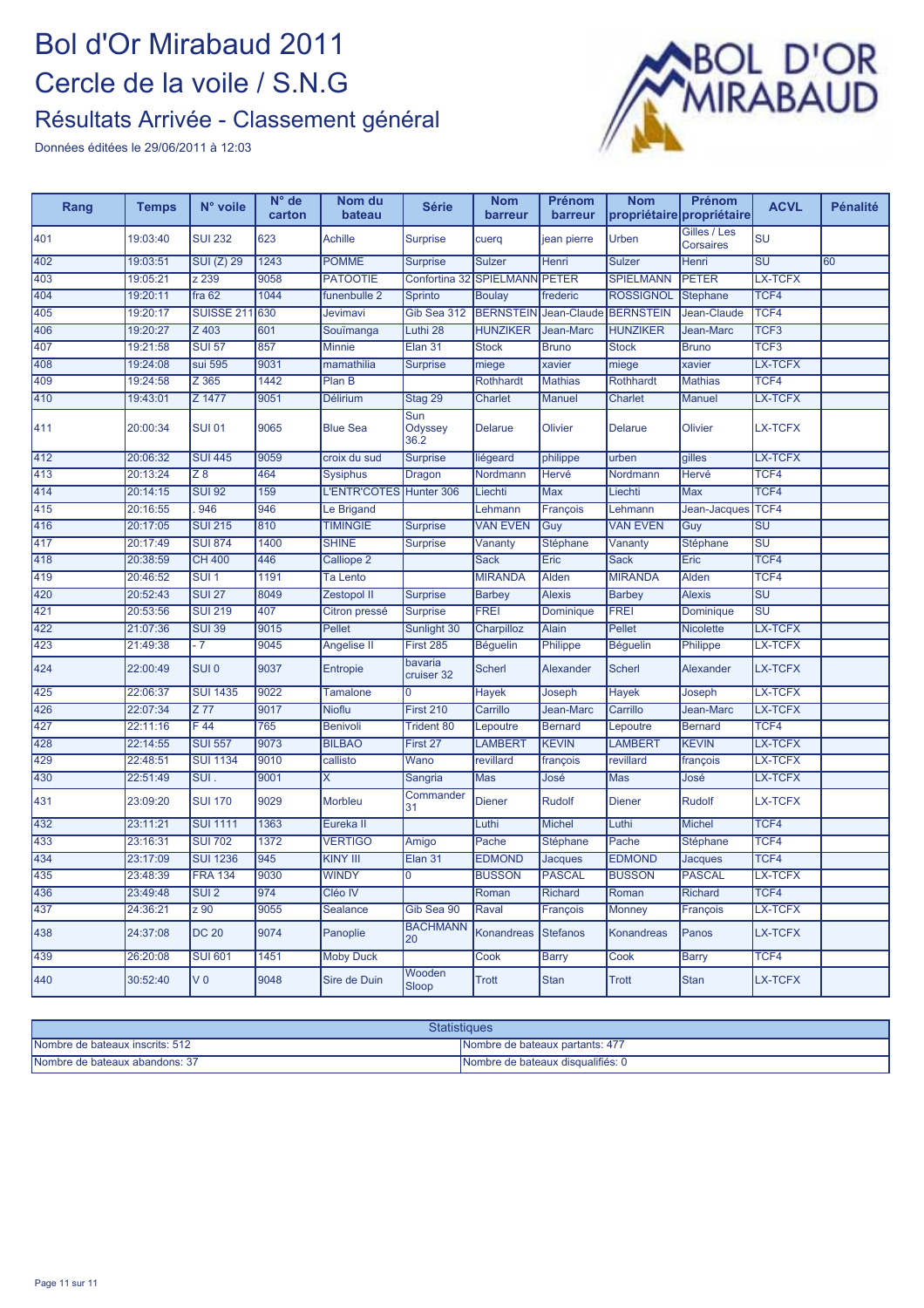# Bol d'Or Mirabaud 2011

# Cercle de la voile / S.N.G

## Résultats Arrivée - Classement général

Données éditées le 29/06/2011 à 12:03

| Rang | Temps | N° voile | N° de carton | Nom du bateau | Série | Nom barreur | Prénom barreur | Nom propriétaire | Prénom propriétaire | ACVL | Pénalité |
|---|---|---|---|---|---|---|---|---|---|---|---|
| 401 | 19:03:40 | SUI 232 | 623 | Achille | Surprise | cuerq | jean pierre | Urben | Gilles / Les Corsaires | SU | |
| 402 | 19:03:51 | SUI (Z) 29 | 1243 | POMME | Surprise | Sulzer | Henri | Sulzer | Henri | SU | 60 |
| 403 | 19:05:21 | z 239 | 9058 | PATOOTIE | Confortina 32 | SPIELMANN | PETER | SPIELMANN | PETER | LX-TCFX | |
| 404 | 19:20:11 | fra 62 | 1044 | funenbulle 2 | Sprinto | Boulay | frederic | ROSSIGNOL | Stephane | TCF4 | |
| 405 | 19:20:17 | SUISSE 211 | 630 | Jevimavi | Gib Sea 312 | BERNSTEIN | Jean-Claude | BERNSTEIN | Jean-Claude | TCF4 | |
| 406 | 19:20:27 | Z 403 | 601 | Souïmanga | Luthi 28 | HUNZIKER | Jean-Marc | HUNZIKER | Jean-Marc | TCF3 | |
| 407 | 19:21:58 | SUI 57 | 857 | Minnie | Elan 31 | Stock | Bruno | Stock | Bruno | TCF3 | |
| 408 | 19:24:08 | sui 595 | 9031 | mamathilia | Surprise | miege | xavier | miege | xavier | LX-TCFX | |
| 409 | 19:24:58 | Z 365 | 1442 | Plan B | | Rothhardt | Mathias | Rothhardt | Mathias | TCF4 | |
| 410 | 19:43:01 | Z 1477 | 9051 | Délirium | Stag 29 | Charlet | Manuel | Charlet | Manuel | LX-TCFX | |
| 411 | 20:00:34 | SUI 01 | 9065 | Blue Sea | Sun Odyssey 36.2 | Delarue | Olivier | Delarue | Olivier | LX-TCFX | |
| 412 | 20:06:32 | SUI 445 | 9059 | croix du sud | Surprise | liégeard | philippe | urben | gilles | LX-TCFX | |
| 413 | 20:13:24 | Z 8 | 464 | Sysiphus | Dragon | Nordmann | Hervé | Nordmann | Hervé | TCF4 | |
| 414 | 20:14:15 | SUI 92 | 159 | L'ENTR'COTES | Hunter 306 | Liechti | Max | Liechti | Max | TCF4 | |
| 415 | 20:16:55 | . 946 | 946 | Le Brigand | | Lehmann | François | Lehmann | Jean-Jacques | TCF4 | |
| 416 | 20:17:05 | SUI 215 | 810 | TIMINGIE | Surprise | VAN EVEN | Guy | VAN EVEN | Guy | SU | |
| 417 | 20:17:49 | SUI 874 | 1400 | SHINE | Surprise | Vananty | Stéphane | Vananty | Stéphane | SU | |
| 418 | 20:38:59 | CH 400 | 446 | Calliope 2 | | Sack | Eric | Sack | Eric | TCF4 | |
| 419 | 20:46:52 | SUI 1 | 1191 | Ta Lento | | MIRANDA | Alden | MIRANDA | Alden | TCF4 | |
| 420 | 20:52:43 | SUI 27 | 8049 | Zestopol II | Surprise | Barbey | Alexis | Barbey | Alexis | SU | |
| 421 | 20:53:56 | SUI 219 | 407 | Citron pressé | Surprise | FREI | Dominique | FREI | Dominique | SU | |
| 422 | 21:07:36 | SUI 39 | 9015 | Pellet | Sunlight 30 | Charpilloz | Alain | Pellet | Nicolette | LX-TCFX | |
| 423 | 21:49:38 | - 7 | 9045 | Angelise II | First 285 | Béguelin | Philippe | Béguelin | Philippe | LX-TCFX | |
| 424 | 22:00:49 | SUI 0 | 9037 | Entropie | bavaria cruiser 32 | Scherl | Alexander | Scherl | Alexander | LX-TCFX | |
| 425 | 22:06:37 | SUI 1435 | 9022 | Tamalone | 0 | Hayek | Joseph | Hayek | Joseph | LX-TCFX | |
| 426 | 22:07:34 | Z 77 | 9017 | Nioflu | First 210 | Carrillo | Jean-Marc | Carrillo | Jean-Marc | LX-TCFX | |
| 427 | 22:11:16 | F 44 | 765 | Benivoli | Trident 80 | Lepoutre | Bernard | Lepoutre | Bernard | TCF4 | |
| 428 | 22:14:55 | SUI 557 | 9073 | BILBAO | First 27 | LAMBERT | KEVIN | LAMBERT | KEVIN | LX-TCFX | |
| 429 | 22:48:51 | SUI 1134 | 9010 | callisto | Wano | revillard | françois | revillard | françois | LX-TCFX | |
| 430 | 22:51:49 | SUI . | 9001 | X | Sangria | Mas | José | Mas | José | LX-TCFX | |
| 431 | 23:09:20 | SUI 170 | 9029 | Morbleu | Commander 31 | Diener | Rudolf | Diener | Rudolf | LX-TCFX | |
| 432 | 23:11:21 | SUI 1111 | 1363 | Eureka II | | Luthi | Michel | Luthi | Michel | TCF4 | |
| 433 | 23:16:31 | SUI 702 | 1372 | VERTIGO | Amigo | Pache | Stéphane | Pache | Stéphane | TCF4 | |
| 434 | 23:17:09 | SUI 1236 | 945 | KINY III | Elan 31 | EDMOND | Jacques | EDMOND | Jacques | TCF4 | |
| 435 | 23:48:39 | FRA 134 | 9030 | WINDY | 0 | BUSSON | PASCAL | BUSSON | PASCAL | LX-TCFX | |
| 436 | 23:49:48 | SUI 2 | 974 | Cléo IV | | Roman | Richard | Roman | Richard | TCF4 | |
| 437 | 24:36:21 | z 90 | 9055 | Sealance | Gib Sea 90 | Raval | François | Monney | François | LX-TCFX | |
| 438 | 24:37:08 | DC 20 | 9074 | Panoplie | BACHMANN 20 | Konandreas | Stefanos | Konandreas | Panos | LX-TCFX | |
| 439 | 26:20:08 | SUI 601 | 1451 | Moby Duck | | Cook | Barry | Cook | Barry | TCF4 | |
| 440 | 30:52:40 | V 0 | 9048 | Sire de Duin | Wooden Sloop | Trott | Stan | Trott | Stan | LX-TCFX | |

| Statistiques | |
|---|---|
| Nombre de bateaux inscrits: 512 | Nombre de bateaux partants: 477 |
| Nombre de bateaux abandons: 37 | Nombre de bateaux disqualifiés: 0 |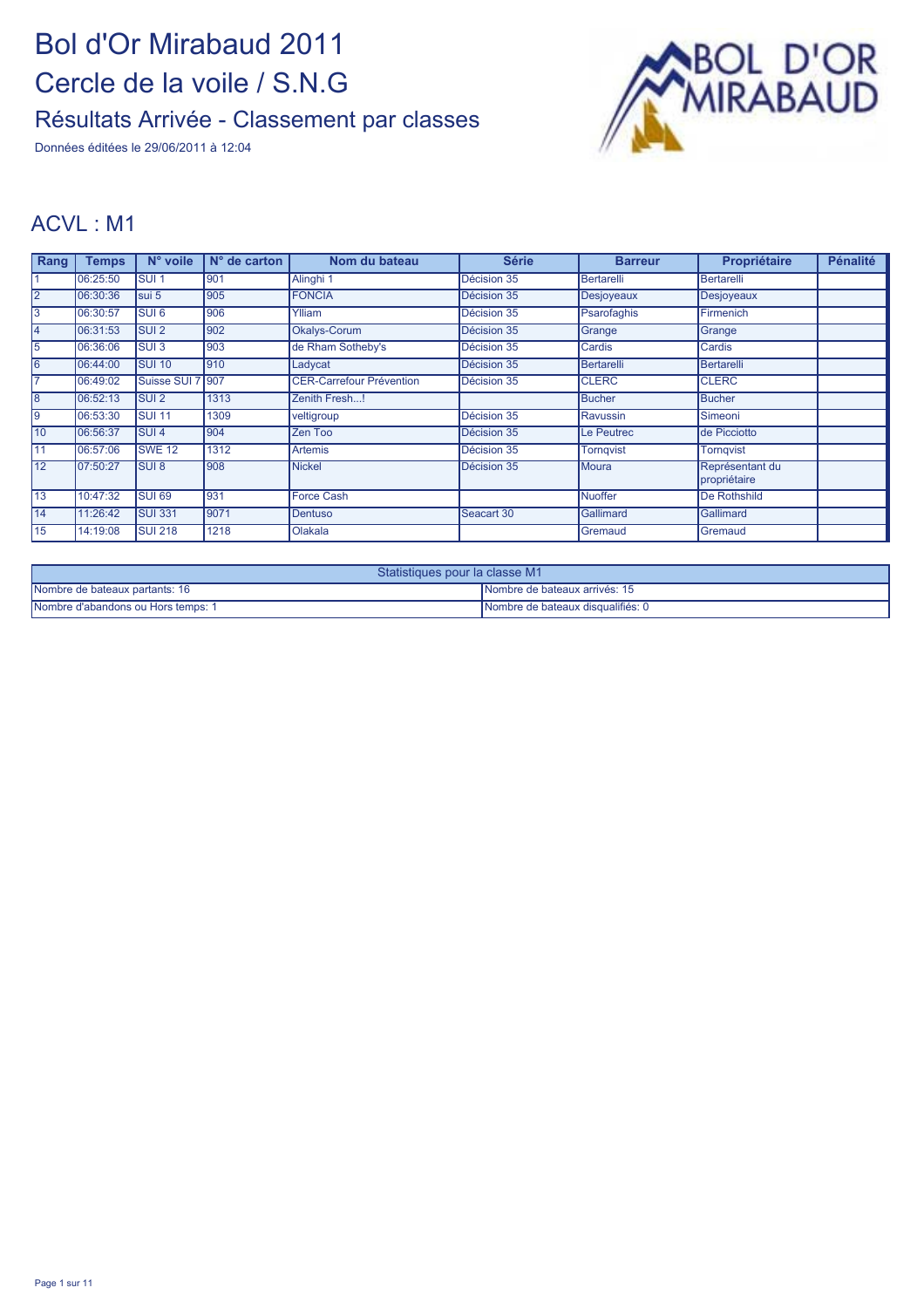# Bol d'Or Mirabaud 2011

## Cercle de la voile / S.N.G

### Résultats Arrivée - Classement par classes

Données éditées le 29/06/2011 à 12:04

## ACVL : M1

| Rang | Temps | N° voile | N° de carton | Nom du bateau | Série | Barreur | Propriétaire | Pénalité |
|---|---|---|---|---|---|---|---|---|
| 1 | 06:25:50 | SUI 1 | 901 | Alinghi 1 | Décision 35 | Bertarelli | Bertarelli | |
| 2 | 06:30:36 | sui 5 | 905 | FONCIA | Décision 35 | Desjoyeaux | Desjoyeaux | |
| 3 | 06:30:57 | SUI 6 | 906 | Ylliam | Décision 35 | Psarofaghis | Firmenich | |
| 4 | 06:31:53 | SUI 2 | 902 | Okalys-Corum | Décision 35 | Grange | Grange | |
| 5 | 06:36:06 | SUI 3 | 903 | de Rham Sotheby's | Décision 35 | Cardis | Cardis | |
| 6 | 06:44:00 | SUI 10 | 910 | Ladycat | Décision 35 | Bertarelli | Bertarelli | |
| 7 | 06:49:02 | Suisse SUI 7 | 907 | CER-Carrefour Prévention | Décision 35 | CLERC | CLERC | |
| 8 | 06:52:13 | SUI 2 | 1313 | Zenith Fresh...! | | Bucher | Bucher | |
| 9 | 06:53:30 | SUI 11 | 1309 | veltigroup | Décision 35 | Ravussin | Simeoni | |
| 10 | 06:56:37 | SUI 4 | 904 | Zen Too | Décision 35 | Le Peutrec | de Picciotto | |
| 11 | 06:57:06 | SWE 12 | 1312 | Artemis | Décision 35 | Tornqvist | Tornqvist | |
| 12 | 07:50:27 | SUI 8 | 908 | Nickel | Décision 35 | Moura | Représentant du propriétaire | |
| 13 | 10:47:32 | SUI 69 | 931 | Force Cash | | Nuoffer | De Rothshild | |
| 14 | 11:26:42 | SUI 331 | 9071 | Dentuso | Seacart 30 | Gallimard | Gallimard | |
| 15 | 14:19:08 | SUI 218 | 1218 | Olakala | | Gremaud | Gremaud | |

| Statistiques pour la classe M1 | |
|---|---|
| Nombre de bateaux partants: 16 | Nombre de bateaux arrivés: 15 |
| Nombre d'abandons ou Hors temps: 1 | Nombre de bateaux disqualifiés: 0 |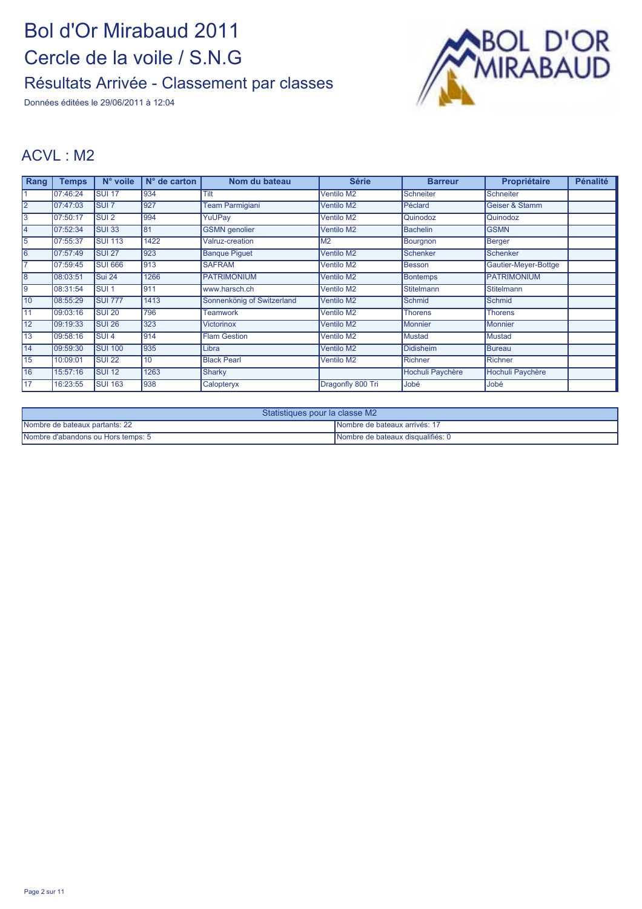# Bol d'Or Mirabaud 2011

## Cercle de la voile / S.N.G

### Résultats Arrivée - Classement par classes

Données éditées le 29/06/2011 à 12:04

## ACVL : M2

| Rang | Temps | N° voile | N° de carton | Nom du bateau | Série | Barreur | Propriétaire | Pénalité |
|---|---|---|---|---|---|---|---|---|
| 1 | 07:46:24 | SUI 17 | 934 | Tilt | Ventilo M2 | Schneiter | Schneiter | |
| 2 | 07:47:03 | SUI 7 | 927 | Team Parmigiani | Ventilo M2 | Péclard | Geiser & Stamm | |
| 3 | 07:50:17 | SUI 2 | 994 | YuUPay | Ventilo M2 | Quinodoz | Quinodoz | |
| 4 | 07:52:34 | SUI 33 | 81 | GSMN genolier | Ventilo M2 | Bachelin | GSMN | |
| 5 | 07:55:37 | SUI 113 | 1422 | Valruz-creation | M2 | Bourgnon | Berger | |
| 6 | 07:57:49 | SUI 27 | 923 | Banque Piguet | Ventilo M2 | Schenker | Schenker | |
| 7 | 07:59:45 | SUI 666 | 913 | SAFRAM | Ventilo M2 | Besson | Gautier-Meyer-Bottge | |
| 8 | 08:03:51 | Sui 24 | 1266 | PATRIMONIUM | Ventilo M2 | Bontemps | PATRIMONIUM | |
| 9 | 08:31:54 | SUI 1 | 911 | www.harsch.ch | Ventilo M2 | Stitelmann | Stitelmann | |
| 10 | 08:55:29 | SUI 777 | 1413 | Sonnenkönig of Switzerland | Ventilo M2 | Schmid | Schmid | |
| 11 | 09:03:16 | SUI 20 | 796 | Teamwork | Ventilo M2 | Thorens | Thorens | |
| 12 | 09:19:33 | SUI 26 | 323 | Victorinox | Ventilo M2 | Monnier | Monnier | |
| 13 | 09:58:16 | SUI 4 | 914 | Flam Gestion | Ventilo M2 | Mustad | Mustad | |
| 14 | 09:59:30 | SUI 100 | 935 | Libra | Ventilo M2 | Didisheim | Bureau | |
| 15 | 10:09:01 | SUI 22 | 10 | Black Pearl | Ventilo M2 | Richner | Richner | |
| 16 | 15:57:16 | SUI 12 | 1263 | Sharky | | Hochuli Paychère | Hochuli Paychère | |
| 17 | 16:23:55 | SUI 163 | 938 | Calopteryx | Dragonfly 800 Tri | Jobé | Jobé | |

| Statistiques pour la classe M2 | |
|---|---|
| Nombre de bateaux partants: 22 | Nombre de bateaux arrivés: 17 |
| Nombre d'abandons ou Hors temps: 5 | Nombre de bateaux disqualifiés: 0 |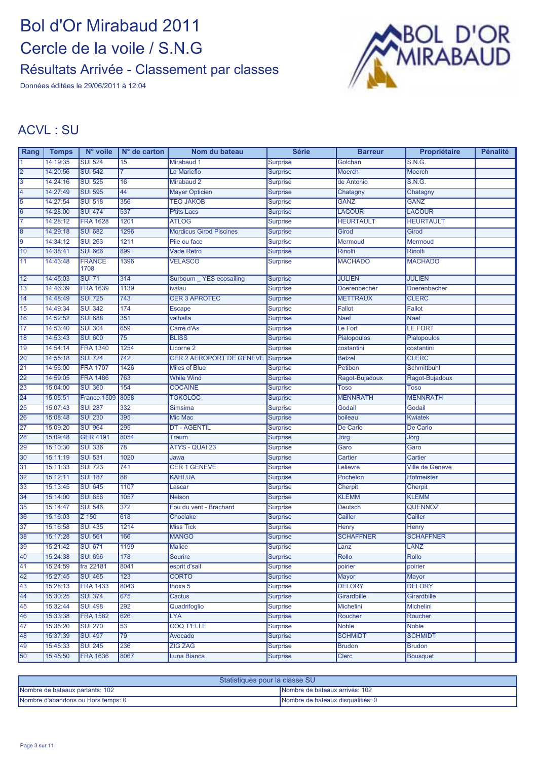# Bol d'Or Mirabaud 2011

## Cercle de la voile / S.N.G

### Résultats Arrivée - Classement par classes

Données éditées le 29/06/2011 à 12:04

## ACVL : SU

| Rang | Temps | N° voile | N° de carton | Nom du bateau | Série | Barreur | Propriétaire | Pénalité |
|---|---|---|---|---|---|---|---|---|
| 1 | 14:19:35 | SUI 524 | 15 | Mirabaud 1 | Surprise | Golchan | S.N.G. | |
| 2 | 14:20:56 | SUI 542 | 7 | La Marieflo | Surprise | Moerch | Moerch | |
| 3 | 14:24:16 | SUI 525 | 16 | Mirabaud 2 | Surprise | de Antonio | S.N.G. | |
| 4 | 14:27:49 | SUI 595 | 44 | Mayer Opticien | Surprise | Chatagny | Chatagny | |
| 5 | 14:27:54 | SUI 518 | 356 | TEO JAKOB | Surprise | GANZ | GANZ | |
| 6 | 14:28:00 | SUI 474 | 537 | P'tits Lacs | Surprise | LACOUR | LACOUR | |
| 7 | 14:28:12 | FRA 1628 | 1201 | ATLOG | Surprise | HEURTAULT | HEURTAULT | |
| 8 | 14:29:18 | SUI 682 | 1296 | Mordicus Girod Piscines | Surprise | Girod | Girod | |
| 9 | 14:34:12 | SUI 263 | 1211 | Pile ou face | Surprise | Mermoud | Mermoud | |
| 10 | 14:38:41 | SUI 666 | 899 | Vade Retro | Surprise | Rinolfi | Rinolfi | |
| 11 | 14:43:48 | FRANCE 1708 | 1396 | VELASCO | Surprise | MACHADO | MACHADO | |
| 12 | 14:45:03 | SUI 71 | 314 | Surboum _ YES ecosailing | Surprise | JULIEN | JULIEN | |
| 13 | 14:46:39 | FRA 1639 | 1139 | ivalau | Surprise | Doerenbecher | Doerenbecher | |
| 14 | 14:48:49 | SUI 725 | 743 | CER 3 APROTEC | Surprise | METTRAUX | CLERC | |
| 15 | 14:49:34 | SUI 342 | 174 | Escape | Surprise | Fallot | Fallot | |
| 16 | 14:52:52 | SUI 688 | 351 | valhalla | Surprise | Naef | Naef | |
| 17 | 14:53:40 | SUI 304 | 659 | Carré d'As | Surprise | Le Fort | LE FORT | |
| 18 | 14:53:43 | SUI 600 | 75 | BLISS | Surprise | Pialopoulos | Pialopoulos | |
| 19 | 14:54:14 | FRA 1340 | 1254 | Licorne 2 | Surprise | costantini | costantini | |
| 20 | 14:55:18 | SUI 724 | 742 | CER 2 AEROPORT DE GENEVE | Surprise | Betzel | CLERC | |
| 21 | 14:56:00 | FRA 1707 | 1426 | Miles of Blue | Surprise | Petibon | Schmittbuhl | |
| 22 | 14:59:05 | FRA 1486 | 763 | While Wind | Surprise | Ragot-Bujadoux | Ragot-Bujadoux | |
| 23 | 15:04:00 | SUI 360 | 154 | COCAINE | Surprise | Toso | Toso | |
| 24 | 15:05:51 | France 1509 | 8058 | TOKOLOC | Surprise | MENNRATH | MENNRATH | |
| 25 | 15:07:43 | SUI 287 | 332 | Simsima | Surprise | Godail | Godail | |
| 26 | 15:08:48 | SUI 230 | 395 | Mic Mac | Surprise | boileau | Kwiatek | |
| 27 | 15:09:20 | SUI 964 | 295 | DT - AGENTIL | Surprise | De Carlo | De Carlo | |
| 28 | 15:09:48 | GER 4191 | 8054 | Traum | Surprise | Jörg | Jörg | |
| 29 | 15:10:30 | SUI 336 | 78 | ATYS - QUAI 23 | Surprise | Garo | Garo | |
| 30 | 15:11:19 | SUI 531 | 1020 | Jawa | Surprise | Cartier | Cartier | |
| 31 | 15:11:33 | SUI 723 | 741 | CER 1 GENEVE | Surprise | Lelievre | Ville de Geneve | |
| 32 | 15:12:11 | SUI 187 | 88 | KAHLUA | Surprise | Pochelon | Hofmeister | |
| 33 | 15:13:45 | SUI 645 | 1107 | Lascar | Surprise | Cherpit | Cherpit | |
| 34 | 15:14:00 | SUI 656 | 1057 | Nelson | Surprise | KLEMM | KLEMM | |
| 35 | 15:14:47 | SUI 546 | 372 | Fou du vent - Brachard | Surprise | Deutsch | QUENNOZ | |
| 36 | 15:16:03 | Z 150 | 618 | Choclake | Surprise | Cailler | Cailler | |
| 37 | 15:16:58 | SUI 435 | 1214 | Miss Tick | Surprise | Henry | Henry | |
| 38 | 15:17:28 | SUI 561 | 166 | MANGO | Surprise | SCHAFFNER | SCHAFFNER | |
| 39 | 15:21:42 | SUI 671 | 1199 | Malice | Surprise | Lanz | LANZ | |
| 40 | 15:24:38 | SUI 696 | 178 | Sourire | Surprise | Rollo | Rollo | |
| 41 | 15:24:59 | fra 22181 | 8041 | esprit d'sail | Surprise | poirier | poirier | |
| 42 | 15:27:45 | SUI 465 | 123 | CORTO | Surprise | Mayor | Mayor | |
| 43 | 15:28:13 | FRA 1433 | 8043 | thoxa 5 | Surprise | DELORY | DELORY | |
| 44 | 15:30:25 | SUI 374 | 675 | Cactus | Surprise | Girardbille | Girardbille | |
| 45 | 15:32:44 | SUI 498 | 292 | Quadrifoglio | Surprise | Michelini | Michelini | |
| 46 | 15:33:38 | FRA 1582 | 626 | LYA | Surprise | Roucher | Roucher | |
| 47 | 15:35:20 | SUI 270 | 53 | COQ T'ELLE | Surprise | Noble | Noble | |
| 48 | 15:37:39 | SUI 497 | 79 | Avocado | Surprise | SCHMIDT | SCHMIDT | |
| 49 | 15:45:33 | SUI 245 | 236 | ZIG ZAG | Surprise | Brudon | Brudon | |
| 50 | 15:45:50 | FRA 1636 | 8067 | Luna Bianca | Surprise | Clerc | Bousquet | |

| Statistiques pour la classe SU | |
|---|---|
| Nombre de bateaux partants: 102 | Nombre de bateaux arrivés: 102 |
| Nombre d'abandons ou Hors temps: 0 | Nombre de bateaux disqualifiés: 0 |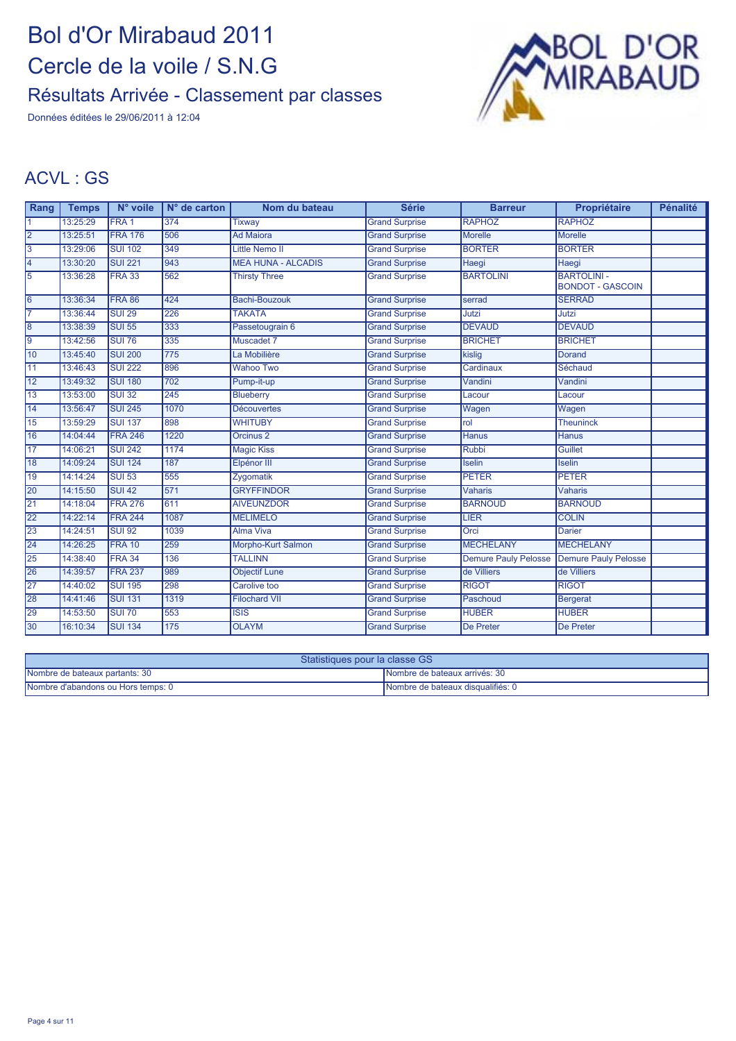# Bol d'Or Mirabaud 2011

## Cercle de la voile / S.N.G

### Résultats Arrivée - Classement par classes

Données éditées le 29/06/2011 à 12:04

## ACVL : GS

| Rang | Temps | N° voile | N° de carton | Nom du bateau | Série | Barreur | Propriétaire | Pénalité |
|---|---|---|---|---|---|---|---|---|
| 1 | 13:25:29 | FRA 1 | 374 | Tixway | Grand Surprise | RAPHOZ | RAPHOZ | |
| 2 | 13:25:51 | FRA 176 | 506 | Ad Maiora | Grand Surprise | Morelle | Morelle | |
| 3 | 13:29:06 | SUI 102 | 349 | Little Nemo II | Grand Surprise | BORTER | BORTER | |
| 4 | 13:30:20 | SUI 221 | 943 | MEA HUNA - ALCADIS | Grand Surprise | Haegi | Haegi | |
| 5 | 13:36:28 | FRA 33 | 562 | Thirsty Three | Grand Surprise | BARTOLINI | BARTOLINI - BONDOT - GASCOIN | |
| 6 | 13:36:34 | FRA 86 | 424 | Bachi-Bouzouk | Grand Surprise | serrad | SERRAD | |
| 7 | 13:36:44 | SUI 29 | 226 | TAKATA | Grand Surprise | Jutzi | Jutzi | |
| 8 | 13:38:39 | SUI 55 | 333 | Passetougrain 6 | Grand Surprise | DEVAUD | DEVAUD | |
| 9 | 13:42:56 | SUI 76 | 335 | Muscadet 7 | Grand Surprise | BRICHET | BRICHET | |
| 10 | 13:45:40 | SUI 200 | 775 | La Mobilière | Grand Surprise | kislig | Dorand | |
| 11 | 13:46:43 | SUI 222 | 896 | Wahoo Two | Grand Surprise | Cardinaux | Séchaud | |
| 12 | 13:49:32 | SUI 180 | 702 | Pump-it-up | Grand Surprise | Vandini | Vandini | |
| 13 | 13:53:00 | SUI 32 | 245 | Blueberry | Grand Surprise | Lacour | Lacour | |
| 14 | 13:56:47 | SUI 245 | 1070 | Découvertes | Grand Surprise | Wagen | Wagen | |
| 15 | 13:59:29 | SUI 137 | 898 | WHITUBY | Grand Surprise | rol | Theuninck | |
| 16 | 14:04:44 | FRA 246 | 1220 | Orcinus 2 | Grand Surprise | Hanus | Hanus | |
| 17 | 14:06:21 | SUI 242 | 1174 | Magic Kiss | Grand Surprise | Rubbi | Guillet | |
| 18 | 14:09:24 | SUI 124 | 187 | Elpénor III | Grand Surprise | Iselin | Iselin | |
| 19 | 14:14:24 | SUI 53 | 555 | Zygomatik | Grand Surprise | PETER | PETER | |
| 20 | 14:15:50 | SUI 42 | 571 | GRYFFINDOR | Grand Surprise | Vaharis | Vaharis | |
| 21 | 14:18:04 | FRA 276 | 611 | AIVEUNZDOR | Grand Surprise | BARNOUD | BARNOUD | |
| 22 | 14:22:14 | FRA 244 | 1087 | MELIMELO | Grand Surprise | LIER | COLIN | |
| 23 | 14:24:51 | SUI 92 | 1039 | Alma Viva | Grand Surprise | Orci | Darier | |
| 24 | 14:26:25 | FRA 10 | 259 | Morpho-Kurt Salmon | Grand Surprise | MECHELANY | MECHELANY | |
| 25 | 14:38:40 | FRA 34 | 136 | TALLINN | Grand Surprise | Demure Pauly Pelosse | Demure Pauly Pelosse | |
| 26 | 14:39:57 | FRA 237 | 989 | Objectif Lune | Grand Surprise | de Villiers | de Villiers | |
| 27 | 14:40:02 | SUI 195 | 298 | Carolive too | Grand Surprise | RIGOT | RIGOT | |
| 28 | 14:41:46 | SUI 131 | 1319 | Filochard VII | Grand Surprise | Paschoud | Bergerat | |
| 29 | 14:53:50 | SUI 70 | 553 | ISIS | Grand Surprise | HUBER | HUBER | |
| 30 | 16:10:34 | SUI 134 | 175 | OLAYM | Grand Surprise | De Preter | De Preter | |

| Statistiques pour la classe GS | |
|---|---|
| Nombre de bateaux partants: 30 | Nombre de bateaux arrivés: 30 |
| Nombre d'abandons ou Hors temps: 0 | Nombre de bateaux disqualifiés: 0 |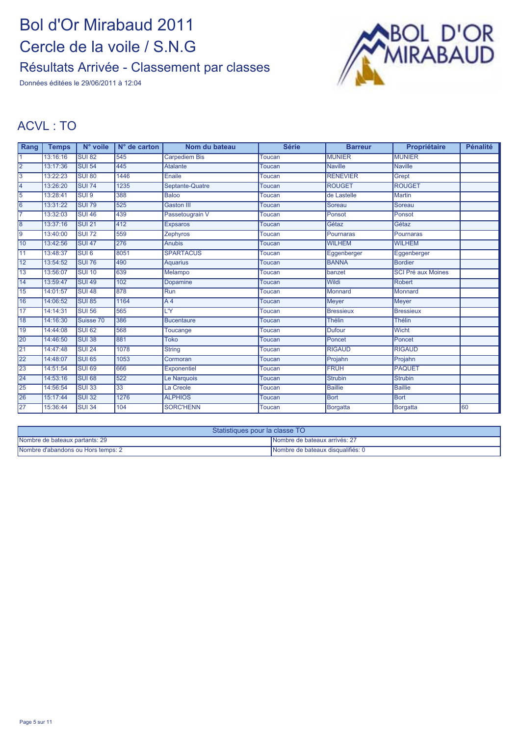# Bol d'Or Mirabaud 2011

## Cercle de la voile / S.N.G

### Résultats Arrivée - Classement par classes

Données éditées le 29/06/2011 à 12:04

## ACVL : TO

| Rang | Temps | N° voile | N° de carton | Nom du bateau | Série | Barreur | Propriétaire | Pénalité |
|---|---|---|---|---|---|---|---|---|
| 1 | 13:16:16 | SUI 82 | 545 | Carpediem Bis | Toucan | MUNIER | MUNIER | |
| 2 | 13:17:36 | SUI 54 | 445 | Atalante | Toucan | Naville | Naville | |
| 3 | 13:22:23 | SUI 80 | 1446 | Enaile | Toucan | RENEVIER | Grept | |
| 4 | 13:26:20 | SUI 74 | 1235 | Septante-Quatre | Toucan | ROUGET | ROUGET | |
| 5 | 13:28:41 | SUI 9 | 388 | Baloo | Toucan | de Lastelle | Martin | |
| 6 | 13:31:22 | SUI 79 | 525 | Gaston III | Toucan | Soreau | Soreau | |
| 7 | 13:32:03 | SUI 46 | 439 | Passetougrain V | Toucan | Ponsot | Ponsot | |
| 8 | 13:37:16 | SUI 21 | 412 | Expsaros | Toucan | Gétaz | Gétaz | |
| 9 | 13:40:00 | SUI 72 | 559 | Zephyros | Toucan | Pournaras | Pournaras | |
| 10 | 13:42:56 | SUI 47 | 276 | Anubis | Toucan | WILHEM | WILHEM | |
| 11 | 13:48:37 | SUI 6 | 8051 | SPARTACUS | Toucan | Eggenberger | Eggenberger | |
| 12 | 13:54:52 | SUI 76 | 490 | Aquarius | Toucan | BANNA | Bordier | |
| 13 | 13:56:07 | SUI 10 | 639 | Melampo | Toucan | banzet | SCI Pré aux Moines | |
| 14 | 13:59:47 | SUI 49 | 102 | Dopamine | Toucan | Wildi | Robert | |
| 15 | 14:01:57 | SUI 48 | 878 | Run | Toucan | Monnard | Monnard | |
| 16 | 14:06:52 | SUI 85 | 1164 | A 4 | Toucan | Meyer | Meyer | |
| 17 | 14:14:31 | SUI 56 | 565 | L'Y | Toucan | Bressieux | Bressieux | |
| 18 | 14:16:30 | Suisse 70 | 386 | Bucentaure | Toucan | Thélin | Thélin | |
| 19 | 14:44:08 | SUI 62 | 568 | Toucange | Toucan | Dufour | Wicht | |
| 20 | 14:46:50 | SUI 38 | 881 | Toko | Toucan | Poncet | Poncet | |
| 21 | 14:47:48 | SUI 24 | 1078 | String | Toucan | RIGAUD | RIGAUD | |
| 22 | 14:48:07 | SUI 65 | 1053 | Cormoran | Toucan | Projahn | Projahn | |
| 23 | 14:51:54 | SUI 69 | 666 | Exponentiel | Toucan | FRÜH | PAQUET | |
| 24 | 14:53:16 | SUI 68 | 522 | Le Narquois | Toucan | Strubin | Strubin | |
| 25 | 14:56:54 | SUI 33 | 33 | La Creole | Toucan | Baillie | Baillie | |
| 26 | 15:17:44 | SUI 32 | 1276 | ALPHIOS | Toucan | Bort | Bort | |
| 27 | 15:36:44 | SUI 34 | 104 | SORC'HENN | Toucan | Borgatta | Borgatta | 60 |

| Statistiques pour la classe TO | |
|---|---|
| Nombre de bateaux partants: 29 | Nombre de bateaux arrivés: 27 |
| Nombre d'abandons ou Hors temps: 2 | Nombre de bateaux disqualifiés: 0 |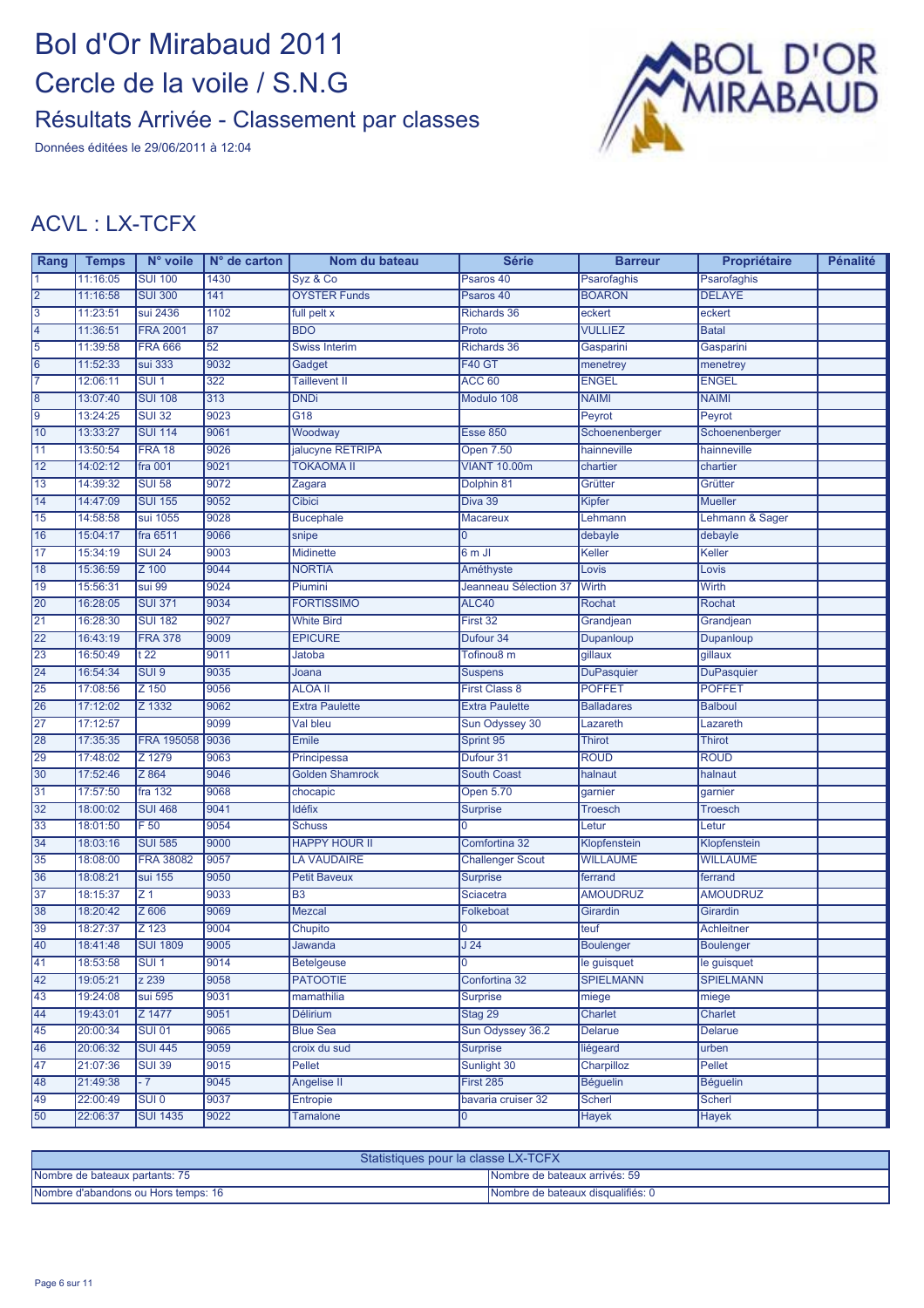# Bol d'Or Mirabaud 2011

## Cercle de la voile / S.N.G

### Résultats Arrivée - Classement par classes

Données éditées le 29/06/2011 à 12:04

## ACVL : LX-TCFX

| Rang | Temps | N° voile | N° de carton | Nom du bateau | Série | Barreur | Propriétaire | Pénalité |
|---|---|---|---|---|---|---|---|---|
| 1 | 11:16:05 | SUI 100 | 1430 | Syz & Co | Psaros 40 | Psarofaghis | Psarofaghis | |
| 2 | 11:16:58 | SUI 300 | 141 | OYSTER Funds | Psaros 40 | BOARON | DELAYE | |
| 3 | 11:23:51 | sui 2436 | 1102 | full pelt x | Richards 36 | eckert | eckert | |
| 4 | 11:36:51 | FRA 2001 | 87 | BDO | Proto | VULLIEZ | Batal | |
| 5 | 11:39:58 | FRA 666 | 52 | Swiss Interim | Richards 36 | Gasparini | Gasparini | |
| 6 | 11:52:33 | sui 333 | 9032 | Gadget | F40 GT | menetrey | menetrey | |
| 7 | 12:06:11 | SUI 1 | 322 | Taillevent II | ACC 60 | ENGEL | ENGEL | |
| 8 | 13:07:40 | SUI 108 | 313 | DNDi | Modulo 108 | NAIMI | NAIMI | |
| 9 | 13:24:25 | SUI 32 | 9023 | G18 | | Peyrot | Peyrot | |
| 10 | 13:33:27 | SUI 114 | 9061 | Woodway | Esse 850 | Schoenenberger | Schoenenberger | |
| 11 | 13:50:54 | FRA 18 | 9026 | jalucyne RETRIPA | Open 7.50 | hainneville | hainneville | |
| 12 | 14:02:12 | fra 001 | 9021 | TOKAOMA II | VIANT 10.00m | chartier | chartier | |
| 13 | 14:39:32 | SUI 58 | 9072 | Zagara | Dolphin 81 | Grütter | Grütter | |
| 14 | 14:47:09 | SUI 155 | 9052 | Cibici | Diva 39 | Kipfer | Mueller | |
| 15 | 14:58:58 | sui 1055 | 9028 | Bucephale | Macareux | Lehmann | Lehmann & Sager | |
| 16 | 15:04:17 | fra 6511 | 9066 | snipe | 0 | debayle | debayle | |
| 17 | 15:34:19 | SUI 24 | 9003 | Midinette | 6 m JI | Keller | Keller | |
| 18 | 15:36:59 | Z 100 | 9044 | NORTIA | Améthyste | Lovis | Lovis | |
| 19 | 15:56:31 | sui 99 | 9024 | Piumini | Jeanneau Sélection 37 | Wirth | Wirth | |
| 20 | 16:28:05 | SUI 371 | 9034 | FORTISSIMO | ALC40 | Rochat | Rochat | |
| 21 | 16:28:30 | SUI 182 | 9027 | White Bird | First 32 | Grandjean | Grandjean | |
| 22 | 16:43:19 | FRA 378 | 9009 | EPICURE | Dufour 34 | Dupanloup | Dupanloup | |
| 23 | 16:50:49 | t 22 | 9011 | Jatoba | Tofinou8 m | gillaux | gillaux | |
| 24 | 16:54:34 | SUI 9 | 9035 | Joana | Suspens | DuPasquier | DuPasquier | |
| 25 | 17:08:56 | Z 150 | 9056 | ALOA II | First Class 8 | POFFET | POFFET | |
| 26 | 17:12:02 | Z 1332 | 9062 | Extra Paulette | Extra Paulette | Balladares | Balboul | |
| 27 | 17:12:57 | | 9099 | Val bleu | Sun Odyssey 30 | Lazareth | Lazareth | |
| 28 | 17:35:35 | FRA 195058 | 9036 | Emile | Sprint 95 | Thirot | Thirot | |
| 29 | 17:48:02 | Z 1279 | 9063 | Principessa | Dufour 31 | ROUD | ROUD | |
| 30 | 17:52:46 | Z 864 | 9046 | Golden Shamrock | South Coast | halnaut | halnaut | |
| 31 | 17:57:50 | fra 132 | 9068 | chocapic | Open 5.70 | garnier | garnier | |
| 32 | 18:00:02 | SUI 468 | 9041 | Idéfix | Surprise | Troesch | Troesch | |
| 33 | 18:01:50 | F 50 | 9054 | Schuss | 0 | Letur | Letur | |
| 34 | 18:03:16 | SUI 585 | 9000 | HAPPY HOUR II | Comfortina 32 | Klopfenstein | Klopfenstein | |
| 35 | 18:08:00 | FRA 38082 | 9057 | LA VAUDAIRE | Challenger Scout | WILLAUME | WILLAUME | |
| 36 | 18:08:21 | sui 155 | 9050 | Petit Baveux | Surprise | ferrand | ferrand | |
| 37 | 18:15:37 | Z 1 | 9033 | B3 | Sciacetra | AMOUDRUZ | AMOUDRUZ | |
| 38 | 18:20:42 | Z 606 | 9069 | Mezcal | Folkeboat | Girardin | Girardin | |
| 39 | 18:27:37 | Z 123 | 9004 | Chupito | 0 | teuf | Achleitner | |
| 40 | 18:41:48 | SUI 1809 | 9005 | Jawanda | J 24 | Boulenger | Boulenger | |
| 41 | 18:53:58 | SUI 1 | 9014 | Betelgeuse | 0 | le guisquet | le guisquet | |
| 42 | 19:05:21 | z 239 | 9058 | PATOOTIE | Confortina 32 | SPIELMANN | SPIELMANN | |
| 43 | 19:24:08 | sui 595 | 9031 | mamathilia | Surprise | miege | miege | |
| 44 | 19:43:01 | Z 1477 | 9051 | Délirium | Stag 29 | Charlet | Charlet | |
| 45 | 20:00:34 | SUI 01 | 9065 | Blue Sea | Sun Odyssey 36.2 | Delarue | Delarue | |
| 46 | 20:06:32 | SUI 445 | 9059 | croix du sud | Surprise | liégeard | urben | |
| 47 | 21:07:36 | SUI 39 | 9015 | Pellet | Sunlight 30 | Charpilloz | Pellet | |
| 48 | 21:49:38 | - 7 | 9045 | Angelise II | First 285 | Béguelin | Béguelin | |
| 49 | 22:00:49 | SUI 0 | 9037 | Entropie | bavaria cruiser 32 | Scherl | Scherl | |
| 50 | 22:06:37 | SUI 1435 | 9022 | Tamalone | 0 | Hayek | Hayek | |

| Statistiques pour la classe LX-TCFX | |
|---|---|
| Nombre de bateaux partants: 75 | Nombre de bateaux arrivés: 59 |
| Nombre d'abandons ou Hors temps: 16 | Nombre de bateaux disqualifiés: 0 |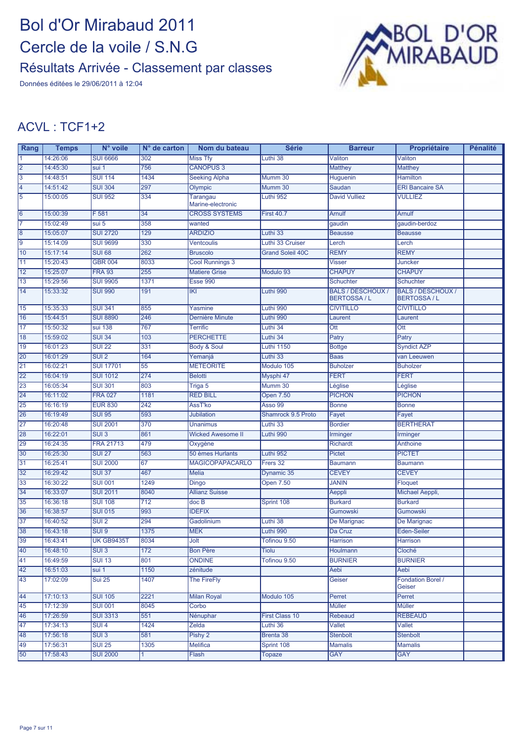# Bol d'Or Mirabaud 2011

## Cercle de la voile / S.N.G

### Résultats Arrivée - Classement par classes

Données éditées le 29/06/2011 à 12:04

## ACVL : TCF1+2

| Rang | Temps | N° voile | N° de carton | Nom du bateau | Série | Barreur | Propriétaire | Pénalité |
|---|---|---|---|---|---|---|---|---|
| 1 | 14:26:06 | SUI 6666 | 302 | Miss Tfy | Luthi 38 | Valiton | Valiton | |
| 2 | 14:45:30 | sui 1 | 756 | CANOPUS 3 | | Matthey | Matthey | |
| 3 | 14:48:51 | SUI 114 | 1434 | Seeking Alpha | Mumm 30 | Huguenin | Hamilton | |
| 4 | 14:51:42 | SUI 304 | 297 | Olympic | Mumm 30 | Saudan | ERI Bancaire SA | |
| 5 | 15:00:05 | SUI 952 | 334 | Tarangau Marine-electronic | Luthi 952 | David Vulliez | VULLIEZ | |
| 6 | 15:00:39 | F 581 | 34 | CROSS SYSTEMS | First 40.7 | Arnulf | Arnulf | |
| 7 | 15:02:49 | sui 5 | 358 | wanted | | gaudin | gaudin-berdoz | |
| 8 | 15:05:07 | SUI 2720 | 129 | ARDIZIO | Luthi 33 | Beausse | Beausse | |
| 9 | 15:14:09 | SUI 9699 | 330 | Ventcoulis | Luthi 33 Cruiser | Lerch | Lerch | |
| 10 | 15:17:14 | SUI 68 | 262 | Bruscolo | Grand Soleil 40C | REMY | REMY | |
| 11 | 15:20:43 | GBR 004 | 8033 | Cool Runnings 3 | | Visser | Juncker | |
| 12 | 15:25:07 | FRA 93 | 255 | Matiere Grise | Modulo 93 | CHAPUY | CHAPUY | |
| 13 | 15:29:56 | SUI 9905 | 1371 | Esse 990 | | Schuchter | Schuchter | |
| 14 | 15:33:32 | SUI 990 | 191 | IKI | Luthi 990 | BALS / DESCHOUX / BERTOSSA / L | BALS / DESCHOUX / BERTOSSA / L | |
| 15 | 15:35:33 | SUI 341 | 855 | Yasmine | Luthi 990 | CIVITILLO | CIVITILLO | |
| 16 | 15:44:51 | SUI 8890 | 246 | Dernière Minute | Luthi 990 | Laurent | Laurent | |
| 17 | 15:50:32 | sui 138 | 767 | Terrific | Luthi 34 | Ott | Ott | |
| 18 | 15:59:02 | SUI 34 | 103 | PERCHETTE | Luthi 34 | Patry | Patry | |
| 19 | 16:01:23 | SUI 22 | 331 | Body & Soul | Luthi 1150 | Bottge | Syndict AZP | |
| 20 | 16:01:29 | SUI 2 | 164 | Yemanjá | Luthi 33 | Baas | van Leeuwen | |
| 21 | 16:02:21 | SUI 17701 | 55 | METEORITE | Modulo 105 | Buholzer | Buholzer | |
| 22 | 16:04:19 | SUI 1012 | 274 | Belotti | Mysphi 47 | FERT | FERT | |
| 23 | 16:05:34 | SUI 301 | 803 | Triga 5 | Mumm 30 | Léglise | Léglise | |
| 24 | 16:11:02 | FRA 027 | 1181 | RED BILL | Open 7.50 | PICHON | PICHON | |
| 25 | 16:16:19 | EUR 830 | 242 | AssT'ko | Asso 99 | Bonne | Bonne | |
| 26 | 16:19:49 | SUI 95 | 593 | Jubilation | Shamrock 9.5 Proto | Fayet | Fayet | |
| 27 | 16:20:48 | SUI 2001 | 370 | Unanimus | Luthi 33 | Bordier | BERTHERAT | |
| 28 | 16:22:01 | SUI 3 | 861 | Wicked Awesome II | Luthi 990 | Irminger | Irminger | |
| 29 | 16:24:35 | FRA 21713 | 479 | Oxygène | | Richardt | Anthoine | |
| 30 | 16:25:30 | SUI 27 | 563 | 50 èmes Hurlants | Luthi 952 | Pictet | PICTET | |
| 31 | 16:25:41 | SUI 2000 | 67 | MAGICOPAPACARLO | Frers 32 | Baumann | Baumann | |
| 32 | 16:29:42 | SUI 37 | 467 | Melia | Dynamic 35 | CEVEY | CEVEY | |
| 33 | 16:30:22 | SUI 001 | 1249 | Dingo | Open 7.50 | JANIN | Floquet | |
| 34 | 16:33:07 | SUI 2011 | 8040 | Allianz Suisse | | Aeppli | Michael Aeppli, | |
| 35 | 16:36:18 | SUI 108 | 712 | doc B | Sprint 108 | Burkard | Burkard | |
| 36 | 16:38:57 | SUI 015 | 993 | IDEFIX | | Gumowski | Gumowski | |
| 37 | 16:40:52 | SUI 2 | 294 | Gadolinium | Luthi 38 | De Marignac | De Marignac | |
| 38 | 16:43:18 | SUI 9 | 1375 | MEK | Luthi 990 | Da Cruz | Eden-Seiler | |
| 39 | 16:43:41 | UK GB9435T | 8034 | Jolt | Tofinou 9.50 | Harrison | Harrison | |
| 40 | 16:48:10 | SUI 3 | 172 | Bon Père | Tiolu | Houlmann | Cloché | |
| 41 | 16:49:59 | SUI 13 | 801 | ONDINE | Tofinou 9.50 | BURNIER | BURNIER | |
| 42 | 16:51:03 | sui 1 | 1150 | zénitude | | Aebi | Aebi | |
| 43 | 17:02:09 | Sui 25 | 1407 | The FireFly | | Geiser | Fondation Borel / Geiser | |
| 44 | 17:10:13 | SUI 105 | 2221 | Milan Royal | Modulo 105 | Perret | Perret | |
| 45 | 17:12:39 | SUI 001 | 8045 | Corbo | | Müller | Müller | |
| 46 | 17:26:59 | SUI 3313 | 551 | Nénuphar | First Class 10 | Rebeaud | REBEAUD | |
| 47 | 17:34:13 | SUI 4 | 1424 | Zelda | Luthi 36 | Vallet | Vallet | |
| 48 | 17:56:18 | SUI 3 | 581 | Pishy 2 | Brenta 38 | Stenbolt | Stenbolt | |
| 49 | 17:56:31 | SUI 25 | 1305 | Melifica | Sprint 108 | Mamalis | Mamalis | |
| 50 | 17:58:43 | SUI 2000 | 1 | Flash | Topaze | GAY | GAY | |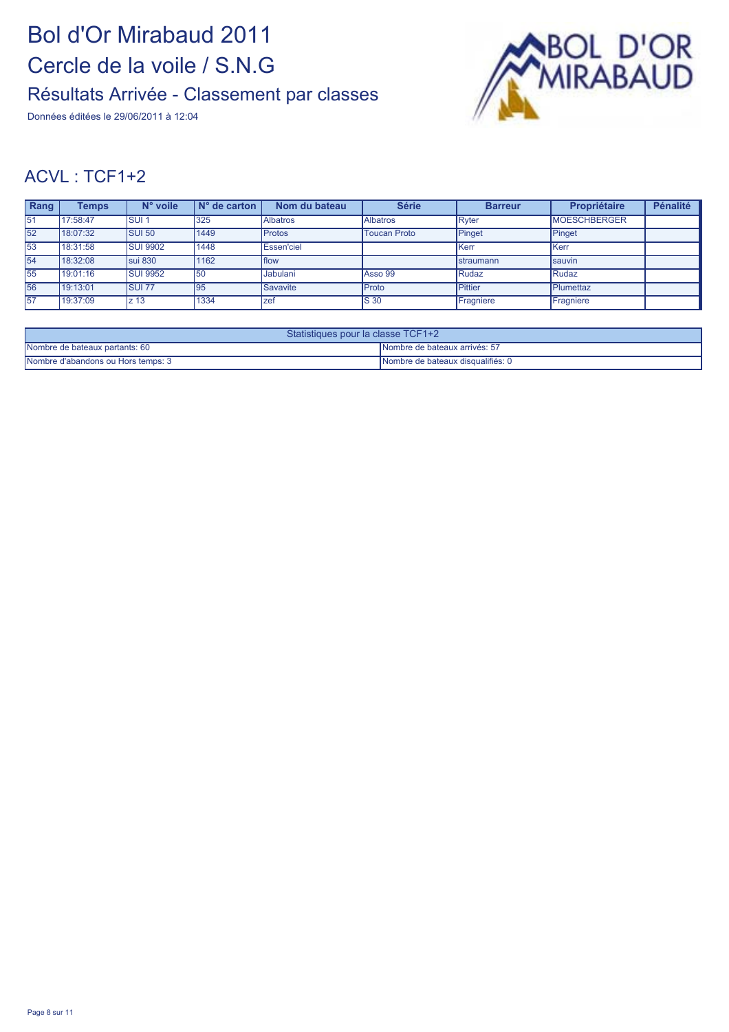# Bol d'Or Mirabaud 2011

## Cercle de la voile / S.N.G

### Résultats Arrivée - Classement par classes

Données éditées le 29/06/2011 à 12:04

## ACVL : TCF1+2

| Rang | Temps | N° voile | N° de carton | Nom du bateau | Série | Barreur | Propriétaire | Pénalité |
|---|---|---|---|---|---|---|---|---|
| 51 | 17:58:47 | SUI 1 | 325 | Albatros | Albatros | Ryter | MOESCHBERGER | |
| 52 | 18:07:32 | SUI 50 | 1449 | Protos | Toucan Proto | Pinget | Pinget | |
| 53 | 18:31:58 | SUI 9902 | 1448 | Essen'ciel | | Kerr | Kerr | |
| 54 | 18:32:08 | sui 830 | 1162 | flow | | straumann | sauvin | |
| 55 | 19:01:16 | SUI 9952 | 50 | Jabulani | Asso 99 | Rudaz | Rudaz | |
| 56 | 19:13:01 | SUI 77 | 95 | Savavite | Proto | Pittier | Plumettaz | |
| 57 | 19:37:09 | z 13 | 1334 | zef | S 30 | Fragniere | Fragniere | |

| Statistiques pour la classe TCF1+2 | |
|---|---|
| Nombre de bateaux partants: 60 | Nombre de bateaux arrivés: 57 |
| Nombre d'abandons ou Hors temps: 3 | Nombre de bateaux disqualifiés: 0 |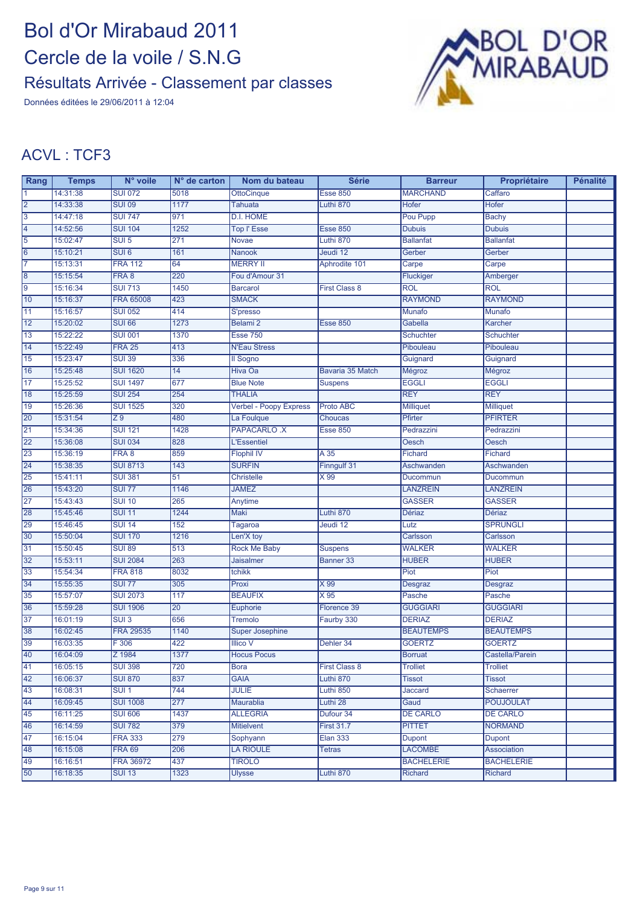# Bol d'Or Mirabaud 2011

## Cercle de la voile / S.N.G

### Résultats Arrivée - Classement par classes

Données éditées le 29/06/2011 à 12:04

## ACVL : TCF3

| Rang | Temps | N° voile | N° de carton | Nom du bateau | Série | Barreur | Propriétaire | Pénalité |
|---|---|---|---|---|---|---|---|---|
| 1 | 14:31:38 | SUI 072 | 5018 | OttoCinque | Esse 850 | MARCHAND | Caffaro | |
| 2 | 14:33:38 | SUI 09 | 1177 | Tahuata | Luthi 870 | Hofer | Hofer | |
| 3 | 14:47:18 | SUI 747 | 971 | D.I. HOME | | Pou Pupp | Bachy | |
| 4 | 14:52:56 | SUI 104 | 1252 | Top l' Esse | Esse 850 | Dubuis | Dubuis | |
| 5 | 15:02:47 | SUI 5 | 271 | Novae | Luthi 870 | Ballanfat | Ballanfat | |
| 6 | 15:10:21 | SUI 6 | 161 | Nanook | Jeudi 12 | Gerber | Gerber | |
| 7 | 15:13:31 | FRA 112 | 64 | MERRY II | Aphrodite 101 | Carpe | Carpe | |
| 8 | 15:15:54 | FRA 8 | 220 | Fou d'Amour 31 | | Fluckiger | Amberger | |
| 9 | 15:16:34 | SUI 713 | 1450 | Barcarol | First Class 8 | ROL | ROL | |
| 10 | 15:16:37 | FRA 65008 | 423 | SMACK | | RAYMOND | RAYMOND | |
| 11 | 15:16:57 | SUI 052 | 414 | S'presso | | Munafo | Munafo | |
| 12 | 15:20:02 | SUI 66 | 1273 | Belami 2 | Esse 850 | Gabella | Karcher | |
| 13 | 15:22:22 | SUI 001 | 1370 | Esse 750 | | Schuchter | Schuchter | |
| 14 | 15:22:49 | FRA 25 | 413 | N'Eau Stress | | Pibouleau | Pibouleau | |
| 15 | 15:23:47 | SUI 39 | 336 | Il Sogno | | Guignard | Guignard | |
| 16 | 15:25:48 | SUI 1620 | 14 | Hiva Oa | Bavaria 35 Match | Mégroz | Mégroz | |
| 17 | 15:25:52 | SUI 1497 | 677 | Blue Note | Suspens | EGGLI | EGGLI | |
| 18 | 15:25:59 | SUI 254 | 254 | THALIA | | REY | REY | |
| 19 | 15:26:36 | SUI 1525 | 320 | Verbel - Poopy Express | Proto ABC | Milliquet | Milliquet | |
| 20 | 15:31:54 | Z 9 | 480 | La Foulque | Choucas | Pfirter | PFIRTER | |
| 21 | 15:34:36 | SUI 121 | 1428 | PAPACARLO .X | Esse 850 | Pedrazzini | Pedrazzini | |
| 22 | 15:36:08 | SUI 034 | 828 | L'Essentiel | | Oesch | Oesch | |
| 23 | 15:36:19 | FRA 8 | 859 | Flophil IV | A 35 | Fichard | Fichard | |
| 24 | 15:38:35 | SUI 8713 | 143 | SURFIN | Finngulf 31 | Aschwanden | Aschwanden | |
| 25 | 15:41:11 | SUI 381 | 51 | Christelle | X 99 | Ducommun | Ducommun | |
| 26 | 15:43:20 | SUI 77 | 1146 | JAMEZ | | LANZREIN | LANZREIN | |
| 27 | 15:43:43 | SUI 10 | 265 | Anytime | | GASSER | GASSER | |
| 28 | 15:45:46 | SUI 11 | 1244 | Maki | Luthi 870 | Dériaz | Dériaz | |
| 29 | 15:46:45 | SUI 14 | 152 | Tagaroa | Jeudi 12 | Lutz | SPRUNGLI | |
| 30 | 15:50:04 | SUI 170 | 1216 | Len'X toy | | Carlsson | Carlsson | |
| 31 | 15:50:45 | SUI 89 | 513 | Rock Me Baby | Suspens | WALKER | WALKER | |
| 32 | 15:53:11 | SUI 2084 | 263 | Jaisalmer | Banner 33 | HUBER | HUBER | |
| 33 | 15:54:34 | FRA 818 | 8032 | tchikk | | Piot | Piot | |
| 34 | 15:55:35 | SUI 77 | 305 | Proxi | X 99 | Desgraz | Desgraz | |
| 35 | 15:57:07 | SUI 2073 | 117 | BEAUFIX | X 95 | Pasche | Pasche | |
| 36 | 15:59:28 | SUI 1906 | 20 | Euphorie | Florence 39 | GUGGIARI | GUGGIARI | |
| 37 | 16:01:19 | SUI 3 | 656 | Tremolo | Faurby 330 | DERIAZ | DERIAZ | |
| 38 | 16:02:45 | FRA 29535 | 1140 | Super Josephine | | BEAUTEMPS | BEAUTEMPS | |
| 39 | 16:03:35 | F 306 | 422 | Illico V | Dehler 34 | GOERTZ | GOERTZ | |
| 40 | 16:04:09 | Z 1984 | 1377 | Hocus Pocus | | Borruat | Castella/Parein | |
| 41 | 16:05:15 | SUI 398 | 720 | Bora | First Class 8 | Trolliet | Trolliet | |
| 42 | 16:06:37 | SUI 870 | 837 | GAIA | Luthi 870 | Tissot | Tissot | |
| 43 | 16:08:31 | SUI 1 | 744 | JULIE | Luthi 850 | Jaccard | Schaerrer | |
| 44 | 16:09:45 | SUI 1008 | 277 | Maurablia | Luthi 28 | Gaud | POUJOULAT | |
| 45 | 16:11:25 | SUI 606 | 1437 | ALLEGRIA | Dufour 34 | DE CARLO | DE CARLO | |
| 46 | 16:14:59 | SUI 782 | 379 | Mitielvent | First 31.7 | PITTET | NORMAND | |
| 47 | 16:15:04 | FRA 333 | 279 | Sophyann | Elan 333 | Dupont | Dupont | |
| 48 | 16:15:08 | FRA 69 | 206 | LA RIOULE | Tetras | LACOMBE | Association | |
| 49 | 16:16:51 | FRA 36972 | 437 | TIROLO | | BACHELERIE | BACHELERIE | |
| 50 | 16:18:35 | SUI 13 | 1323 | Ulysse | Luthi 870 | Richard | Richard | |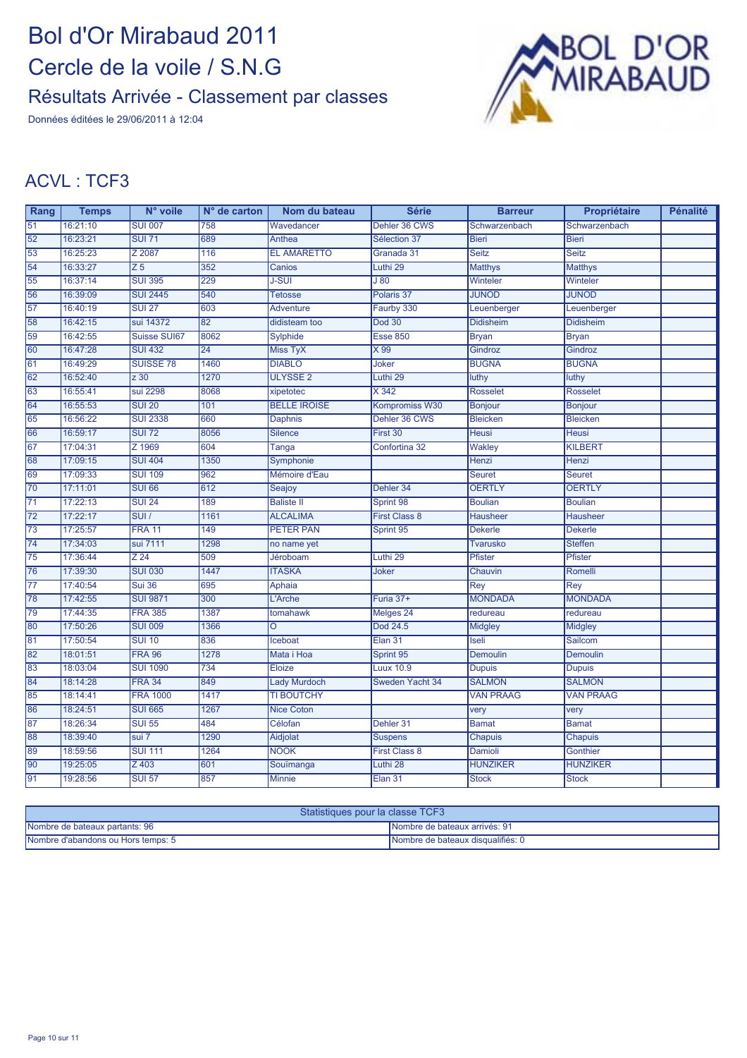# Bol d'Or Mirabaud 2011

## Cercle de la voile / S.N.G

### Résultats Arrivée - Classement par classes

Données éditées le 29/06/2011 à 12:04

## ACVL : TCF3

| Rang | Temps | N° voile | N° de carton | Nom du bateau | Série | Barreur | Propriétaire | Pénalité |
|---|---|---|---|---|---|---|---|---|
| 51 | 16:21:10 | SUI 007 | 758 | Wavedancer | Dehler 36 CWS | Schwarzenbach | Schwarzenbach | |
| 52 | 16:23:21 | SUI 71 | 689 | Anthea | Sélection 37 | Bieri | Bieri | |
| 53 | 16:25:23 | Z 2087 | 116 | EL AMARETTO | Granada 31 | Seitz | Seitz | |
| 54 | 16:33:27 | Z 5 | 352 | Canios | Luthi 29 | Matthys | Matthys | |
| 55 | 16:37:14 | SUI 395 | 229 | J-SUI | J 80 | Winteler | Winteler | |
| 56 | 16:39:09 | SUI 2445 | 540 | Tetosse | Polaris 37 | JUNOD | JUNOD | |
| 57 | 16:40:19 | SUI 27 | 603 | Adventure | Faurby 330 | Leuenberger | Leuenberger | |
| 58 | 16:42:15 | sui 14372 | 82 | didisteam too | Dod 30 | Didisheim | Didisheim | |
| 59 | 16:42:55 | Suisse SUI67 | 8062 | Sylphide | Esse 850 | Bryan | Bryan | |
| 60 | 16:47:28 | SUI 432 | 24 | Miss TyX | X 99 | Gindroz | Gindroz | |
| 61 | 16:49:29 | SUISSE 78 | 1460 | DIABLO | Joker | BUGNA | BUGNA | |
| 62 | 16:52:40 | z 30 | 1270 | ULYSSE 2 | Luthi 29 | luthy | luthy | |
| 63 | 16:55:41 | sui 2298 | 8068 | xipetotec | X 342 | Rosselet | Rosselet | |
| 64 | 16:55:53 | SUI 20 | 101 | BELLE IROISE | Kompromiss W30 | Bonjour | Bonjour | |
| 65 | 16:56:22 | SUI 2338 | 660 | Daphnis | Dehler 36 CWS | Bleicken | Bleicken | |
| 66 | 16:59:17 | SUI 72 | 8056 | Silence | First 30 | Heusi | Heusi | |
| 67 | 17:04:31 | Z 1969 | 604 | Tanga | Confortina 32 | Wakley | KILBERT | |
| 68 | 17:09:15 | SUI 404 | 1350 | Symphonie | | Henzi | Henzi | |
| 69 | 17:09:33 | SUI 109 | 962 | Mémoire d'Eau | | Seuret | Seuret | |
| 70 | 17:11:01 | SUI 66 | 612 | Seajoy | Dehler 34 | OERTLY | OERTLY | |
| 71 | 17:22:13 | SUI 24 | 189 | Baliste II | Sprint 98 | Boulian | Boulian | |
| 72 | 17:22:17 | SUI / | 1161 | ALCALIMA | First Class 8 | Hausheer | Hausheer | |
| 73 | 17:25:57 | FRA 11 | 149 | PETER PAN | Sprint 95 | Dekerle | Dekerle | |
| 74 | 17:34:03 | sui 7111 | 1298 | no name yet | | Tvarusko | Steffen | |
| 75 | 17:36:44 | Z 24 | 509 | Jéroboam | Luthi 29 | Pfister | Pfister | |
| 76 | 17:39:30 | SUI 030 | 1447 | ITASKA | Joker | Chauvin | Romelli | |
| 77 | 17:40:54 | Sui 36 | 695 | Aphaia | | Rey | Rey | |
| 78 | 17:42:55 | SUI 9871 | 300 | L'Arche | Furia 37+ | MONDADA | MONDADA | |
| 79 | 17:44:35 | FRA 385 | 1387 | tomahawk | Melges 24 | redureau | redureau | |
| 80 | 17:50:26 | SUI 009 | 1366 | O | Dod 24.5 | Midgley | Midgley | |
| 81 | 17:50:54 | SUI 10 | 836 | Iceboat | Elan 31 | Iseli | Sailcom | |
| 82 | 18:01:51 | FRA 96 | 1278 | Mata i Hoa | Sprint 95 | Demoulin | Demoulin | |
| 83 | 18:03:04 | SUI 1090 | 734 | Eloize | Luux 10.9 | Dupuis | Dupuis | |
| 84 | 18:14:28 | FRA 34 | 849 | Lady Murdoch | Sweden Yacht 34 | SALMON | SALMON | |
| 85 | 18:14:41 | FRA 1000 | 1417 | TI BOUTCHY | | VAN PRAAG | VAN PRAAG | |
| 86 | 18:24:51 | SUI 665 | 1267 | Nice Coton | | very | very | |
| 87 | 18:26:34 | SUI 55 | 484 | Célofan | Dehler 31 | Bamat | Bamat | |
| 88 | 18:39:40 | sui 7 | 1290 | Aidjolat | Suspens | Chapuis | Chapuis | |
| 89 | 18:59:56 | SUI 111 | 1264 | NOOK | First Class 8 | Damioli | Gonthier | |
| 90 | 19:25:05 | Z 403 | 601 | Souïmanga | Luthi 28 | HUNZIKER | HUNZIKER | |
| 91 | 19:28:56 | SUI 57 | 857 | Minnie | Elan 31 | Stock | Stock | |

| Statistiques pour la classe TCF3 | |
|---|---|
| Nombre de bateaux partants: 96 | Nombre de bateaux arrivés: 91 |
| Nombre d'abandons ou Hors temps: 5 | Nombre de bateaux disqualifiés: 0 |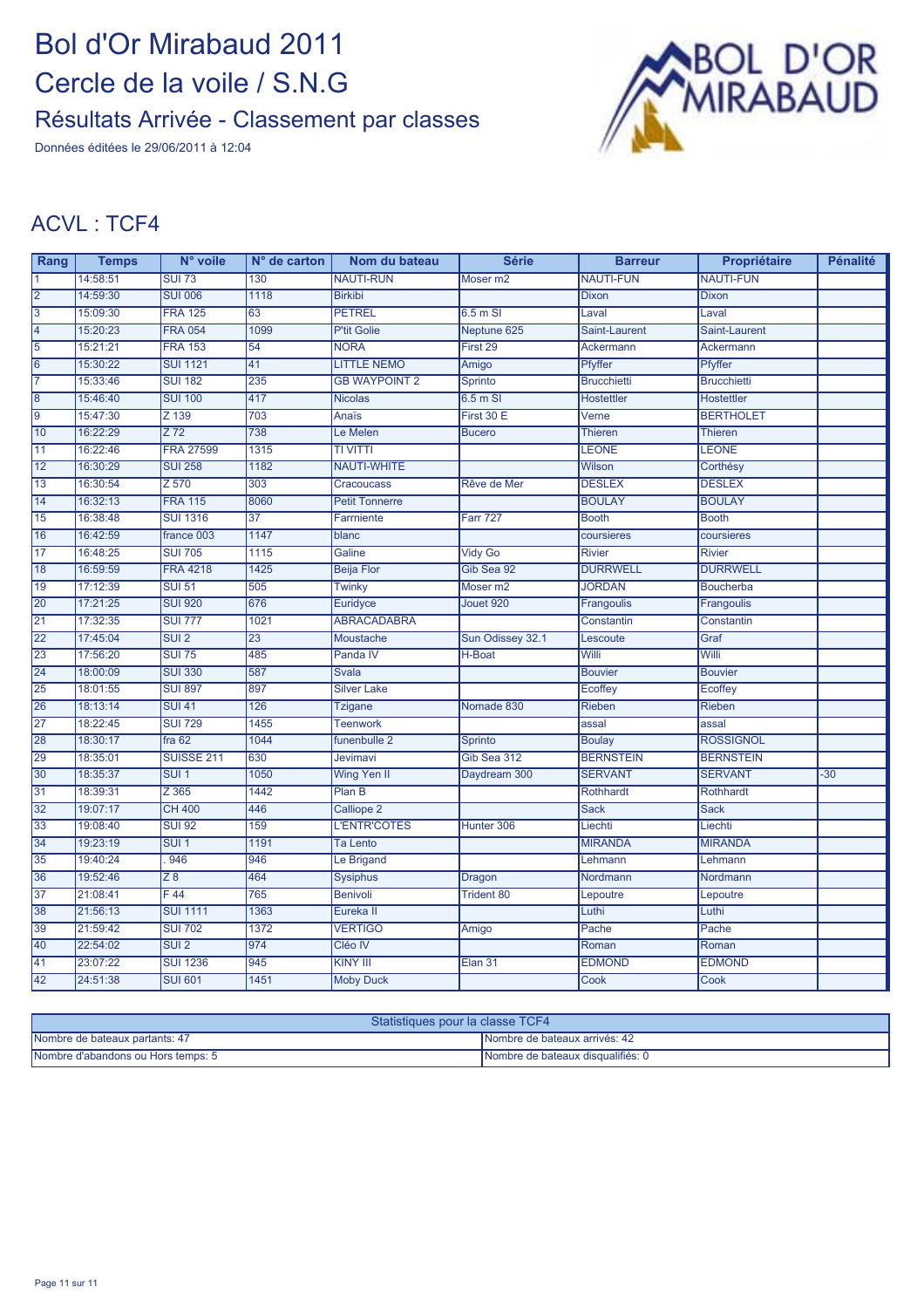# Bol d'Or Mirabaud 2011

## Cercle de la voile / S.N.G

### Résultats Arrivée - Classement par classes

Données éditées le 29/06/2011 à 12:04

## ACVL : TCF4

| Rang | Temps | N° voile | N° de carton | Nom du bateau | Série | Barreur | Propriétaire | Pénalité |
|---|---|---|---|---|---|---|---|---|
| 1 | 14:58:51 | SUI 73 | 130 | NAUTI-RUN | Moser m2 | NAUTI-FUN | NAUTI-FUN | |
| 2 | 14:59:30 | SUI 006 | 1118 | Birkibi | | Dixon | Dixon | |
| 3 | 15:09:30 | FRA 125 | 63 | PETREL | 6.5 m SI | Laval | Laval | |
| 4 | 15:20:23 | FRA 054 | 1099 | P'tit Golie | Neptune 625 | Saint-Laurent | Saint-Laurent | |
| 5 | 15:21:21 | FRA 153 | 54 | NORA | First 29 | Ackermann | Ackermann | |
| 6 | 15:30:22 | SUI 1121 | 41 | LITTLE NEMO | Amigo | Pfyffer | Pfyffer | |
| 7 | 15:33:46 | SUI 182 | 235 | GB WAYPOINT 2 | Sprinto | Brucchietti | Brucchietti | |
| 8 | 15:46:40 | SUI 100 | 417 | Nicolas | 6.5 m SI | Hostettler | Hostettler | |
| 9 | 15:47:30 | Z 139 | 703 | Anaïs | First 30 E | Verne | BERTHOLET | |
| 10 | 16:22:29 | Z 72 | 738 | Le Melen | Bucero | Thieren | Thieren | |
| 11 | 16:22:46 | FRA 27599 | 1315 | TI VITTI | | LEONE | LEONE | |
| 12 | 16:30:29 | SUI 258 | 1182 | NAUTI-WHITE | | Wilson | Corthésy | |
| 13 | 16:30:54 | Z 570 | 303 | Cracoucass | Rêve de Mer | DESLEX | DESLEX | |
| 14 | 16:32:13 | FRA 115 | 8060 | Petit Tonnerre | | BOULAY | BOULAY | |
| 15 | 16:38:48 | SUI 1316 | 37 | Farrniente | Farr 727 | Booth | Booth | |
| 16 | 16:42:59 | france 003 | 1147 | blanc | | coursieres | coursieres | |
| 17 | 16:48:25 | SUI 705 | 1115 | Galine | Vidy Go | Rivier | Rivier | |
| 18 | 16:59:59 | FRA 4218 | 1425 | Beija Flor | Gib Sea 92 | DURRWELL | DURRWELL | |
| 19 | 17:12:39 | SUI 51 | 505 | Twinky | Moser m2 | JORDAN | Boucherba | |
| 20 | 17:21:25 | SUI 920 | 676 | Euridyce | Jouet 920 | Frangoulis | Frangoulis | |
| 21 | 17:32:35 | SUI 777 | 1021 | ABRACADABRA | | Constantin | Constantin | |
| 22 | 17:45:04 | SUI 2 | 23 | Moustache | Sun Odissey 32.1 | Lescoute | Graf | |
| 23 | 17:56:20 | SUI 75 | 485 | Panda IV | H-Boat | Willi | Willi | |
| 24 | 18:00:09 | SUI 330 | 587 | Svala | | Bouvier | Bouvier | |
| 25 | 18:01:55 | SUI 897 | 897 | Silver Lake | | Ecoffey | Ecoffey | |
| 26 | 18:13:14 | SUI 41 | 126 | Tzigane | Nomade 830 | Rieben | Rieben | |
| 27 | 18:22:45 | SUI 729 | 1455 | Teenwork | | assal | assal | |
| 28 | 18:30:17 | fra 62 | 1044 | funenbulle 2 | Sprinto | Boulay | ROSSIGNOL | |
| 29 | 18:35:01 | SUISSE 211 | 630 | Jevimavi | Gib Sea 312 | BERNSTEIN | BERNSTEIN | |
| 30 | 18:35:37 | SUI 1 | 1050 | Wing Yen II | Daydream 300 | SERVANT | SERVANT | -30 |
| 31 | 18:39:31 | Z 365 | 1442 | Plan B | | Rothhardt | Rothhardt | |
| 32 | 19:07:17 | CH 400 | 446 | Calliope 2 | | Sack | Sack | |
| 33 | 19:08:40 | SUI 92 | 159 | L'ENTR'COTES | Hunter 306 | Liechti | Liechti | |
| 34 | 19:23:19 | SUI 1 | 1191 | Ta Lento | | MIRANDA | MIRANDA | |
| 35 | 19:40:24 | . 946 | 946 | Le Brigand | | Lehmann | Lehmann | |
| 36 | 19:52:46 | Z 8 | 464 | Sysiphus | Dragon | Nordmann | Nordmann | |
| 37 | 21:08:41 | F 44 | 765 | Benivoli | Trident 80 | Lepoutre | Lepoutre | |
| 38 | 21:56:13 | SUI 1111 | 1363 | Eureka II | | Luthi | Luthi | |
| 39 | 21:59:42 | SUI 702 | 1372 | VERTIGO | Amigo | Pache | Pache | |
| 40 | 22:54:02 | SUI 2 | 974 | Cléo IV | | Roman | Roman | |
| 41 | 23:07:22 | SUI 1236 | 945 | KINY III | Elan 31 | EDMOND | EDMOND | |
| 42 | 24:51:38 | SUI 601 | 1451 | Moby Duck | | Cook | Cook | |

| Statistiques pour la classe TCF4 | |
|---|---|
| Nombre de bateaux partants: 47 | Nombre de bateaux arrivés: 42 |
| Nombre d'abandons ou Hors temps: 5 | Nombre de bateaux disqualifiés: 0 |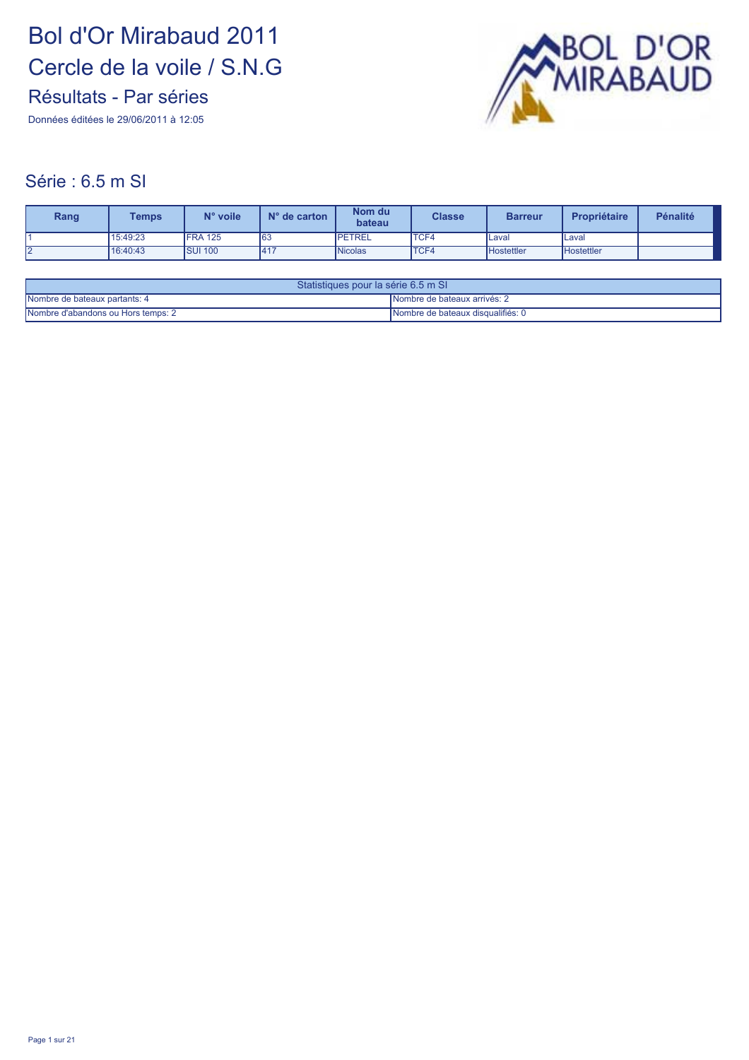# Bol d'Or Mirabaud 2011

## Cercle de la voile / S.N.G

### Résultats - Par séries

Données éditées le 29/06/2011 à 12:05

## Série : 6.5 m SI

| Rang | Temps | N° voile | N° de carton | Nom du bateau | Classe | Barreur | Propriétaire | Pénalité |
|---|---|---|---|---|---|---|---|---|
| 1 | 15:49:23 | FRA 125 | 63 | PETREL | TCF4 | Laval | Laval | |
| 2 | 16:40:43 | SUI 100 | 417 | Nicolas | TCF4 | Hostettler | Hostettler | |

| Statistiques pour la série 6.5 m SI | |
|---|---|
| Nombre de bateaux partants: 4 | Nombre de bateaux arrivés: 2 |
| Nombre d'abandons ou Hors temps: 2 | Nombre de bateaux disqualifiés: 0 |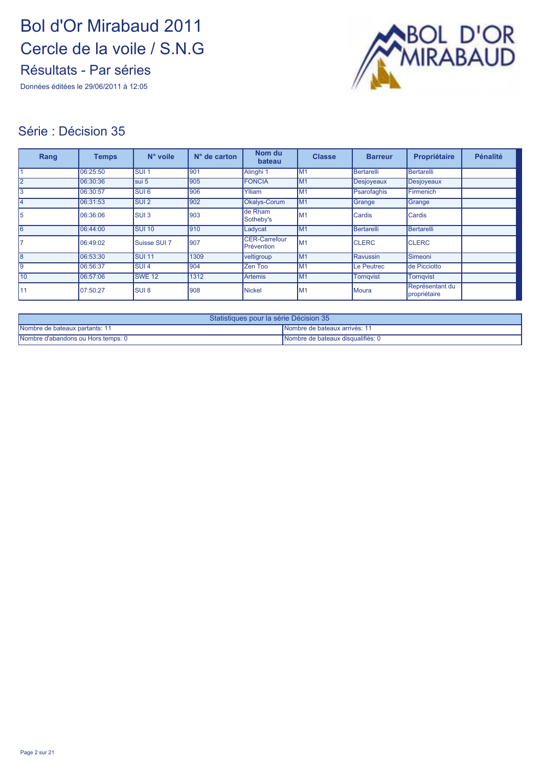# Bol d'Or Mirabaud 2011

# Cercle de la voile / S.N.G

## Résultats - Par séries

Données éditées le 29/06/2011 à 12:05

## Série : Décision 35

| Rang | Temps | N° voile | N° de carton | Nom du bateau | Classe | Barreur | Propriétaire | Pénalité |
|---|---|---|---|---|---|---|---|---|
| 1 | 06:25:50 | SUI 1 | 901 | Alinghi 1 | M1 | Bertarelli | Bertarelli | |
| 2 | 06:30:36 | sui 5 | 905 | FONCIA | M1 | Desjoyeaux | Desjoyeaux | |
| 3 | 06:30:57 | SUI 6 | 906 | Ylliam | M1 | Psarofaghis | Firmenich | |
| 4 | 06:31:53 | SUI 2 | 902 | Okalys-Corum | M1 | Grange | Grange | |
| 5 | 06:36:06 | SUI 3 | 903 | de Rham Sotheby's | M1 | Cardis | Cardis | |
| 6 | 06:44:00 | SUI 10 | 910 | Ladycat | M1 | Bertarelli | Bertarelli | |
| 7 | 06:49:02 | Suisse SUI 7 | 907 | CER-Carrefour Prévention | M1 | CLERC | CLERC | |
| 8 | 06:53:30 | SUI 11 | 1309 | veltigroup | M1 | Ravussin | Simeoni | |
| 9 | 06:56:37 | SUI 4 | 904 | Zen Too | M1 | Le Peutrec | de Picciotto | |
| 10 | 06:57:06 | SWE 12 | 1312 | Artemis | M1 | Tornqvist | Tornqvist | |
| 11 | 07:50:27 | SUI 8 | 908 | Nickel | M1 | Moura | Représentant du propriétaire | |

| Statistiques pour la série Décision 35 | |
|---|---|
| Nombre de bateaux partants: 11 | Nombre de bateaux arrivés: 11 |
| Nombre d'abandons ou Hors temps: 0 | Nombre de bateaux disqualifiés: 0 |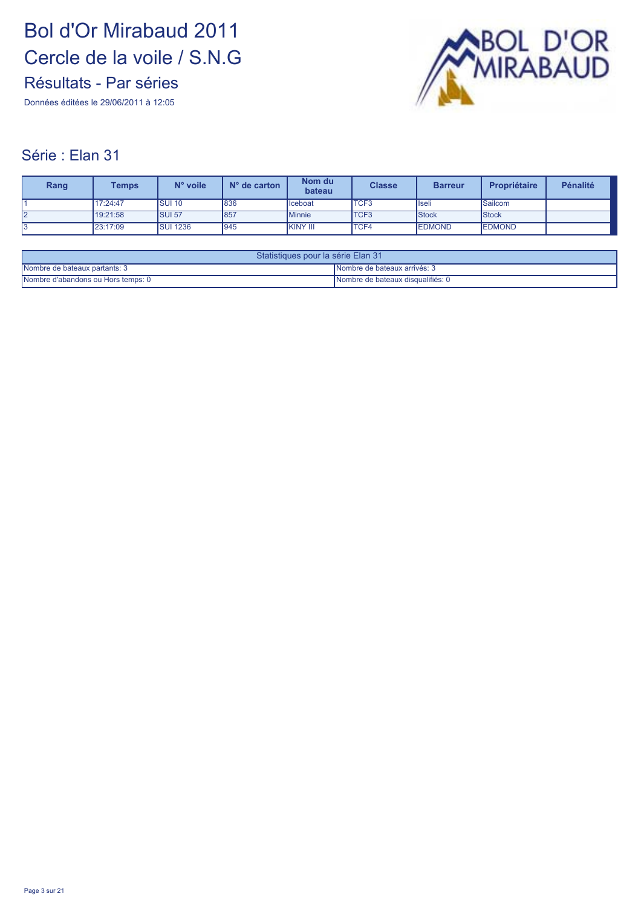# Bol d'Or Mirabaud 2011

## Cercle de la voile / S.N.G

### Résultats - Par séries

Données éditées le 29/06/2011 à 12:05

## Série : Elan 31

| Rang | Temps | N° voile | N° de carton | Nom du bateau | Classe | Barreur | Propriétaire | Pénalité |
|---|---|---|---|---|---|---|---|---|
| 1 | 17:24:47 | SUI 10 | 836 | Iceboat | TCF3 | Iseli | Sailcom | |
| 2 | 19:21:58 | SUI 57 | 857 | Minnie | TCF3 | Stock | Stock | |
| 3 | 23:17:09 | SUI 1236 | 945 | KINY III | TCF4 | EDMOND | EDMOND | |

| Statistiques pour la série Elan 31 | |
|---|---|
| Nombre de bateaux partants: 3 | Nombre de bateaux arrivés: 3 |
| Nombre d'abandons ou Hors temps: 0 | Nombre de bateaux disqualifiés: 0 |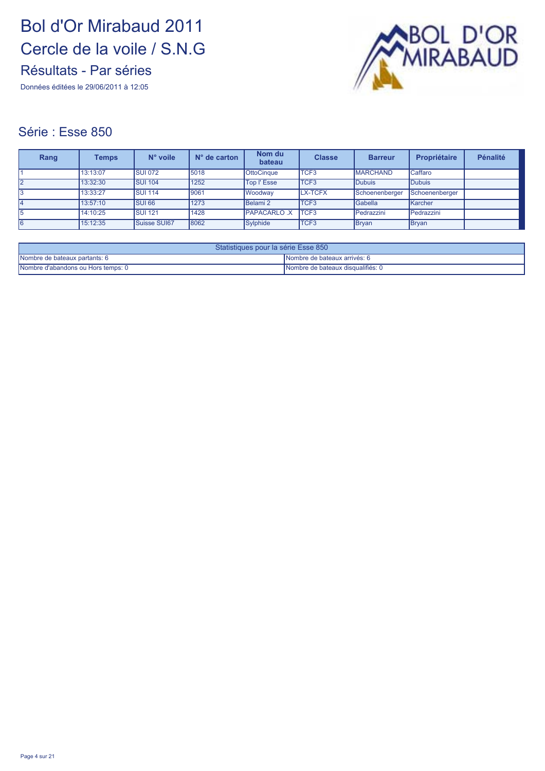# Bol d'Or Mirabaud 2011

## Cercle de la voile / S.N.G

### Résultats - Par séries

Données éditées le 29/06/2011 à 12:05

## Série : Esse 850

| Rang | Temps | N° voile | N° de carton | Nom du bateau | Classe | Barreur | Propriétaire | Pénalité |
|---|---|---|---|---|---|---|---|---|
| 1 | 13:13:07 | SUI 072 | 5018 | OttoCinque | TCF3 | MARCHAND | Caffaro | |
| 2 | 13:32:30 | SUI 104 | 1252 | Top l' Esse | TCF3 | Dubuis | Dubuis | |
| 3 | 13:33:27 | SUI 114 | 9061 | Woodway | LX-TCFX | Schoenenberger | Schoenenberger | |
| 4 | 13:57:10 | SUI 66 | 1273 | Belami 2 | TCF3 | Gabella | Karcher | |
| 5 | 14:10:25 | SUI 121 | 1428 | PAPACARLO .X | TCF3 | Pedrazzini | Pedrazzini | |
| 6 | 15:12:35 | Suisse SUI67 | 8062 | Sylphide | TCF3 | Bryan | Bryan | |

| Statistiques pour la série Esse 850 | |
|---|---|
| Nombre de bateaux partants: 6 | Nombre de bateaux arrivés: 6 |
| Nombre d'abandons ou Hors temps: 0 | Nombre de bateaux disqualifiés: 0 |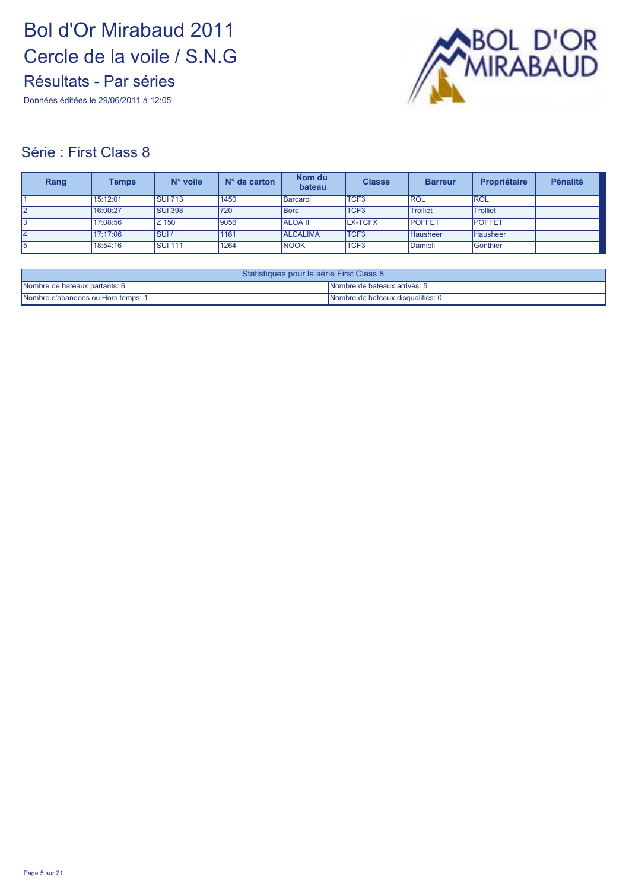# Bol d'Or Mirabaud 2011

# Cercle de la voile / S.N.G

## Résultats - Par séries

Données éditées le 29/06/2011 à 12:05

## Série : First Class 8

| Rang | Temps | N° voile | N° de carton | Nom du bateau | Classe | Barreur | Propriétaire | Pénalité |
|---|---|---|---|---|---|---|---|---|
| 1 | 15:12:01 | SUI 713 | 1450 | Barcarol | TCF3 | ROL | ROL | |
| 2 | 16:00:27 | SUI 398 | 720 | Bora | TCF3 | Trolliet | Trolliet | |
| 3 | 17:08:56 | Z 150 | 9056 | ALOA II | LX-TCFX | POFFET | POFFET | |
| 4 | 17:17:06 | SUI / | 1161 | ALCALIMA | TCF3 | Hausheer | Hausheer | |
| 5 | 18:54:16 | SUI 111 | 1264 | NOOK | TCF3 | Damioli | Gonthier | |

| Statistiques pour la série First Class 8 | |
|---|---|
| Nombre de bateaux partants: 6 | Nombre de bateaux arrivés: 5 |
| Nombre d'abandons ou Hors temps: 1 | Nombre de bateaux disqualifiés: 0 |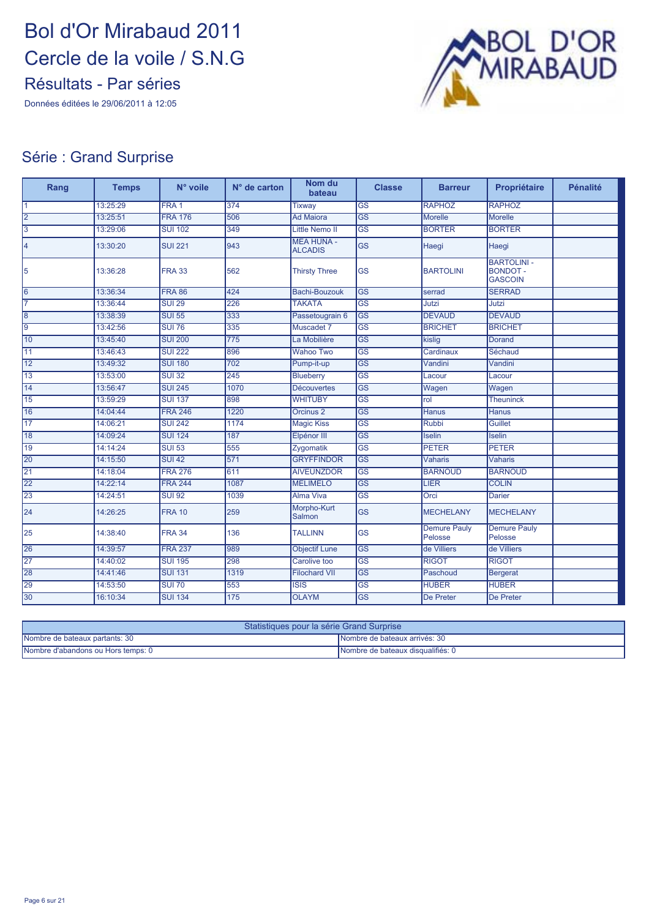# Bol d'Or Mirabaud 2011
# Cercle de la voile / S.N.G
## Résultats - Par séries

Données éditées le 29/06/2011 à 12:05

## Série : Grand Surprise

| Rang | Temps | N° voile | N° de carton | Nom du bateau | Classe | Barreur | Propriétaire | Pénalité |
|---|---|---|---|---|---|---|---|---|
| 1 | 13:25:29 | FRA 1 | 374 | Tixway | GS | RAPHOZ | RAPHOZ | |
| 2 | 13:25:51 | FRA 176 | 506 | Ad Maiora | GS | Morelle | Morelle | |
| 3 | 13:29:06 | SUI 102 | 349 | Little Nemo II | GS | BORTER | BORTER | |
| 4 | 13:30:20 | SUI 221 | 943 | MEA HUNA - ALCADIS | GS | Haegi | Haegi | |
| 5 | 13:36:28 | FRA 33 | 562 | Thirsty Three | GS | BARTOLINI | BARTOLINI - BONDOT - GASCOIN | |
| 6 | 13:36:34 | FRA 86 | 424 | Bachi-Bouzouk | GS | serrad | SERRAD | |
| 7 | 13:36:44 | SUI 29 | 226 | TAKATA | GS | Jutzi | Jutzi | |
| 8 | 13:38:39 | SUI 55 | 333 | Passetougrain 6 | GS | DEVAUD | DEVAUD | |
| 9 | 13:42:56 | SUI 76 | 335 | Muscadet 7 | GS | BRICHET | BRICHET | |
| 10 | 13:45:40 | SUI 200 | 775 | La Mobilière | GS | kislig | Dorand | |
| 11 | 13:46:43 | SUI 222 | 896 | Wahoo Two | GS | Cardinaux | Séchaud | |
| 12 | 13:49:32 | SUI 180 | 702 | Pump-it-up | GS | Vandini | Vandini | |
| 13 | 13:53:00 | SUI 32 | 245 | Blueberry | GS | Lacour | Lacour | |
| 14 | 13:56:47 | SUI 245 | 1070 | Découvertes | GS | Wagen | Wagen | |
| 15 | 13:59:29 | SUI 137 | 898 | WHITUBY | GS | rol | Theuninck | |
| 16 | 14:04:44 | FRA 246 | 1220 | Orcinus 2 | GS | Hanus | Hanus | |
| 17 | 14:06:21 | SUI 242 | 1174 | Magic Kiss | GS | Rubbi | Guillet | |
| 18 | 14:09:24 | SUI 124 | 187 | Elpénor III | GS | Iselin | Iselin | |
| 19 | 14:14:24 | SUI 53 | 555 | Zygomatik | GS | PETER | PETER | |
| 20 | 14:15:50 | SUI 42 | 571 | GRYFFINDOR | GS | Vaharis | Vaharis | |
| 21 | 14:18:04 | FRA 276 | 611 | AIVEUNZDOR | GS | BARNOUD | BARNOUD | |
| 22 | 14:22:14 | FRA 244 | 1087 | MELIMELO | GS | LIER | COLIN | |
| 23 | 14:24:51 | SUI 92 | 1039 | Alma Viva | GS | Orci | Darier | |
| 24 | 14:26:25 | FRA 10 | 259 | Morpho-Kurt Salmon | GS | MECHELANY | MECHELANY | |
| 25 | 14:38:40 | FRA 34 | 136 | TALLINN | GS | Demure Pauly Pelosse | Demure Pauly Pelosse | |
| 26 | 14:39:57 | FRA 237 | 989 | Objectif Lune | GS | de Villiers | de Villiers | |
| 27 | 14:40:02 | SUI 195 | 298 | Carolive too | GS | RIGOT | RIGOT | |
| 28 | 14:41:46 | SUI 131 | 1319 | Filochard VII | GS | Paschoud | Bergerat | |
| 29 | 14:53:50 | SUI 70 | 553 | ISIS | GS | HUBER | HUBER | |
| 30 | 16:10:34 | SUI 134 | 175 | OLAYM | GS | De Preter | De Preter | |

| Statistiques pour la série Grand Surprise | |
|---|---|
| Nombre de bateaux partants: 30 | Nombre de bateaux arrivés: 30 |
| Nombre d'abandons ou Hors temps: 0 | Nombre de bateaux disqualifiés: 0 |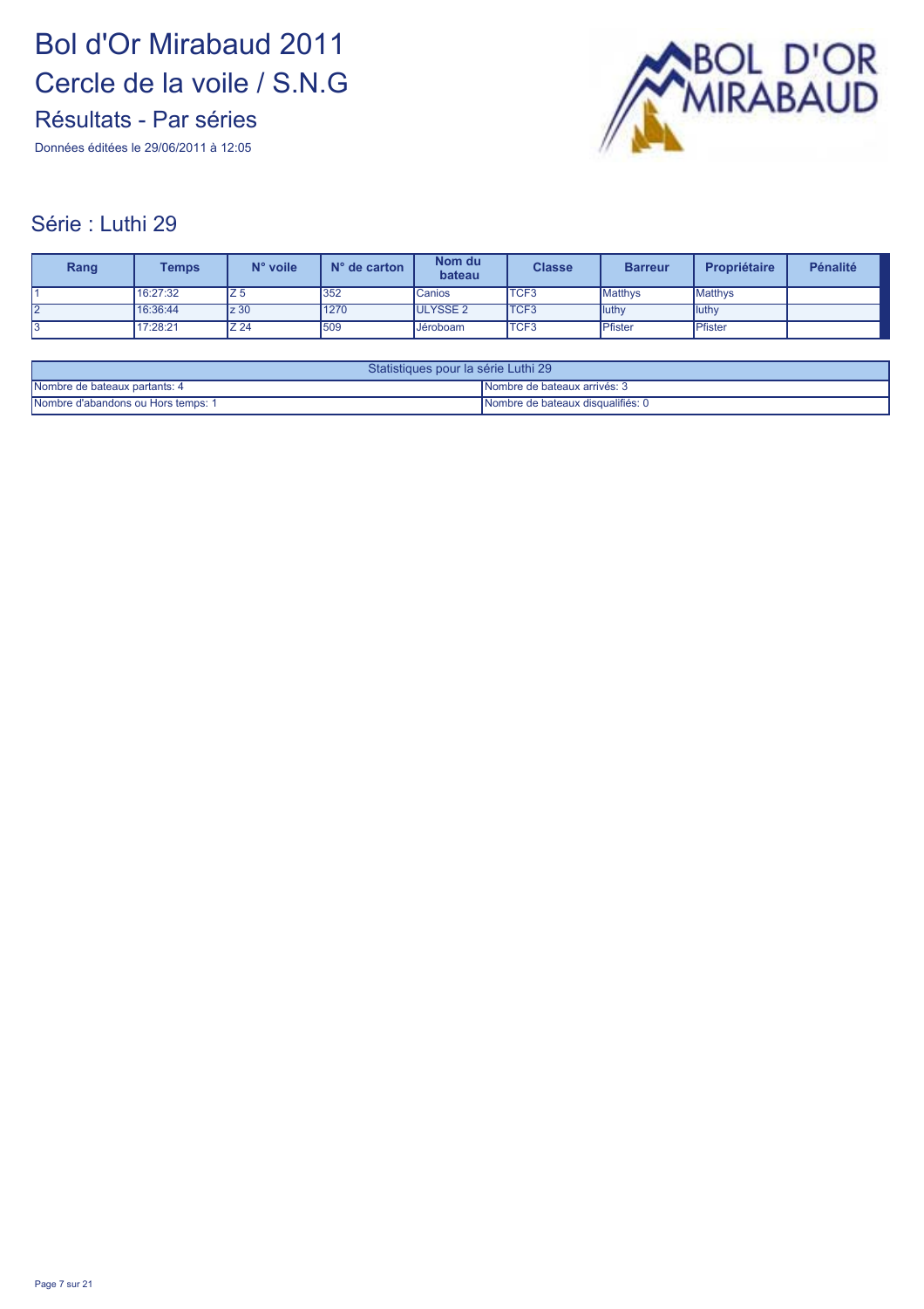# Bol d'Or Mirabaud 2011

# Cercle de la voile / S.N.G

## Résultats - Par séries

Données éditées le 29/06/2011 à 12:05

## Série : Luthi 29

| Rang | Temps | N° voile | N° de carton | Nom du bateau | Classe | Barreur | Propriétaire | Pénalité |
|---|---|---|---|---|---|---|---|---|
| 1 | 16:27:32 | Z 5 | 352 | Canios | TCF3 | Matthys | Matthys | |
| 2 | 16:36:44 | z 30 | 1270 | ULYSSE 2 | TCF3 | luthy | luthy | |
| 3 | 17:28:21 | Z 24 | 509 | Jéroboam | TCF3 | Pfister | Pfister | |

| Statistiques pour la série Luthi 29 | |
|---|---|
| Nombre de bateaux partants: 4 | Nombre de bateaux arrivés: 3 |
| Nombre d'abandons ou Hors temps: 1 | Nombre de bateaux disqualifiés: 0 |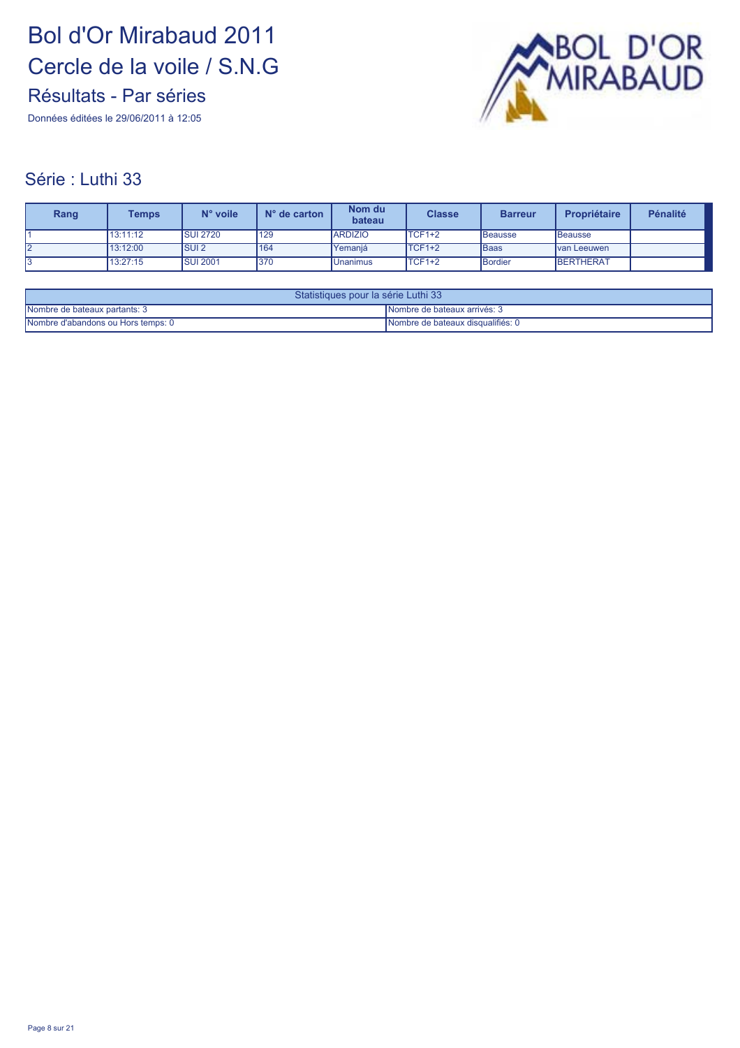# Bol d'Or Mirabaud 2011
# Cercle de la voile / S.N.G
## Résultats - Par séries

Données éditées le 29/06/2011 à 12:05

## Série : Luthi 33

| Rang | Temps | N° voile | N° de carton | Nom du bateau | Classe | Barreur | Propriétaire | Pénalité |
|---|---|---|---|---|---|---|---|---|
| 1 | 13:11:12 | SUI 2720 | 129 | ARDIZIO | TCF1+2 | Beausse | Beausse | |
| 2 | 13:12:00 | SUI 2 | 164 | Yemanjá | TCF1+2 | Baas | van Leeuwen | |
| 3 | 13:27:15 | SUI 2001 | 370 | Unanimus | TCF1+2 | Bordier | BERTHERAT | |

| Statistiques pour la série Luthi 33 | |
|---|---|
| Nombre de bateaux partants: 3 | Nombre de bateaux arrivés: 3 |
| Nombre d'abandons ou Hors temps: 0 | Nombre de bateaux disqualifiés: 0 |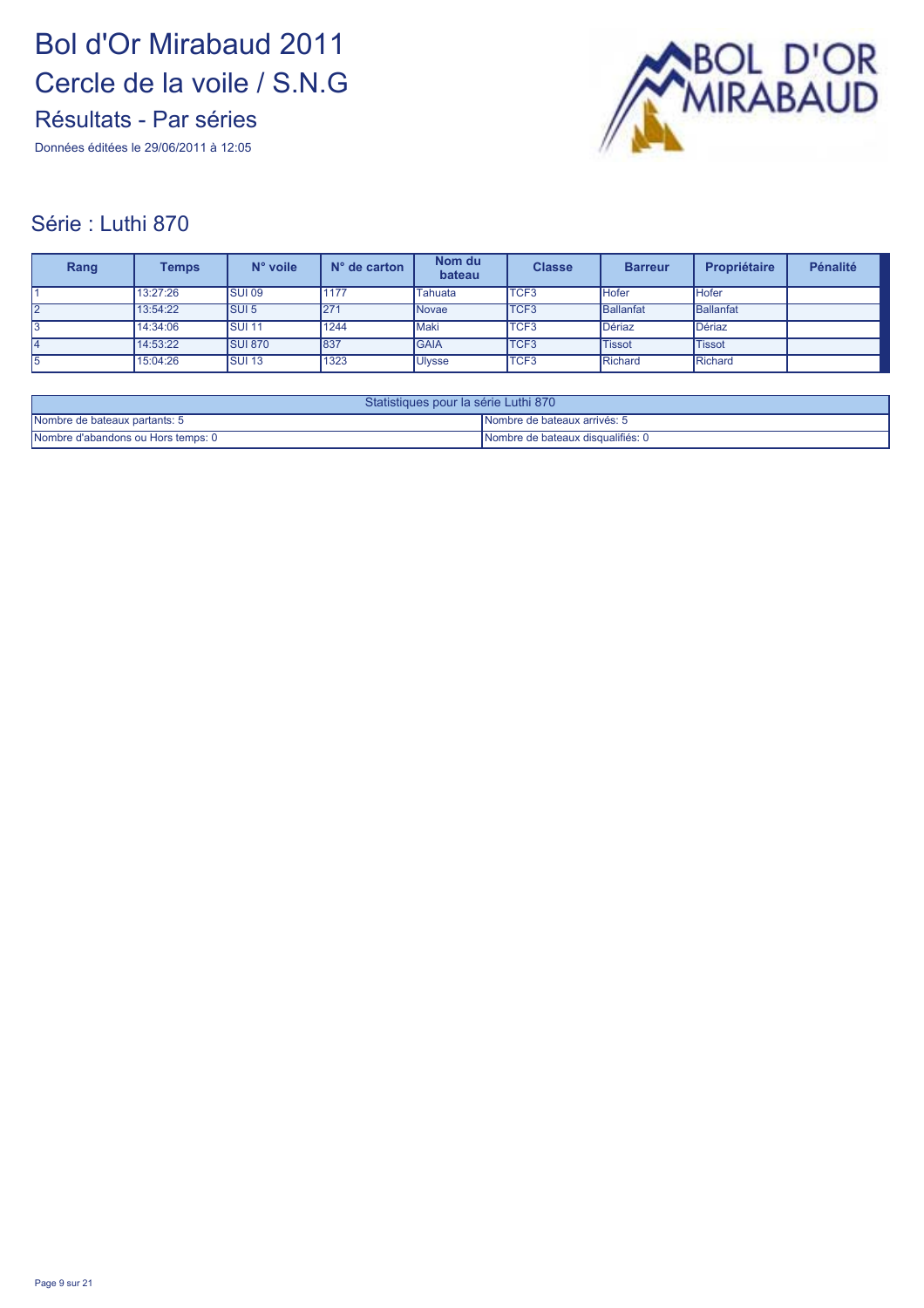# Bol d'Or Mirabaud 2011
# Cercle de la voile / S.N.G
## Résultats - Par séries

Données éditées le 29/06/2011 à 12:05

## Série : Luthi 870

| Rang | Temps | N° voile | N° de carton | Nom du bateau | Classe | Barreur | Propriétaire | Pénalité |
|---|---|---|---|---|---|---|---|---|
| 1 | 13:27:26 | SUI 09 | 1177 | Tahuata | TCF3 | Hofer | Hofer | |
| 2 | 13:54:22 | SUI 5 | 271 | Novae | TCF3 | Ballanfat | Ballanfat | |
| 3 | 14:34:06 | SUI 11 | 1244 | Maki | TCF3 | Dériaz | Dériaz | |
| 4 | 14:53:22 | SUI 870 | 837 | GAIA | TCF3 | Tissot | Tissot | |
| 5 | 15:04:26 | SUI 13 | 1323 | Ulysse | TCF3 | Richard | Richard | |

| Statistiques pour la série Luthi 870 | |
|---|---|
| Nombre de bateaux partants: 5 | Nombre de bateaux arrivés: 5 |
| Nombre d'abandons ou Hors temps: 0 | Nombre de bateaux disqualifiés: 0 |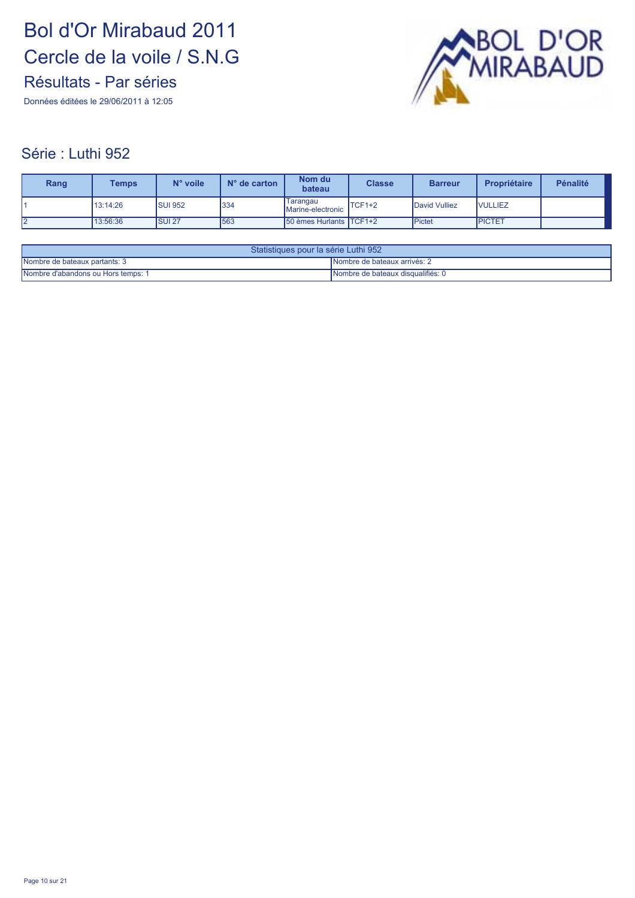# Bol d'Or Mirabaud 2011
# Cercle de la voile / S.N.G
## Résultats - Par séries

Données éditées le 29/06/2011 à 12:05

BOL D'OR MIRABAUD

## Série : Luthi 952

| Rang | Temps | N° voile | N° de carton | Nom du bateau | Classe | Barreur | Propriétaire | Pénalité |
|---|---|---|---|---|---|---|---|---|
| 1 | 13:14:26 | SUI 952 | 334 | Tarangau Marine-electronic | TCF1+2 | David Vulliez | VULLIEZ | |
| 2 | 13:56:36 | SUI 27 | 563 | 50 èmes Hurlants | TCF1+2 | Pictet | PICTET | |

| Statistiques pour la série Luthi 952 | |
|---|---|
| Nombre de bateaux partants: 3 | Nombre de bateaux arrivés: 2 |
| Nombre d'abandons ou Hors temps: 1 | Nombre de bateaux disqualifiés: 0 |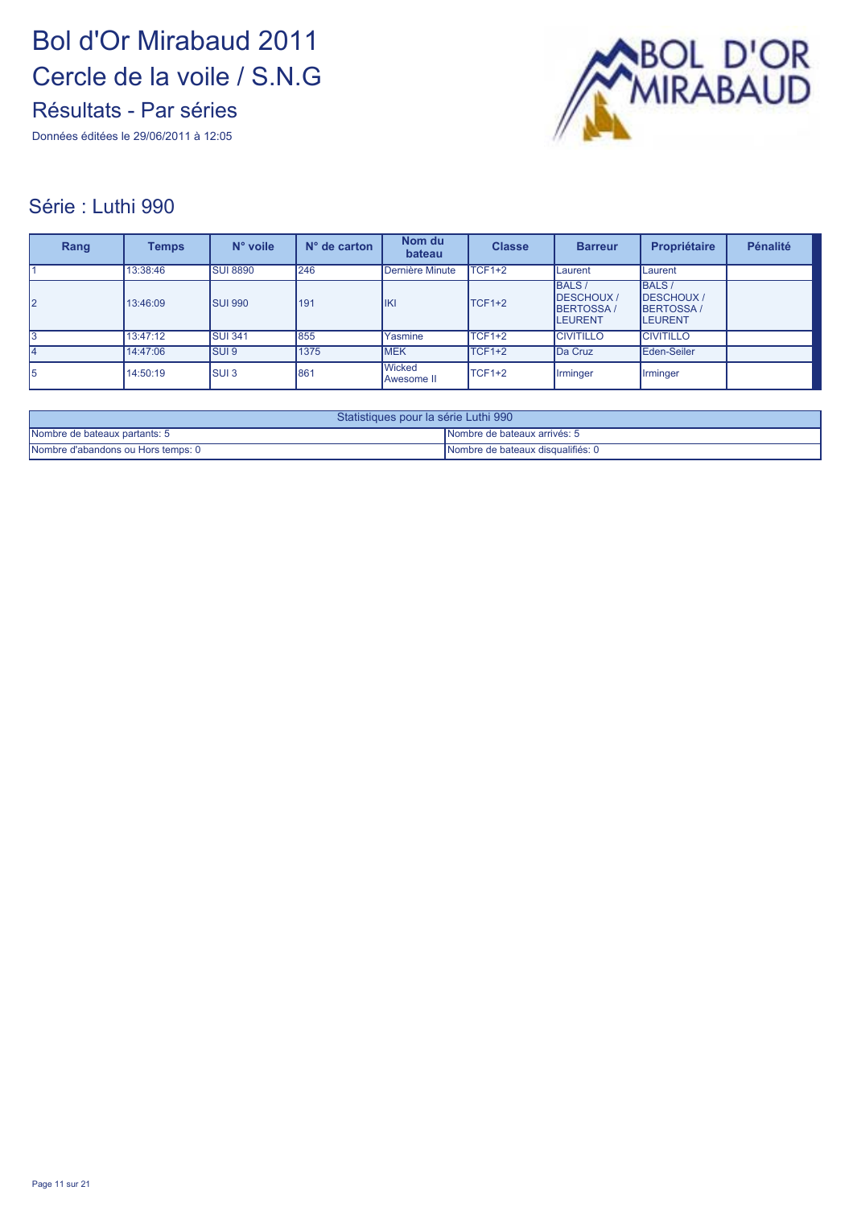# Bol d'Or Mirabaud 2011
# Cercle de la voile / S.N.G
## Résultats - Par séries

Données éditées le 29/06/2011 à 12:05

## Série : Luthi 990

| Rang | Temps | N° voile | N° de carton | Nom du bateau | Classe | Barreur | Propriétaire | Pénalité |
|---|---|---|---|---|---|---|---|---|
| 1 | 13:38:46 | SUI 8890 | 246 | Dernière Minute | TCF1+2 | Laurent | Laurent | |
| 2 | 13:46:09 | SUI 990 | 191 | IKI | TCF1+2 | BALS / DESCHOUX / BERTOSSA / LEURENT | BALS / DESCHOUX / BERTOSSA / LEURENT | |
| 3 | 13:47:12 | SUI 341 | 855 | Yasmine | TCF1+2 | CIVITILLO | CIVITILLO | |
| 4 | 14:47:06 | SUI 9 | 1375 | MEK | TCF1+2 | Da Cruz | Eden-Seiler | |
| 5 | 14:50:19 | SUI 3 | 861 | Wicked Awesome II | TCF1+2 | Irminger | Irminger | |

| Statistiques pour la série Luthi 990 | |
|---|---|
| Nombre de bateaux partants: 5 | Nombre de bateaux arrivés: 5 |
| Nombre d'abandons ou Hors temps: 0 | Nombre de bateaux disqualifiés: 0 |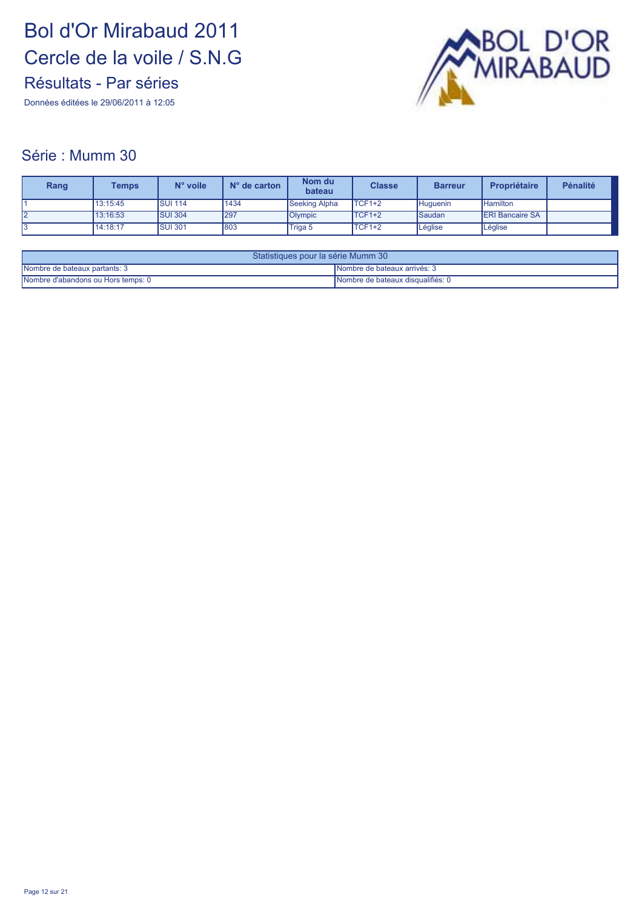# Bol d'Or Mirabaud 2011

## Cercle de la voile / S.N.G

### Résultats - Par séries

Données éditées le 29/06/2011 à 12:05

## Série : Mumm 30

| Rang | Temps | N° voile | N° de carton | Nom du bateau | Classe | Barreur | Propriétaire | Pénalité |
|---|---|---|---|---|---|---|---|---|
| 1 | 13:15:45 | SUI 114 | 1434 | Seeking Alpha | TCF1+2 | Huguenin | Hamilton | |
| 2 | 13:16:53 | SUI 304 | 297 | Olympic | TCF1+2 | Saudan | ERI Bancaire SA | |
| 3 | 14:18:17 | SUI 301 | 803 | Triga 5 | TCF1+2 | Léglise | Léglise | |

| Statistiques pour la série Mumm 30 | |
|---|---|
| Nombre de bateaux partants: 3 | Nombre de bateaux arrivés: 3 |
| Nombre d'abandons ou Hors temps: 0 | Nombre de bateaux disqualifiés: 0 |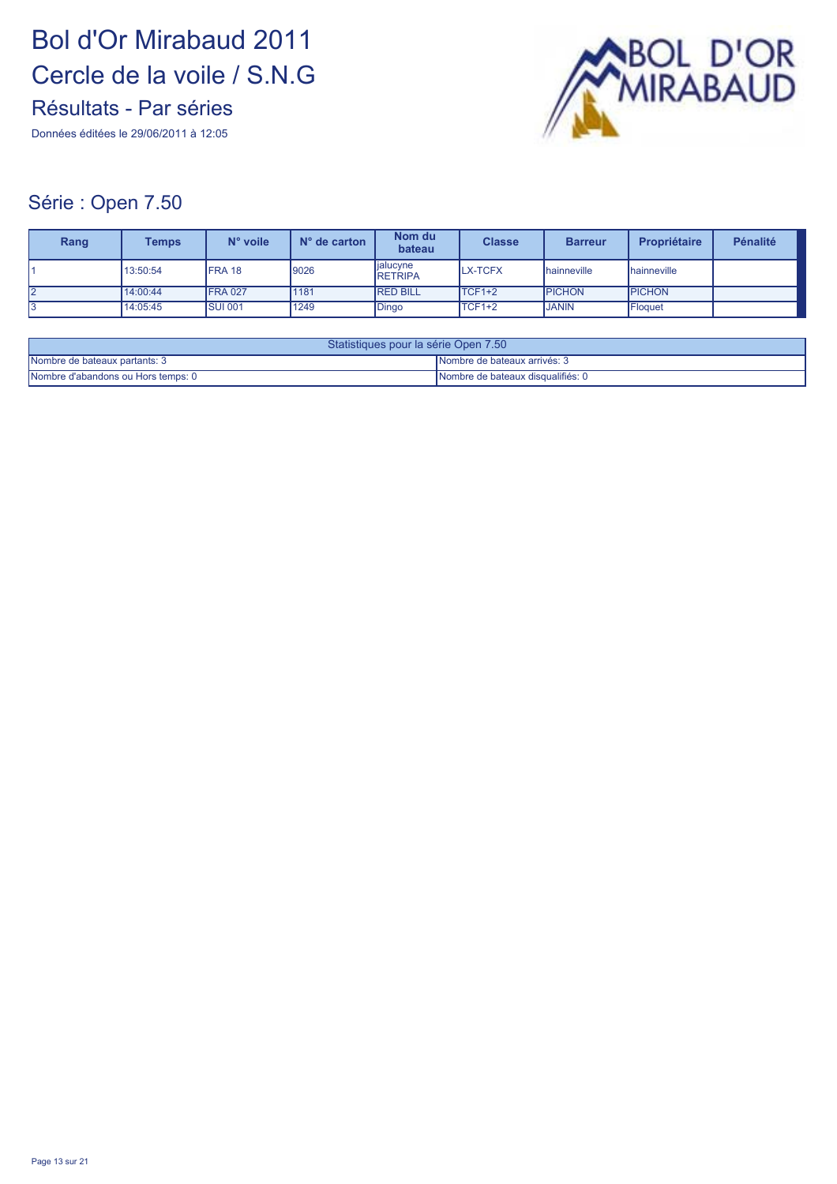# Bol d'Or Mirabaud 2011
# Cercle de la voile / S.N.G
## Résultats - Par séries

Données éditées le 29/06/2011 à 12:05

BOL D'OR MIRABAUD

## Série : Open 7.50

| Rang | Temps | N° voile | N° de carton | Nom du bateau | Classe | Barreur | Propriétaire | Pénalité |
|---|---|---|---|---|---|---|---|---|
| 1 | 13:50:54 | FRA 18 | 9026 | jalucyne RETRIPA | LX-TCFX | hainneville | hainneville | |
| 2 | 14:00:44 | FRA 027 | 1181 | RED BILL | TCF1+2 | PICHON | PICHON | |
| 3 | 14:05:45 | SUI 001 | 1249 | Dingo | TCF1+2 | JANIN | Floquet | |

| Statistiques pour la série Open 7.50 | |
|---|---|
| Nombre de bateaux partants: 3 | Nombre de bateaux arrivés: 3 |
| Nombre d'abandons ou Hors temps: 0 | Nombre de bateaux disqualifiés: 0 |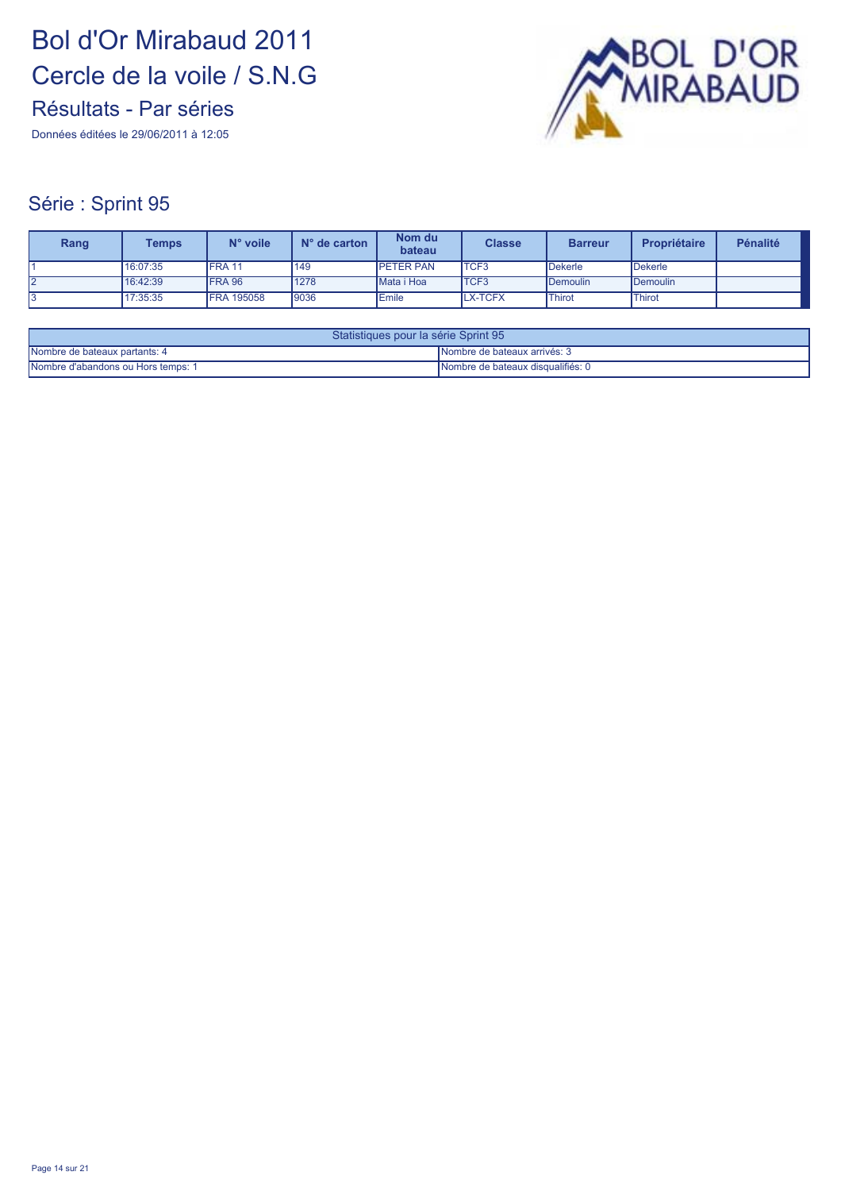# Bol d'Or Mirabaud 2011

## Cercle de la voile / S.N.G

### Résultats - Par séries

Données éditées le 29/06/2011 à 12:05

## Série : Sprint 95

| Rang | Temps | N° voile | N° de carton | Nom du bateau | Classe | Barreur | Propriétaire | Pénalité |
|---|---|---|---|---|---|---|---|---|
| 1 | 16:07:35 | FRA 11 | 149 | PETER PAN | TCF3 | Dekerle | Dekerle | |
| 2 | 16:42:39 | FRA 96 | 1278 | Mata i Hoa | TCF3 | Demoulin | Demoulin | |
| 3 | 17:35:35 | FRA 195058 | 9036 | Emile | LX-TCFX | Thirot | Thirot | |

| Statistiques pour la série Sprint 95 | |
|---|---|
| Nombre de bateaux partants: 4 | Nombre de bateaux arrivés: 3 |
| Nombre d'abandons ou Hors temps: 1 | Nombre de bateaux disqualifiés: 0 |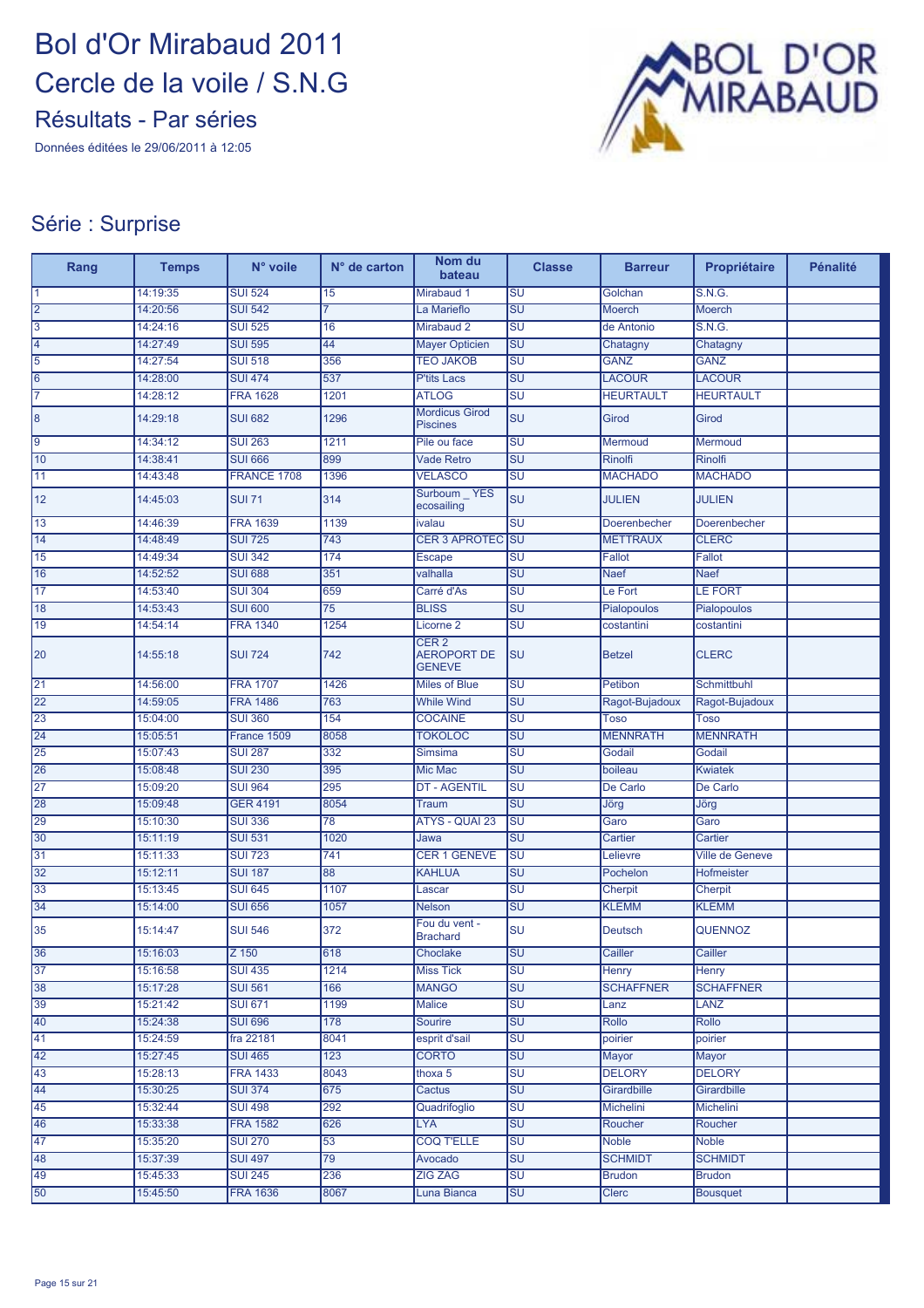# Bol d'Or Mirabaud 2011

# Cercle de la voile / S.N.G

## Résultats - Par séries

Données éditées le 29/06/2011 à 12:05

## Série : Surprise

| Rang | Temps | N° voile | N° de carton | Nom du bateau | Classe | Barreur | Propriétaire | Pénalité |
|---|---|---|---|---|---|---|---|---|
| 1 | 14:19:35 | SUI 524 | 15 | Mirabaud 1 | SU | Golchan | S.N.G. | |
| 2 | 14:20:56 | SUI 542 | 7 | La Marieflo | SU | Moerch | Moerch | |
| 3 | 14:24:16 | SUI 525 | 16 | Mirabaud 2 | SU | de Antonio | S.N.G. | |
| 4 | 14:27:49 | SUI 595 | 44 | Mayer Opticien | SU | Chatagny | Chatagny | |
| 5 | 14:27:54 | SUI 518 | 356 | TEO JAKOB | SU | GANZ | GANZ | |
| 6 | 14:28:00 | SUI 474 | 537 | P'tits Lacs | SU | LACOUR | LACOUR | |
| 7 | 14:28:12 | FRA 1628 | 1201 | ATLOG | SU | HEURTAULT | HEURTAULT | |
| 8 | 14:29:18 | SUI 682 | 1296 | Mordicus Girod Piscines | SU | Girod | Girod | |
| 9 | 14:34:12 | SUI 263 | 1211 | Pile ou face | SU | Mermoud | Mermoud | |
| 10 | 14:38:41 | SUI 666 | 899 | Vade Retro | SU | Rinolfi | Rinolfi | |
| 11 | 14:43:48 | FRANCE 1708 | 1396 | VELASCO | SU | MACHADO | MACHADO | |
| 12 | 14:45:03 | SUI 71 | 314 | Surboum _ YES ecosailing | SU | JULIEN | JULIEN | |
| 13 | 14:46:39 | FRA 1639 | 1139 | ivalau | SU | Doerenbecher | Doerenbecher | |
| 14 | 14:48:49 | SUI 725 | 743 | CER 3 APROTEC | SU | METTRAUX | CLERC | |
| 15 | 14:49:34 | SUI 342 | 174 | Escape | SU | Fallot | Fallot | |
| 16 | 14:52:52 | SUI 688 | 351 | valhalla | SU | Naef | Naef | |
| 17 | 14:53:40 | SUI 304 | 659 | Carré d'As | SU | Le Fort | LE FORT | |
| 18 | 14:53:43 | SUI 600 | 75 | BLISS | SU | Pialopoulos | Pialopoulos | |
| 19 | 14:54:14 | FRA 1340 | 1254 | Licorne 2 | SU | costantini | costantini | |
| 20 | 14:55:18 | SUI 724 | 742 | CER 2 AEROPORT DE GENEVE | SU | Betzel | CLERC | |
| 21 | 14:56:00 | FRA 1707 | 1426 | Miles of Blue | SU | Petibon | Schmittbuhl | |
| 22 | 14:59:05 | FRA 1486 | 763 | While Wind | SU | Ragot-Bujadoux | Ragot-Bujadoux | |
| 23 | 15:04:00 | SUI 360 | 154 | COCAINE | SU | Toso | Toso | |
| 24 | 15:05:51 | France 1509 | 8058 | TOKOLOC | SU | MENNRATH | MENNRATH | |
| 25 | 15:07:43 | SUI 287 | 332 | Simsima | SU | Godail | Godail | |
| 26 | 15:08:48 | SUI 230 | 395 | Mic Mac | SU | boileau | Kwiatek | |
| 27 | 15:09:20 | SUI 964 | 295 | DT - AGENTIL | SU | De Carlo | De Carlo | |
| 28 | 15:09:48 | GER 4191 | 8054 | Traum | SU | Jörg | Jörg | |
| 29 | 15:10:30 | SUI 336 | 78 | ATYS - QUAI 23 | SU | Garo | Garo | |
| 30 | 15:11:19 | SUI 531 | 1020 | Jawa | SU | Cartier | Cartier | |
| 31 | 15:11:33 | SUI 723 | 741 | CER 1 GENEVE | SU | Lelievre | Ville de Geneve | |
| 32 | 15:12:11 | SUI 187 | 88 | KAHLUA | SU | Pochelon | Hofmeister | |
| 33 | 15:13:45 | SUI 645 | 1107 | Lascar | SU | Cherpit | Cherpit | |
| 34 | 15:14:00 | SUI 656 | 1057 | Nelson | SU | KLEMM | KLEMM | |
| 35 | 15:14:47 | SUI 546 | 372 | Fou du vent - Brachard | SU | Deutsch | QUENNOZ | |
| 36 | 15:16:03 | Z 150 | 618 | Choclake | SU | Cailler | Cailler | |
| 37 | 15:16:58 | SUI 435 | 1214 | Miss Tick | SU | Henry | Henry | |
| 38 | 15:17:28 | SUI 561 | 166 | MANGO | SU | SCHAFFNER | SCHAFFNER | |
| 39 | 15:21:42 | SUI 671 | 1199 | Malice | SU | Lanz | LANZ | |
| 40 | 15:24:38 | SUI 696 | 178 | Sourire | SU | Rollo | Rollo | |
| 41 | 15:24:59 | fra 22181 | 8041 | esprit d'sail | SU | poirier | poirier | |
| 42 | 15:27:45 | SUI 465 | 123 | CORTO | SU | Mayor | Mayor | |
| 43 | 15:28:13 | FRA 1433 | 8043 | thoxa 5 | SU | DELORY | DELORY | |
| 44 | 15:30:25 | SUI 374 | 675 | Cactus | SU | Girardbille | Girardbille | |
| 45 | 15:32:44 | SUI 498 | 292 | Quadrifoglio | SU | Michelini | Michelini | |
| 46 | 15:33:38 | FRA 1582 | 626 | LYA | SU | Roucher | Roucher | |
| 47 | 15:35:20 | SUI 270 | 53 | COQ T'ELLE | SU | Noble | Noble | |
| 48 | 15:37:39 | SUI 497 | 79 | Avocado | SU | SCHMIDT | SCHMIDT | |
| 49 | 15:45:33 | SUI 245 | 236 | ZIG ZAG | SU | Brudon | Brudon | |
| 50 | 15:45:50 | FRA 1636 | 8067 | Luna Bianca | SU | Clerc | Bousquet | |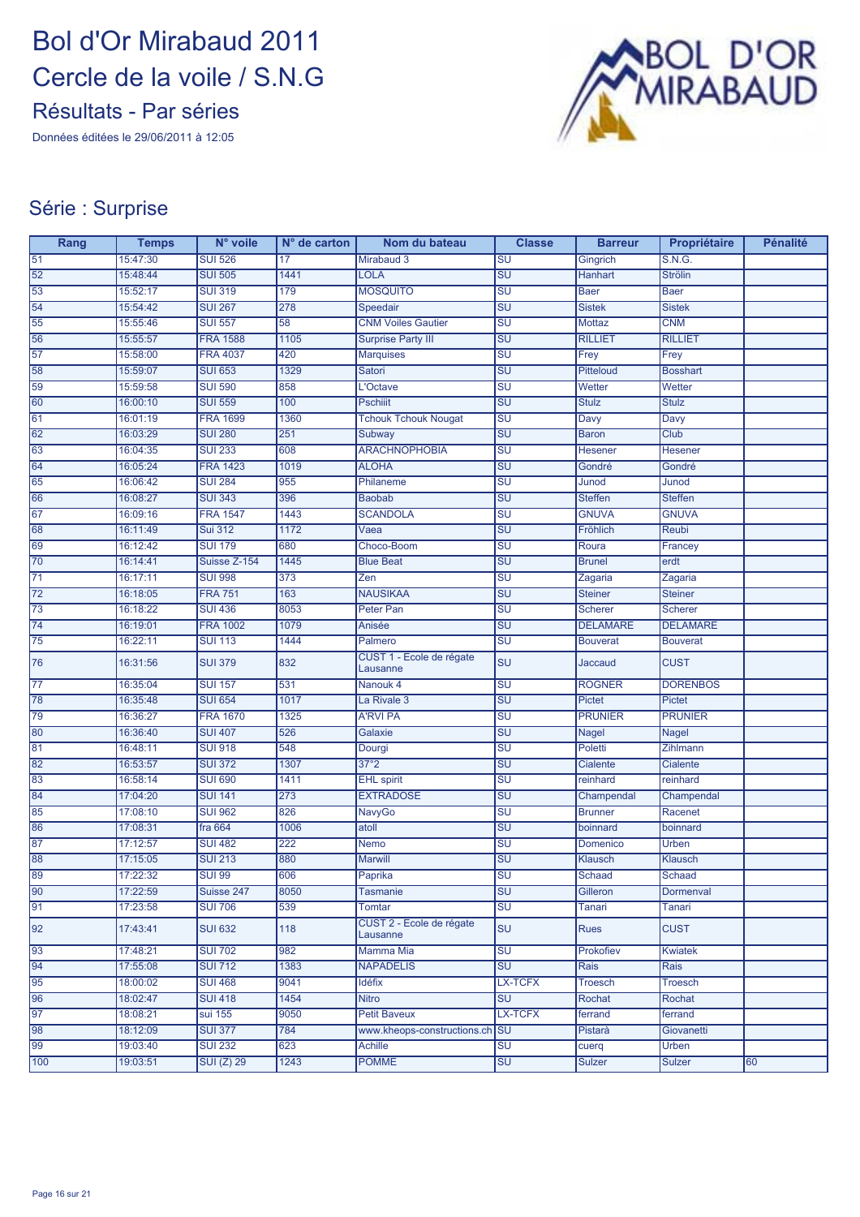# Bol d'Or Mirabaud 2011

# Cercle de la voile / S.N.G

## Résultats - Par séries

Données éditées le 29/06/2011 à 12:05

## Série : Surprise

| Rang | Temps | N° voile | N° de carton | Nom du bateau | Classe | Barreur | Propriétaire | Pénalité |
|---|---|---|---|---|---|---|---|---|
| 51 | 15:47:30 | SUI 526 | 17 | Mirabaud 3 | SU | Gingrich | S.N.G. | |
| 52 | 15:48:44 | SUI 505 | 1441 | LOLA | SU | Hanhart | Strölin | |
| 53 | 15:52:17 | SUI 319 | 179 | MOSQUITO | SU | Baer | Baer | |
| 54 | 15:54:42 | SUI 267 | 278 | Speedair | SU | Sistek | Sistek | |
| 55 | 15:55:46 | SUI 557 | 58 | CNM Voiles Gautier | SU | Mottaz | CNM | |
| 56 | 15:55:57 | FRA 1588 | 1105 | Surprise Party III | SU | RILLIET | RILLIET | |
| 57 | 15:58:00 | FRA 4037 | 420 | Marquises | SU | Frey | Frey | |
| 58 | 15:59:07 | SUI 653 | 1329 | Satori | SU | Pitteloud | Bosshart | |
| 59 | 15:59:58 | SUI 590 | 858 | L'Octave | SU | Wetter | Wetter | |
| 60 | 16:00:10 | SUI 559 | 100 | Pschiiit | SU | Stulz | Stulz | |
| 61 | 16:01:19 | FRA 1699 | 1360 | Tchouk Tchouk Nougat | SU | Davy | Davy | |
| 62 | 16:03:29 | SUI 280 | 251 | Subway | SU | Baron | Club | |
| 63 | 16:04:35 | SUI 233 | 608 | ARACHNOPHOBIA | SU | Hesener | Hesener | |
| 64 | 16:05:24 | FRA 1423 | 1019 | ALOHA | SU | Gondré | Gondré | |
| 65 | 16:06:42 | SUI 284 | 955 | Philaneme | SU | Junod | Junod | |
| 66 | 16:08:27 | SUI 343 | 396 | Baobab | SU | Steffen | Steffen | |
| 67 | 16:09:16 | FRA 1547 | 1443 | SCANDOLA | SU | GNUVA | GNUVA | |
| 68 | 16:11:49 | Sui 312 | 1172 | Vaea | SU | Fröhlich | Reubi | |
| 69 | 16:12:42 | SUI 179 | 680 | Choco-Boom | SU | Roura | Francey | |
| 70 | 16:14:41 | Suisse Z-154 | 1445 | Blue Beat | SU | Brunel | erdt | |
| 71 | 16:17:11 | SUI 998 | 373 | Zen | SU | Zagaria | Zagaria | |
| 72 | 16:18:05 | FRA 751 | 163 | NAUSIKAA | SU | Steiner | Steiner | |
| 73 | 16:18:22 | SUI 436 | 8053 | Peter Pan | SU | Scherer | Scherer | |
| 74 | 16:19:01 | FRA 1002 | 1079 | Anisée | SU | DELAMARE | DELAMARE | |
| 75 | 16:22:11 | SUI 113 | 1444 | Palmero | SU | Bouverat | Bouverat | |
| 76 | 16:31:56 | SUI 379 | 832 | CUST 1 - Ecole de régate Lausanne | SU | Jaccaud | CUST | |
| 77 | 16:35:04 | SUI 157 | 531 | Nanouk 4 | SU | ROGNER | DORENBOS | |
| 78 | 16:35:48 | SUI 654 | 1017 | La Rivale 3 | SU | Pictet | Pictet | |
| 79 | 16:36:27 | FRA 1670 | 1325 | A'RVI PA | SU | PRUNIER | PRUNIER | |
| 80 | 16:36:40 | SUI 407 | 526 | Galaxie | SU | Nagel | Nagel | |
| 81 | 16:48:11 | SUI 918 | 548 | Dourgi | SU | Poletti | Zihlmann | |
| 82 | 16:53:57 | SUI 372 | 1307 | 37°2 | SU | Cialente | Cialente | |
| 83 | 16:58:14 | SUI 690 | 1411 | EHL spirit | SU | reinhard | reinhard | |
| 84 | 17:04:20 | SUI 141 | 273 | EXTRADOSE | SU | Champendal | Champendal | |
| 85 | 17:08:10 | SUI 962 | 826 | NavyGo | SU | Brunner | Racenet | |
| 86 | 17:08:31 | fra 664 | 1006 | atoll | SU | boinnard | boinnard | |
| 87 | 17:12:57 | SUI 482 | 222 | Nemo | SU | Domenico | Urben | |
| 88 | 17:15:05 | SUI 213 | 880 | Marwill | SU | Klausch | Klausch | |
| 89 | 17:22:32 | SUI 99 | 606 | Paprika | SU | Schaad | Schaad | |
| 90 | 17:22:59 | Suisse 247 | 8050 | Tasmanie | SU | Gilleron | Dormenval | |
| 91 | 17:23:58 | SUI 706 | 539 | Tomtar | SU | Tanari | Tanari | |
| 92 | 17:43:41 | SUI 632 | 118 | CUST 2 - Ecole de régate Lausanne | SU | Rues | CUST | |
| 93 | 17:48:21 | SUI 702 | 982 | Mamma Mia | SU | Prokofiev | Kwiatek | |
| 94 | 17:55:08 | SUI 712 | 1383 | NAPADELIS | SU | Rais | Rais | |
| 95 | 18:00:02 | SUI 468 | 9041 | Idéfix | LX-TCFX | Troesch | Troesch | |
| 96 | 18:02:47 | SUI 418 | 1454 | Nitro | SU | Rochat | Rochat | |
| 97 | 18:08:21 | sui 155 | 9050 | Petit Baveux | LX-TCFX | ferrand | ferrand | |
| 98 | 18:12:09 | SUI 377 | 784 | www.kheops-constructions.ch | SU | Pistarà | Giovanetti | |
| 99 | 19:03:40 | SUI 232 | 623 | Achille | SU | cuerq | Urben | |
| 100 | 19:03:51 | SUI (Z) 29 | 1243 | POMME | SU | Sulzer | Sulzer | 60 |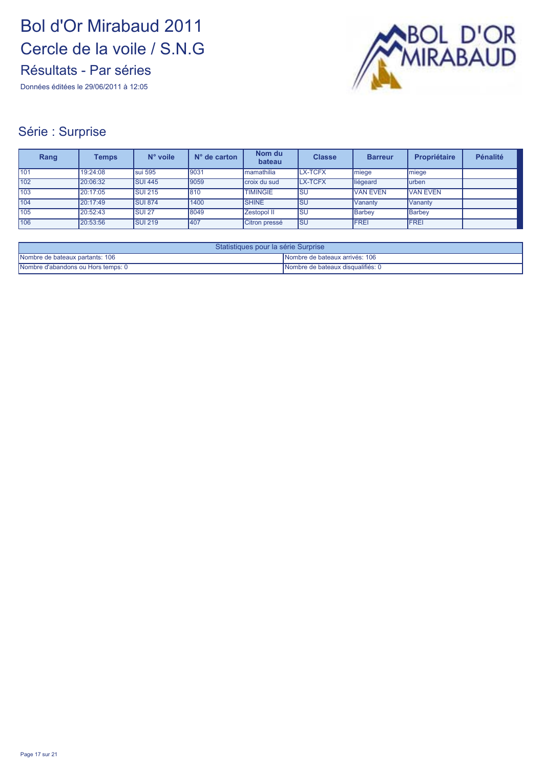# Bol d'Or Mirabaud 2011
# Cercle de la voile / S.N.G
## Résultats - Par séries

Données éditées le 29/06/2011 à 12:05

## Série : Surprise

| Rang | Temps | N° voile | N° de carton | Nom du bateau | Classe | Barreur | Propriétaire | Pénalité |
|---|---|---|---|---|---|---|---|---|
| 101 | 19:24:08 | sui 595 | 9031 | mamathilia | LX-TCFX | miege | miege | |
| 102 | 20:06:32 | SUI 445 | 9059 | croix du sud | LX-TCFX | liégeard | urben | |
| 103 | 20:17:05 | SUI 215 | 810 | TIMINGIE | SU | VAN EVEN | VAN EVEN | |
| 104 | 20:17:49 | SUI 874 | 1400 | SHINE | SU | Vananty | Vananty | |
| 105 | 20:52:43 | SUI 27 | 8049 | Zestopol II | SU | Barbey | Barbey | |
| 106 | 20:53:56 | SUI 219 | 407 | Citron pressé | SU | FREI | FREI | |

| Statistiques pour la série Surprise | |
|---|---|
| Nombre de bateaux partants: 106 | Nombre de bateaux arrivés: 106 |
| Nombre d'abandons ou Hors temps: 0 | Nombre de bateaux disqualifiés: 0 |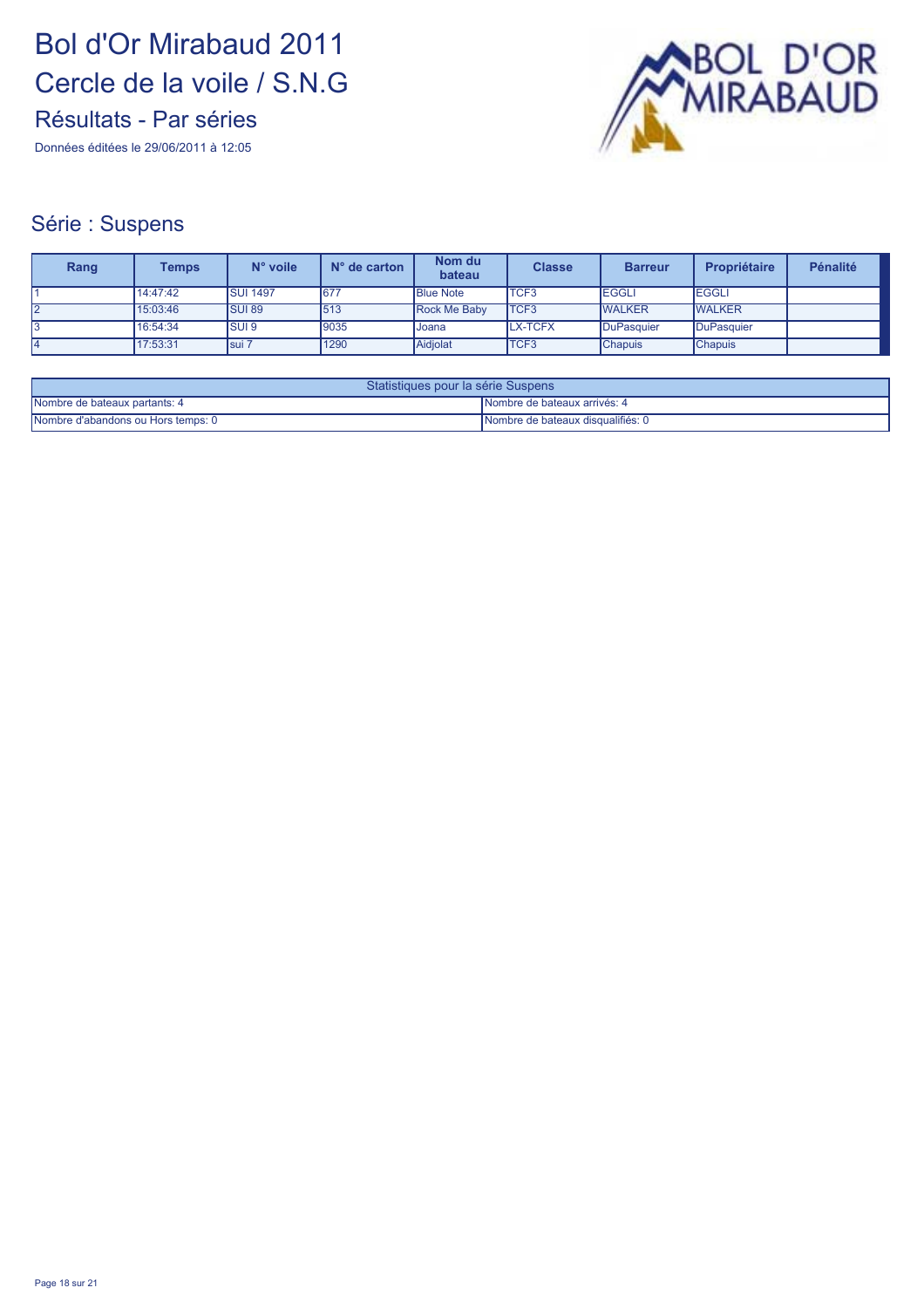# Bol d'Or Mirabaud 2011
# Cercle de la voile / S.N.G
## Résultats - Par séries

Données éditées le 29/06/2011 à 12:05

## Série : Suspens

| Rang | Temps | N° voile | N° de carton | Nom du bateau | Classe | Barreur | Propriétaire | Pénalité |
|---|---|---|---|---|---|---|---|---|
| 1 | 14:47:42 | SUI 1497 | 677 | Blue Note | TCF3 | EGGLI | EGGLI | |
| 2 | 15:03:46 | SUI 89 | 513 | Rock Me Baby | TCF3 | WALKER | WALKER | |
| 3 | 16:54:34 | SUI 9 | 9035 | Joana | LX-TCFX | DuPasquier | DuPasquier | |
| 4 | 17:53:31 | sui 7 | 1290 | Aidjolat | TCF3 | Chapuis | Chapuis | |

| Statistiques pour la série Suspens | |
|---|---|
| Nombre de bateaux partants: 4 | Nombre de bateaux arrivés: 4 |
| Nombre d'abandons ou Hors temps: 0 | Nombre de bateaux disqualifiés: 0 |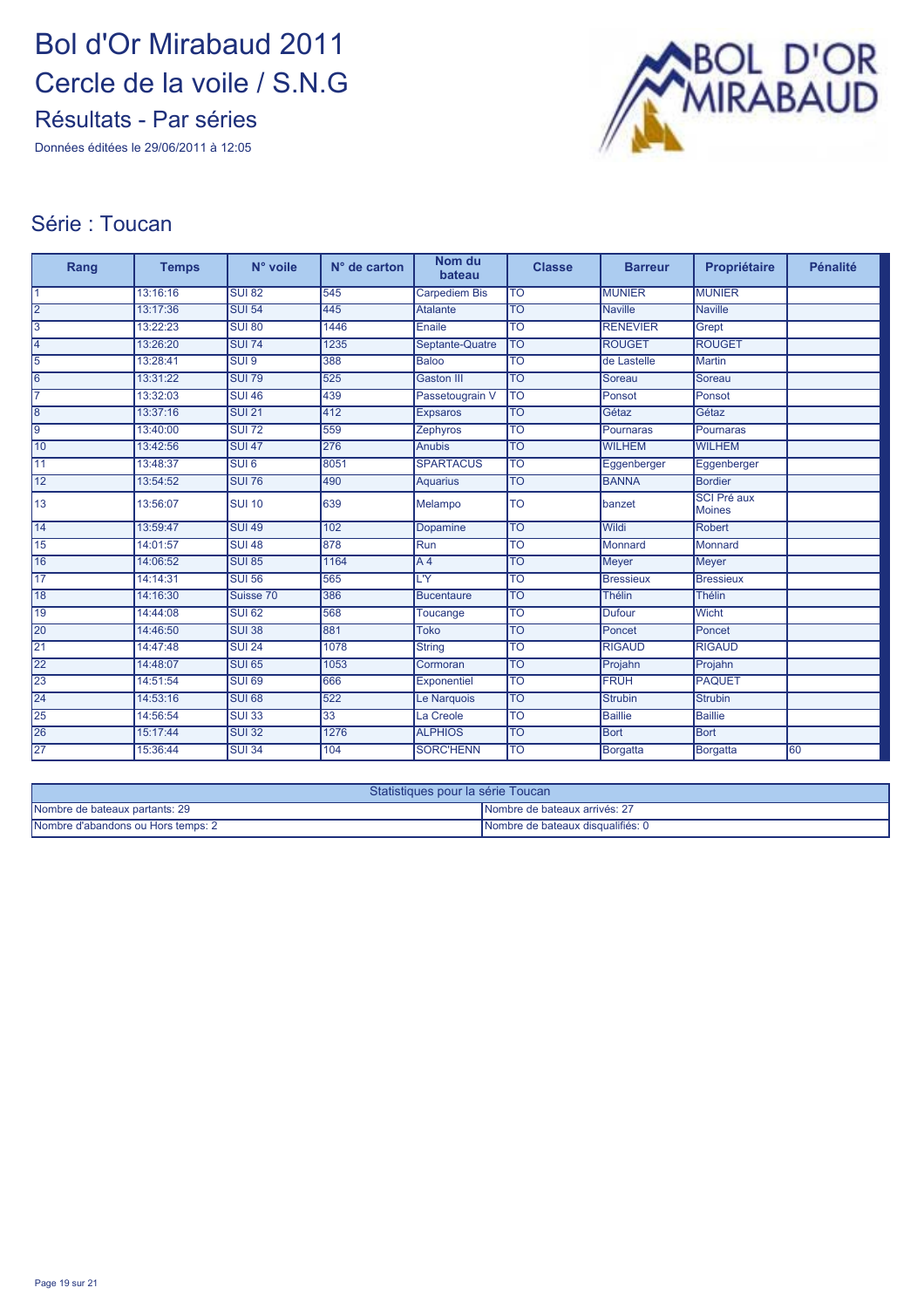# Bol d'Or Mirabaud 2011

# Cercle de la voile / S.N.G

## Résultats - Par séries

Données éditées le 29/06/2011 à 12:05

## Série : Toucan

| Rang | Temps | N° voile | N° de carton | Nom du bateau | Classe | Barreur | Propriétaire | Pénalité |
|---|---|---|---|---|---|---|---|---|
| 1 | 13:16:16 | SUI 82 | 545 | Carpediem Bis | TO | MUNIER | MUNIER | |
| 2 | 13:17:36 | SUI 54 | 445 | Atalante | TO | Naville | Naville | |
| 3 | 13:22:23 | SUI 80 | 1446 | Enaile | TO | RENEVIER | Grept | |
| 4 | 13:26:20 | SUI 74 | 1235 | Septante-Quatre | TO | ROUGET | ROUGET | |
| 5 | 13:28:41 | SUI 9 | 388 | Baloo | TO | de Lastelle | Martin | |
| 6 | 13:31:22 | SUI 79 | 525 | Gaston III | TO | Soreau | Soreau | |
| 7 | 13:32:03 | SUI 46 | 439 | Passetougrain V | TO | Ponsot | Ponsot | |
| 8 | 13:37:16 | SUI 21 | 412 | Expsaros | TO | Gétaz | Gétaz | |
| 9 | 13:40:00 | SUI 72 | 559 | Zephyros | TO | Pournaras | Pournaras | |
| 10 | 13:42:56 | SUI 47 | 276 | Anubis | TO | WILHEM | WILHEM | |
| 11 | 13:48:37 | SUI 6 | 8051 | SPARTACUS | TO | Eggenberger | Eggenberger | |
| 12 | 13:54:52 | SUI 76 | 490 | Aquarius | TO | BANNA | Bordier | |
| 13 | 13:56:07 | SUI 10 | 639 | Melampo | TO | banzet | SCI Pré aux Moines | |
| 14 | 13:59:47 | SUI 49 | 102 | Dopamine | TO | Wildi | Robert | |
| 15 | 14:01:57 | SUI 48 | 878 | Run | TO | Monnard | Monnard | |
| 16 | 14:06:52 | SUI 85 | 1164 | A 4 | TO | Meyer | Meyer | |
| 17 | 14:14:31 | SUI 56 | 565 | L'Y | TO | Bressieux | Bressieux | |
| 18 | 14:16:30 | Suisse 70 | 386 | Bucentaure | TO | Thélin | Thélin | |
| 19 | 14:44:08 | SUI 62 | 568 | Toucange | TO | Dufour | Wicht | |
| 20 | 14:46:50 | SUI 38 | 881 | Toko | TO | Poncet | Poncet | |
| 21 | 14:47:48 | SUI 24 | 1078 | String | TO | RIGAUD | RIGAUD | |
| 22 | 14:48:07 | SUI 65 | 1053 | Cormoran | TO | Projahn | Projahn | |
| 23 | 14:51:54 | SUI 69 | 666 | Exponentiel | TO | FRÜH | PAQUET | |
| 24 | 14:53:16 | SUI 68 | 522 | Le Narquois | TO | Strubin | Strubin | |
| 25 | 14:56:54 | SUI 33 | 33 | La Creole | TO | Baillie | Baillie | |
| 26 | 15:17:44 | SUI 32 | 1276 | ALPHIOS | TO | Bort | Bort | |
| 27 | 15:36:44 | SUI 34 | 104 | SORC'HENN | TO | Borgatta | Borgatta | 60 |

| Statistiques pour la série Toucan | |
|---|---|
| Nombre de bateaux partants: 29 | Nombre de bateaux arrivés: 27 |
| Nombre d'abandons ou Hors temps: 2 | Nombre de bateaux disqualifiés: 0 |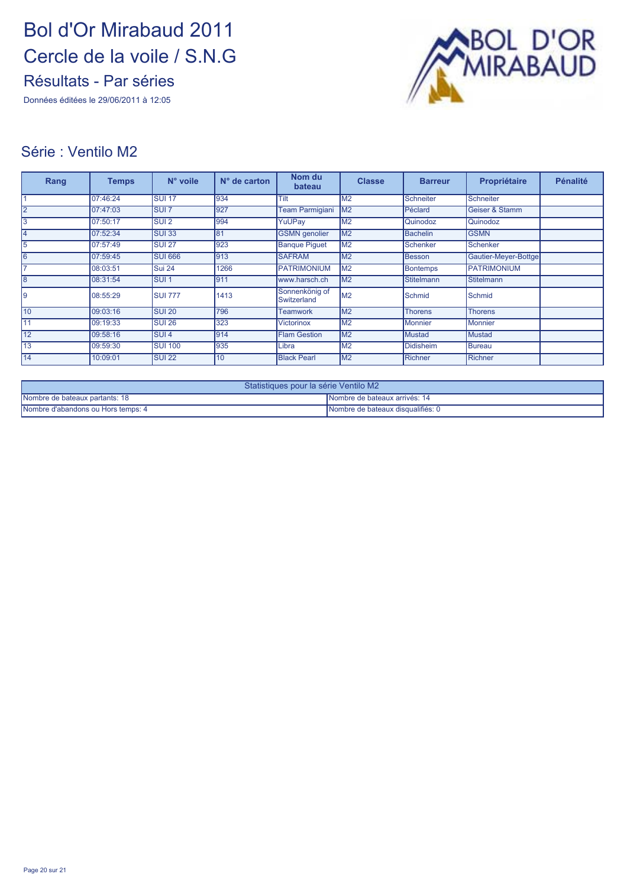# Bol d'Or Mirabaud 2011

## Cercle de la voile / S.N.G

### Résultats - Par séries

Données éditées le 29/06/2011 à 12:05

## Série : Ventilo M2

| Rang | Temps | N° voile | N° de carton | Nom du bateau | Classe | Barreur | Propriétaire | Pénalité |
|---|---|---|---|---|---|---|---|---|
| 1 | 07:46:24 | SUI 17 | 934 | Tilt | M2 | Schneiter | Schneiter | |
| 2 | 07:47:03 | SUI 7 | 927 | Team Parmigiani | M2 | Péclard | Geiser & Stamm | |
| 3 | 07:50:17 | SUI 2 | 994 | YuUPay | M2 | Quinodoz | Quinodoz | |
| 4 | 07:52:34 | SUI 33 | 81 | GSMN genolier | M2 | Bachelin | GSMN | |
| 5 | 07:57:49 | SUI 27 | 923 | Banque Piguet | M2 | Schenker | Schenker | |
| 6 | 07:59:45 | SUI 666 | 913 | SAFRAM | M2 | Besson | Gautier-Meyer-Bottge | |
| 7 | 08:03:51 | Sui 24 | 1266 | PATRIMONIUM | M2 | Bontemps | PATRIMONIUM | |
| 8 | 08:31:54 | SUI 1 | 911 | www.harsch.ch | M2 | Stitelmann | Stitelmann | |
| 9 | 08:55:29 | SUI 777 | 1413 | Sonnenkönig of Switzerland | M2 | Schmid | Schmid | |
| 10 | 09:03:16 | SUI 20 | 796 | Teamwork | M2 | Thorens | Thorens | |
| 11 | 09:19:33 | SUI 26 | 323 | Victorinox | M2 | Monnier | Monnier | |
| 12 | 09:58:16 | SUI 4 | 914 | Flam Gestion | M2 | Mustad | Mustad | |
| 13 | 09:59:30 | SUI 100 | 935 | Libra | M2 | Didisheim | Bureau | |
| 14 | 10:09:01 | SUI 22 | 10 | Black Pearl | M2 | Richner | Richner | |

| Statistiques pour la série Ventilo M2 | |
|---|---|
| Nombre de bateaux partants: 18 | Nombre de bateaux arrivés: 14 |
| Nombre d'abandons ou Hors temps: 4 | Nombre de bateaux disqualifiés: 0 |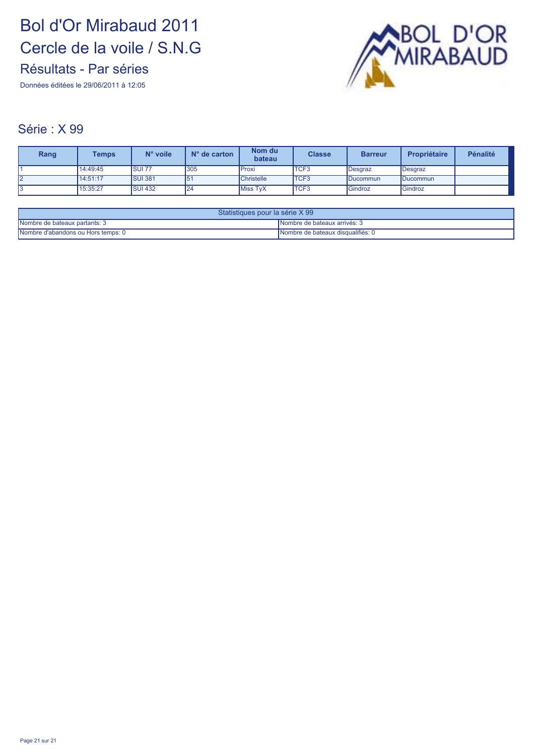# Bol d'Or Mirabaud 2011

## Cercle de la voile / S.N.G

### Résultats - Par séries

Données éditées le 29/06/2011 à 12:05

## Série : X 99

| Rang | Temps | N° voile | N° de carton | Nom du bateau | Classe | Barreur | Propriétaire | Pénalité |
|---|---|---|---|---|---|---|---|---|
| 1 | 14:49:45 | SUI 77 | 305 | Proxi | TCF3 | Desgraz | Desgraz | |
| 2 | 14:51:17 | SUI 381 | 51 | Christelle | TCF3 | Ducommun | Ducommun | |
| 3 | 15:35:27 | SUI 432 | 24 | Miss TyX | TCF3 | Gindroz | Gindroz | |

| Statistiques pour la série X 99 | |
|---|---|
| Nombre de bateaux partants: 3 | Nombre de bateaux arrivés: 3 |
| Nombre d'abandons ou Hors temps: 0 | Nombre de bateaux disqualifiés: 0 |